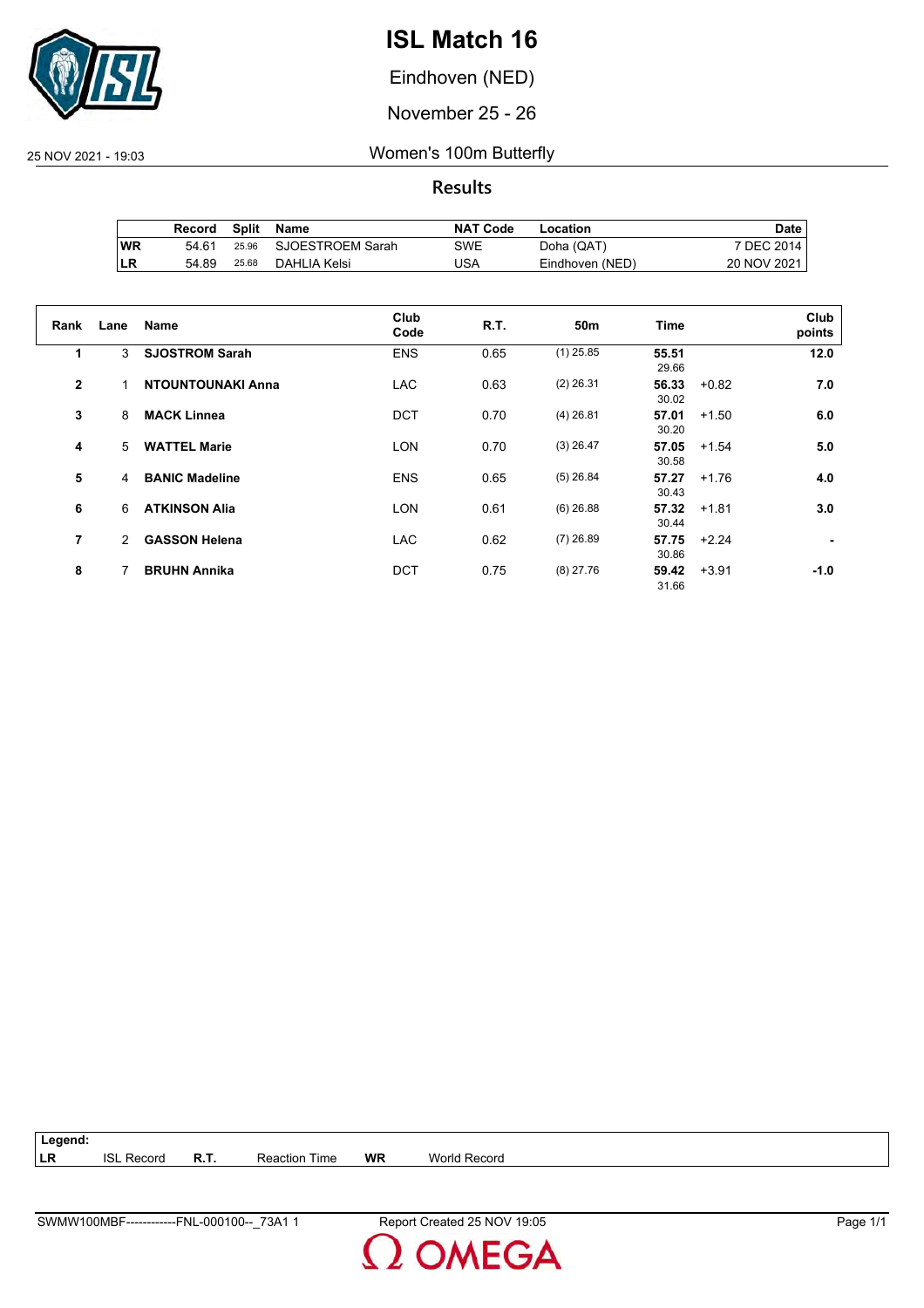# ISL Match 16

Eindhoven (NED)

November 25 - 26

25 NOV 2021 - 19:03

## Women's 100m Butterfly

### Results

| | Record | Split | Name | NAT Code | Location | Date |
|---|---|---|---|---|---|---|
| WR | 54.61 | 25.96 | SJOESTROEM Sarah | SWE | Doha (QAT) | 7 DEC 2014 |
| LR | 54.89 | 25.68 | DAHLIA Kelsi | USA | Eindhoven (NED) | 20 NOV 2021 |

| Rank | Lane | Name | Club Code | R.T. | 50m | Time | | Club points |
|---|---|---|---|---|---|---|---|---|
| 1 | 3 | **SJOSTROM Sarah** | ENS | 0.65 | (1) 25.85 | **55.51** 29.66 | | **12.0** |
| 2 | 1 | **NTOUNTOUNAKI Anna** | LAC | 0.63 | (2) 26.31 | **56.33** 30.02 | +0.82 | **7.0** |
| 3 | 8 | **MACK Linnea** | DCT | 0.70 | (4) 26.81 | **57.01** 30.20 | +1.50 | **6.0** |
| 4 | 5 | **WATTEL Marie** | LON | 0.70 | (3) 26.47 | **57.05** 30.58 | +1.54 | **5.0** |
| 5 | 4 | **BANIC Madeline** | ENS | 0.65 | (5) 26.84 | **57.27** 30.43 | +1.76 | **4.0** |
| 6 | 6 | **ATKINSON Alia** | LON | 0.61 | (6) 26.88 | **57.32** 30.44 | +1.81 | **3.0** |
| 7 | 2 | **GASSON Helena** | LAC | 0.62 | (7) 26.89 | **57.75** 30.86 | +2.24 | **-** |
| 8 | 7 | **BRUHN Annika** | DCT | 0.75 | (8) 27.76 | **59.42** 31.66 | +3.91 | **-1.0** |

**Legend:**

| | | | | | |
|---|---|---|---|---|---|
| **LR** | ISL Record | **R.T.** | Reaction Time | **WR** | World Record |

SWMW100MBF------------FNL-000100--_73A1 1    Report Created 25 NOV 19:05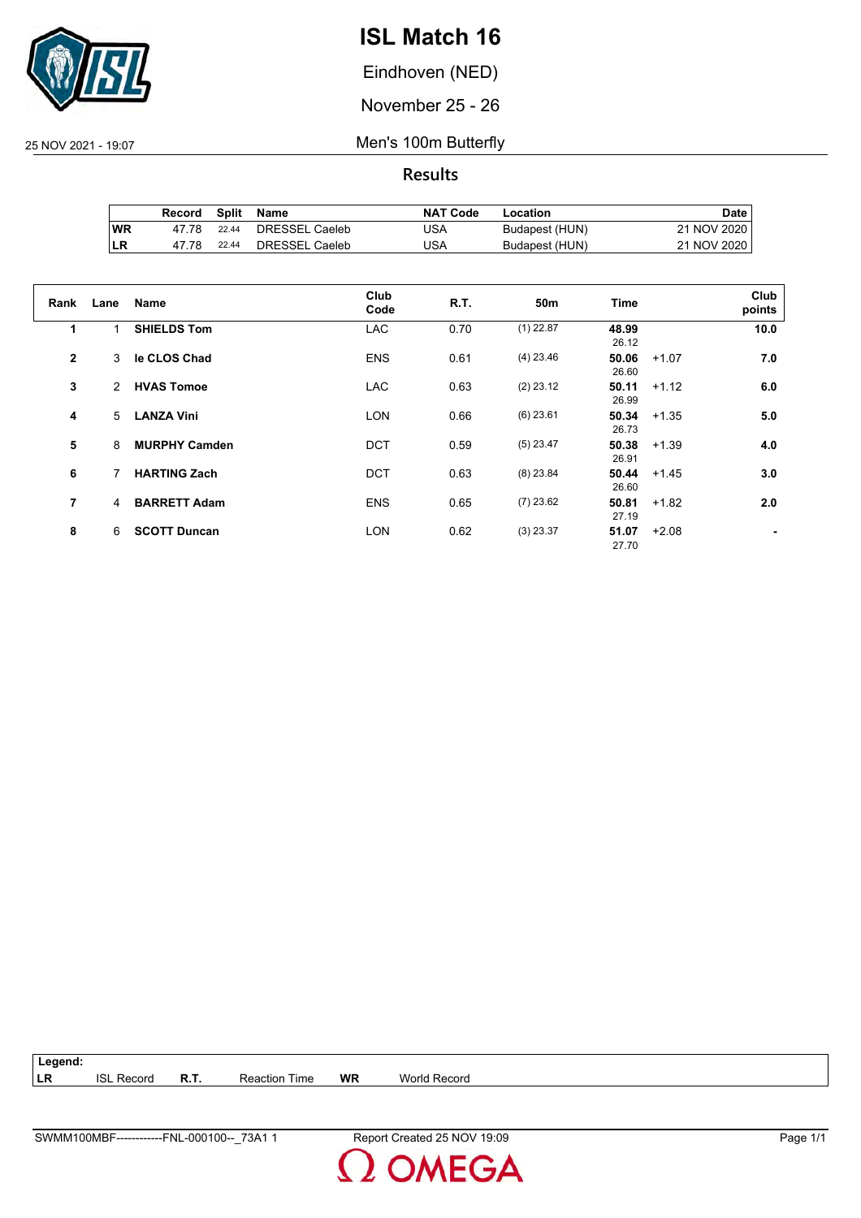# ISL Match 16

Eindhoven (NED)

November 25 - 26

25 NOV 2021 - 19:07

## Men's 100m Butterfly

### Results

| | Record | Split | Name | NAT Code | Location | Date |
|---|---|---|---|---|---|---|
| WR | 47.78 | 22.44 | DRESSEL Caeleb | USA | Budapest (HUN) | 21 NOV 2020 |
| LR | 47.78 | 22.44 | DRESSEL Caeleb | USA | Budapest (HUN) | 21 NOV 2020 |

| Rank | Lane | Name | Club Code | R.T. | 50m | Time | | Club points |
|---|---|---|---|---|---|---|---|---|
| 1 | 1 | **SHIELDS Tom** | LAC | 0.70 | (1) 22.87 | **48.99** 26.12 | | **10.0** |
| 2 | 3 | **le CLOS Chad** | ENS | 0.61 | (4) 23.46 | **50.06** 26.60 | +1.07 | **7.0** |
| 3 | 2 | **HVAS Tomoe** | LAC | 0.63 | (2) 23.12 | **50.11** 26.99 | +1.12 | **6.0** |
| 4 | 5 | **LANZA Vini** | LON | 0.66 | (6) 23.61 | **50.34** 26.73 | +1.35 | **5.0** |
| 5 | 8 | **MURPHY Camden** | DCT | 0.59 | (5) 23.47 | **50.38** 26.91 | +1.39 | **4.0** |
| 6 | 7 | **HARTING Zach** | DCT | 0.63 | (8) 23.84 | **50.44** 26.60 | +1.45 | **3.0** |
| 7 | 4 | **BARRETT Adam** | ENS | 0.65 | (7) 23.62 | **50.81** 27.19 | +1.82 | **2.0** |
| 8 | 6 | **SCOTT Duncan** | LON | 0.62 | (3) 23.37 | **51.07** 27.70 | +2.08 | **-** |

**Legend:**

| | | | | | |
|---|---|---|---|---|---|
| **LR** | ISL Record | **R.T.** | Reaction Time | **WR** | World Record |

SWMM100MBF------------FNL-000100--_73A1 1 Report Created 25 NOV 19:09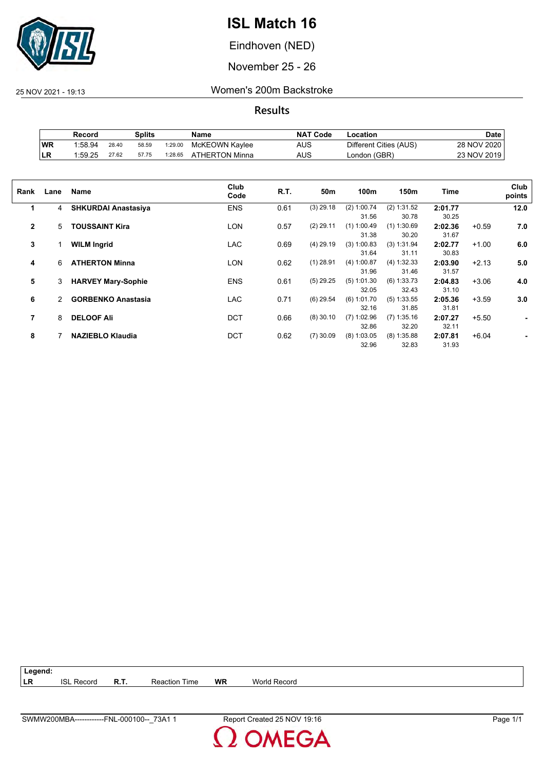# ISL Match 16

Eindhoven (NED)

November 25 - 26

25 NOV 2021 - 19:13

## Women's 200m Backstroke

### Results

| | Record | Splits | | | Name | NAT Code | Location | Date |
|---|---|---|---|---|---|---|---|---|
| WR | 1:58.94 | 28.40 | 58.59 | 1:29.00 | McKEOWN Kaylee | AUS | Different Cities (AUS) | 28 NOV 2020 |
| LR | 1:59.25 | 27.62 | 57.75 | 1:28.65 | ATHERTON Minna | AUS | London (GBR) | 23 NOV 2019 |

| Rank | Lane | Name | Club Code | R.T. | 50m | 100m | 150m | Time | | Club points |
|---|---|---|---|---|---|---|---|---|---|---|
| 1 | 4 | **SHKURDAI Anastasiya** | ENS | 0.61 | (3) 29.18 | (2) 1:00.74<br>31.56 | (2) 1:31.52<br>30.78 | **2:01.77**<br>30.25 | | **12.0** |
| 2 | 5 | **TOUSSAINT Kira** | LON | 0.57 | (2) 29.11 | (1) 1:00.49<br>31.38 | (1) 1:30.69<br>30.20 | **2:02.36**<br>31.67 | +0.59 | **7.0** |
| 3 | 1 | **WILM Ingrid** | LAC | 0.69 | (4) 29.19 | (3) 1:00.83<br>31.64 | (3) 1:31.94<br>31.11 | **2:02.77**<br>30.83 | +1.00 | **6.0** |
| 4 | 6 | **ATHERTON Minna** | LON | 0.62 | (1) 28.91 | (4) 1:00.87<br>31.96 | (4) 1:32.33<br>31.46 | **2:03.90**<br>31.57 | +2.13 | **5.0** |
| 5 | 3 | **HARVEY Mary-Sophie** | ENS | 0.61 | (5) 29.25 | (5) 1:01.30<br>32.05 | (6) 1:33.73<br>32.43 | **2:04.83**<br>31.10 | +3.06 | **4.0** |
| 6 | 2 | **GORBENKO Anastasia** | LAC | 0.71 | (6) 29.54 | (6) 1:01.70<br>32.16 | (5) 1:33.55<br>31.85 | **2:05.36**<br>31.81 | +3.59 | **3.0** |
| 7 | 8 | **DELOOF Ali** | DCT | 0.66 | (8) 30.10 | (7) 1:02.96<br>32.86 | (7) 1:35.16<br>32.20 | **2:07.27**<br>32.11 | +5.50 | **-** |
| 8 | 7 | **NAZIEBLO Klaudia** | DCT | 0.62 | (7) 30.09 | (8) 1:03.05<br>32.96 | (8) 1:35.88<br>32.83 | **2:07.81**<br>31.93 | +6.04 | **-** |

**Legend:**
**LR** ISL Record **R.T.** Reaction Time **WR** World Record

SWMW200MBA------------FNL-000100--_73A1 1 Report Created 25 NOV 19:16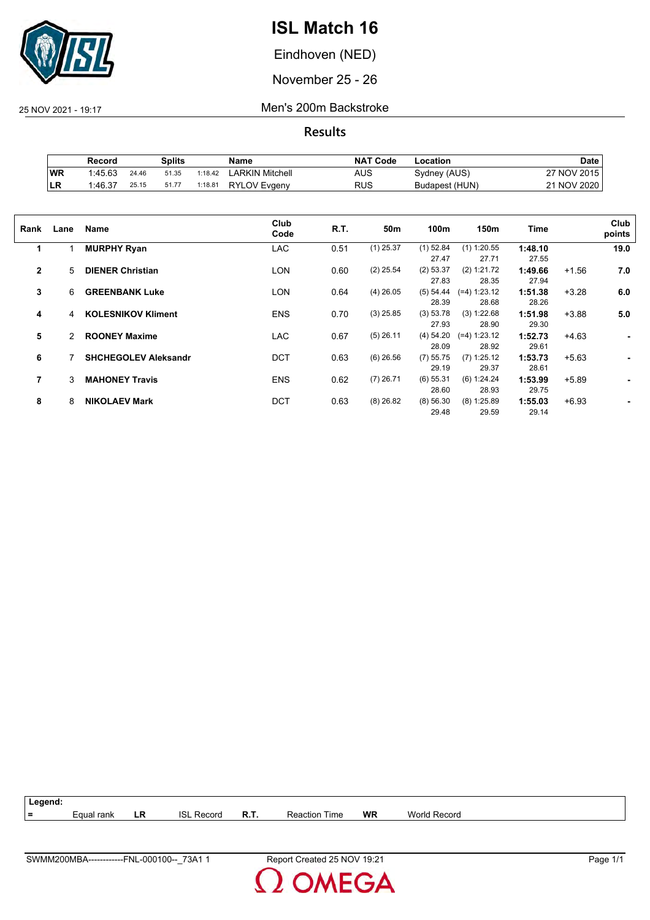# ISL Match 16

Eindhoven (NED)

November 25 - 26

25 NOV 2021 - 19:17

## Men's 200m Backstroke

### Results

| | Record | Splits | | | Name | NAT Code | Location | Date |
|---|---|---|---|---|---|---|---|---|
| WR | 1:45.63 | 24.46 | 51.35 | 1:18.42 | LARKIN Mitchell | AUS | Sydney (AUS) | 27 NOV 2015 |
| LR | 1:46.37 | 25.15 | 51.77 | 1:18.81 | RYLOV Evgeny | RUS | Budapest (HUN) | 21 NOV 2020 |

| Rank | Lane | Name | Club Code | R.T. | 50m | 100m | 150m | Time | | Club points |
|---|---|---|---|---|---|---|---|---|---|---|
| 1 | 1 | **MURPHY Ryan** | LAC | 0.51 | (1) 25.37 | (1) 52.84<br>27.47 | (1) 1:20.55<br>27.71 | **1:48.10**<br>27.55 | | **19.0** |
| 2 | 5 | **DIENER Christian** | LON | 0.60 | (2) 25.54 | (2) 53.37<br>27.83 | (2) 1:21.72<br>28.35 | **1:49.66**<br>27.94 | +1.56 | **7.0** |
| 3 | 6 | **GREENBANK Luke** | LON | 0.64 | (4) 26.05 | (5) 54.44<br>28.39 | (=4) 1:23.12<br>28.68 | **1:51.38**<br>28.26 | +3.28 | **6.0** |
| 4 | 4 | **KOLESNIKOV Kliment** | ENS | 0.70 | (3) 25.85 | (3) 53.78<br>27.93 | (3) 1:22.68<br>28.90 | **1:51.98**<br>29.30 | +3.88 | **5.0** |
| 5 | 2 | **ROONEY Maxime** | LAC | 0.67 | (5) 26.11 | (4) 54.20<br>28.09 | (=4) 1:23.12<br>28.92 | **1:52.73**<br>29.61 | +4.63 | **-** |
| 6 | 7 | **SHCHEGOLEV Aleksandr** | DCT | 0.63 | (6) 26.56 | (7) 55.75<br>29.19 | (7) 1:25.12<br>29.37 | **1:53.73**<br>28.61 | +5.63 | **-** |
| 7 | 3 | **MAHONEY Travis** | ENS | 0.62 | (7) 26.71 | (6) 55.31<br>28.60 | (6) 1:24.24<br>28.93 | **1:53.99**<br>29.75 | +5.89 | **-** |
| 8 | 8 | **NIKOLAEV Mark** | DCT | 0.63 | (8) 26.82 | (8) 56.30<br>29.48 | (8) 1:25.89<br>29.59 | **1:55.03**<br>29.14 | +6.93 | **-** |

**Legend:**

| = | Equal rank | LR | ISL Record | R.T. | Reaction Time | WR | World Record |
|---|---|---|---|---|---|---|---|

SWMM200MBA------------FNL-000100--_73A1 1 &nbsp;&nbsp;&nbsp; Report Created 25 NOV 19:21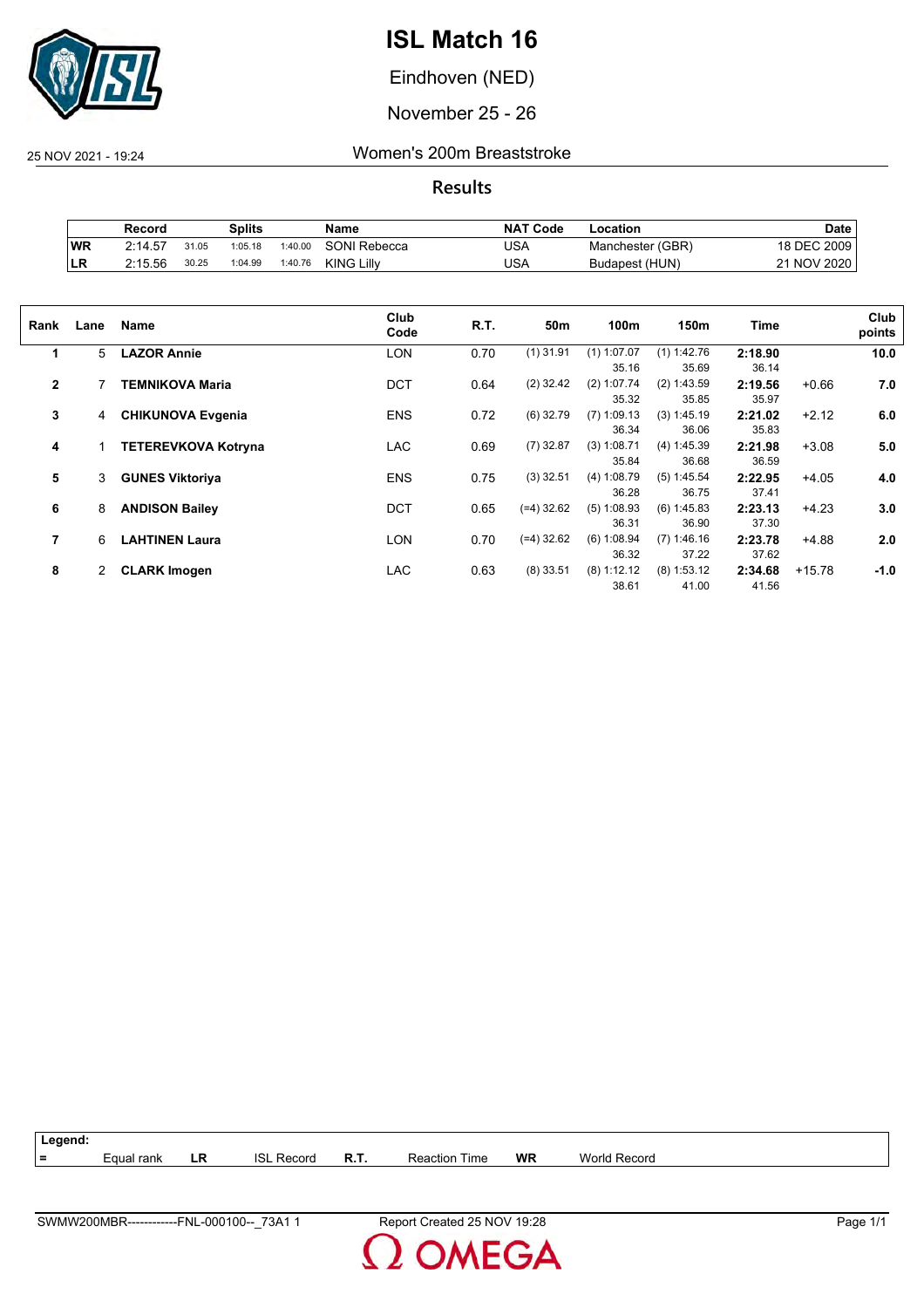# ISL Match 16

Eindhoven (NED)

November 25 - 26

25 NOV 2021 - 19:24

## Women's 200m Breaststroke

### Results

| | Record | Splits | | | Name | NAT Code | Location | Date |
|---|---|---|---|---|---|---|---|---|
| WR | 2:14.57 | 31.05 | 1:05.18 | 1:40.00 | SONI Rebecca | USA | Manchester (GBR) | 18 DEC 2009 |
| LR | 2:15.56 | 30.25 | 1:04.99 | 1:40.76 | KING Lilly | USA | Budapest (HUN) | 21 NOV 2020 |

| Rank | Lane | Name | Club Code | R.T. | 50m | 100m | 150m | Time | | Club points |
|---|---|---|---|---|---|---|---|---|---|---|
| 1 | 5 | **LAZOR Annie** | LON | 0.70 | (1) 31.91 | (1) 1:07.07 | (1) 1:42.76 | **2:18.90** | | **10.0** |
| | | | | | | 35.16 | 35.69 | 36.14 | | |
| 2 | 7 | **TEMNIKOVA Maria** | DCT | 0.64 | (2) 32.42 | (2) 1:07.74 | (2) 1:43.59 | **2:19.56** | +0.66 | **7.0** |
| | | | | | | 35.32 | 35.85 | 35.97 | | |
| 3 | 4 | **CHIKUNOVA Evgenia** | ENS | 0.72 | (6) 32.79 | (7) 1:09.13 | (3) 1:45.19 | **2:21.02** | +2.12 | **6.0** |
| | | | | | | 36.34 | 36.06 | 35.83 | | |
| 4 | 1 | **TETEREVKOVA Kotryna** | LAC | 0.69 | (7) 32.87 | (3) 1:08.71 | (4) 1:45.39 | **2:21.98** | +3.08 | **5.0** |
| | | | | | | 35.84 | 36.68 | 36.59 | | |
| 5 | 3 | **GUNES Viktoriya** | ENS | 0.75 | (3) 32.51 | (4) 1:08.79 | (5) 1:45.54 | **2:22.95** | +4.05 | **4.0** |
| | | | | | | 36.28 | 36.75 | 37.41 | | |
| 6 | 8 | **ANDISON Bailey** | DCT | 0.65 | (=4) 32.62 | (5) 1:08.93 | (6) 1:45.83 | **2:23.13** | +4.23 | **3.0** |
| | | | | | | 36.31 | 36.90 | 37.30 | | |
| 7 | 6 | **LAHTINEN Laura** | LON | 0.70 | (=4) 32.62 | (6) 1:08.94 | (7) 1:46.16 | **2:23.78** | +4.88 | **2.0** |
| | | | | | | 36.32 | 37.22 | 37.62 | | |
| 8 | 2 | **CLARK Imogen** | LAC | 0.63 | (8) 33.51 | (8) 1:12.12 | (8) 1:53.12 | **2:34.68** | +15.78 | **-1.0** |
| | | | | | | 38.61 | 41.00 | 41.56 | | |

**Legend:**

| = | Equal rank | LR | ISL Record | R.T. | Reaction Time | WR | World Record |
|---|---|---|---|---|---|---|---|

SWMW200MBR------------FNL-000100--_73A1 1 Report Created 25 NOV 19:28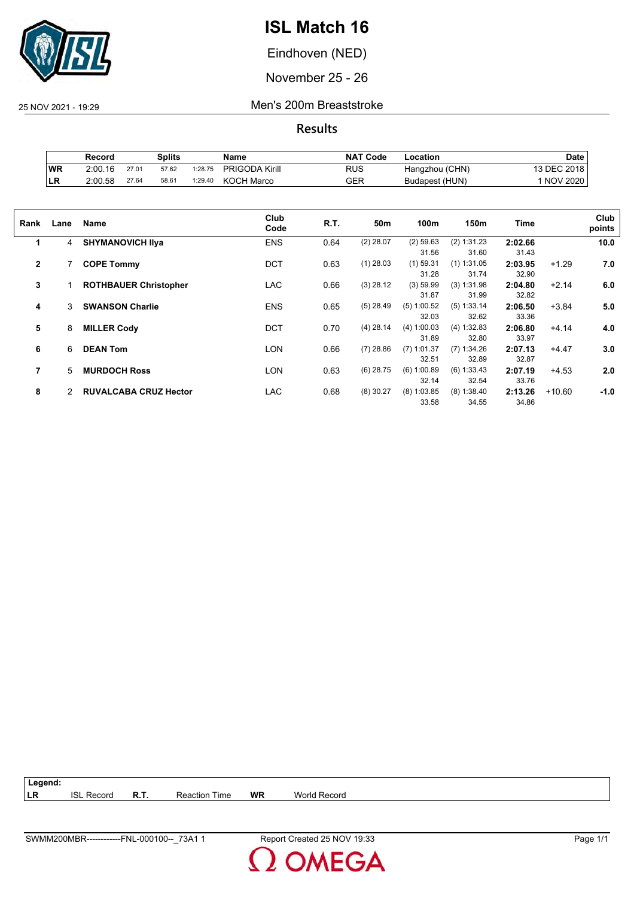# ISL Match 16

Eindhoven (NED)

November 25 - 26

25 NOV 2021 - 19:29

## Men's 200m Breaststroke

### Results

| | Record | Splits | | | Name | NAT Code | Location | Date |
|---|---|---|---|---|---|---|---|---|
| WR | 2:00.16 | 27.01 | 57.62 | 1:28.75 | PRIGODA Kirill | RUS | Hangzhou (CHN) | 13 DEC 2018 |
| LR | 2:00.58 | 27.64 | 58.61 | 1:29.40 | KOCH Marco | GER | Budapest (HUN) | 1 NOV 2020 |

| Rank | Lane | Name | Club Code | R.T. | 50m | 100m | 150m | Time | | Club points |
|---|---|---|---|---|---|---|---|---|---|---|
| 1 | 4 | **SHYMANOVICH Ilya** | ENS | 0.64 | (2) 28.07 | (2) 59.63<br>31.56 | (2) 1:31.23<br>31.60 | **2:02.66**<br>31.43 | | **10.0** |
| 2 | 7 | **COPE Tommy** | DCT | 0.63 | (1) 28.03 | (1) 59.31<br>31.28 | (1) 1:31.05<br>31.74 | **2:03.95**<br>32.90 | +1.29 | **7.0** |
| 3 | 1 | **ROTHBAUER Christopher** | LAC | 0.66 | (3) 28.12 | (3) 59.99<br>31.87 | (3) 1:31.98<br>31.99 | **2:04.80**<br>32.82 | +2.14 | **6.0** |
| 4 | 3 | **SWANSON Charlie** | ENS | 0.65 | (5) 28.49 | (5) 1:00.52<br>32.03 | (5) 1:33.14<br>32.62 | **2:06.50**<br>33.36 | +3.84 | **5.0** |
| 5 | 8 | **MILLER Cody** | DCT | 0.70 | (4) 28.14 | (4) 1:00.03<br>31.89 | (4) 1:32.83<br>32.80 | **2:06.80**<br>33.97 | +4.14 | **4.0** |
| 6 | 6 | **DEAN Tom** | LON | 0.66 | (7) 28.86 | (7) 1:01.37<br>32.51 | (7) 1:34.26<br>32.89 | **2:07.13**<br>32.87 | +4.47 | **3.0** |
| 7 | 5 | **MURDOCH Ross** | LON | 0.63 | (6) 28.75 | (6) 1:00.89<br>32.14 | (6) 1:33.43<br>32.54 | **2:07.19**<br>33.76 | +4.53 | **2.0** |
| 8 | 2 | **RUVALCABA CRUZ Hector** | LAC | 0.68 | (8) 30.27 | (8) 1:03.85<br>33.58 | (8) 1:38.40<br>34.55 | **2:13.26**<br>34.86 | +10.60 | **-1.0** |

| Legend: | | | | | |
|---|---|---|---|---|---|
| LR | ISL Record | R.T. | Reaction Time | WR | World Record |

SWMM200MBR------------FNL-000100--_73A1 1 Report Created 25 NOV 19:33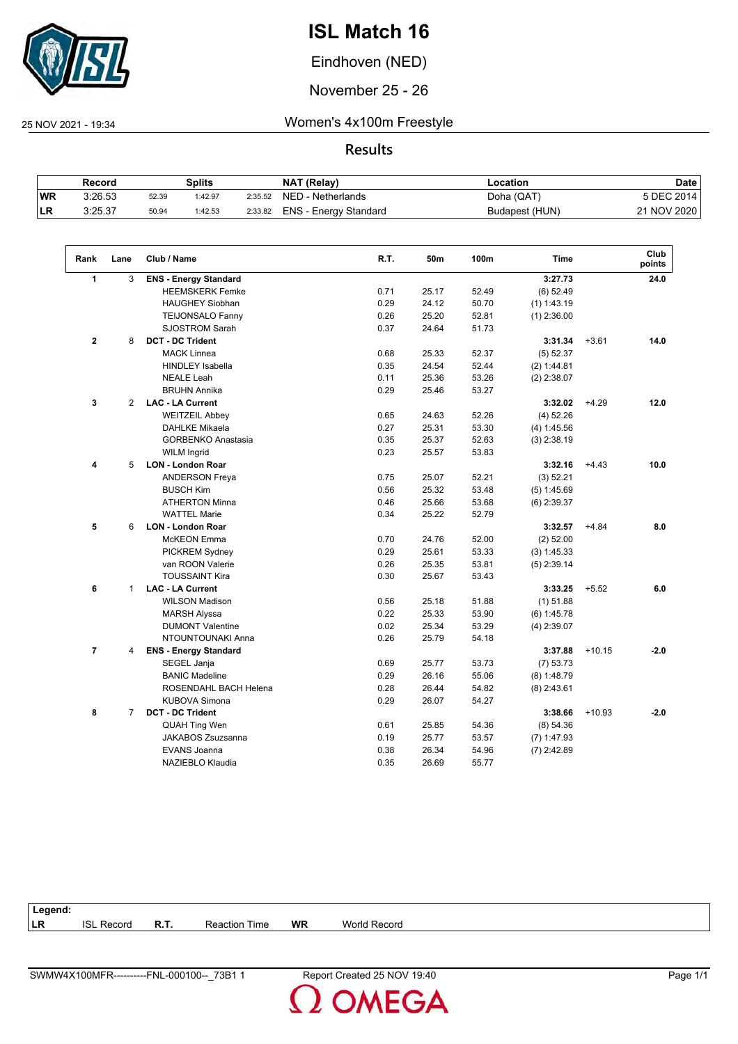# ISL Match 16

Eindhoven (NED)

November 25 - 26

25 NOV 2021 - 19:34

## Women's 4x100m Freestyle

### Results

| | Record | Splits | | | NAT (Relay) | Location | Date |
|---|---|---|---|---|---|---|---|
| WR | 3:26.53 | 52.39 | 1:42.97 | 2:35.52 | NED - Netherlands | Doha (QAT) | 5 DEC 2014 |
| LR | 3:25.37 | 50.94 | 1:42.53 | 2:33.82 | ENS - Energy Standard | Budapest (HUN) | 21 NOV 2020 |

| Rank | Lane | Club / Name | R.T. | 50m | 100m | Time | | Club points |
|---|---|---|---|---|---|---|---|---|
| 1 | 3 | **ENS - Energy Standard** | | | | **3:27.73** | | **24.0** |
| | | HEEMSKERK Femke | 0.71 | 25.17 | 52.49 | (6) 52.49 | | |
| | | HAUGHEY Siobhan | 0.29 | 24.12 | 50.70 | (1) 1:43.19 | | |
| | | TEIJONSALO Fanny | 0.26 | 25.20 | 52.81 | (1) 2:36.00 | | |
| | | SJOSTROM Sarah | 0.37 | 24.64 | 51.73 | | | |
| 2 | 8 | **DCT - DC Trident** | | | | **3:31.34** | +3.61 | **14.0** |
| | | MACK Linnea | 0.68 | 25.33 | 52.37 | (5) 52.37 | | |
| | | HINDLEY Isabella | 0.35 | 24.54 | 52.44 | (2) 1:44.81 | | |
| | | NEALE Leah | 0.11 | 25.36 | 53.26 | (2) 2:38.07 | | |
| | | BRUHN Annika | 0.29 | 25.46 | 53.27 | | | |
| 3 | 2 | **LAC - LA Current** | | | | **3:32.02** | +4.29 | **12.0** |
| | | WEITZEIL Abbey | 0.65 | 24.63 | 52.26 | (4) 52.26 | | |
| | | DAHLKE Mikaela | 0.27 | 25.31 | 53.30 | (4) 1:45.56 | | |
| | | GORBENKO Anastasia | 0.35 | 25.37 | 52.63 | (3) 2:38.19 | | |
| | | WILM Ingrid | 0.23 | 25.57 | 53.83 | | | |
| 4 | 5 | **LON - London Roar** | | | | **3:32.16** | +4.43 | **10.0** |
| | | ANDERSON Freya | 0.75 | 25.07 | 52.21 | (3) 52.21 | | |
| | | BUSCH Kim | 0.56 | 25.32 | 53.48 | (5) 1:45.69 | | |
| | | ATHERTON Minna | 0.46 | 25.66 | 53.68 | (6) 2:39.37 | | |
| | | WATTEL Marie | 0.34 | 25.22 | 52.79 | | | |
| 5 | 6 | **LON - London Roar** | | | | **3:32.57** | +4.84 | **8.0** |
| | | McKEON Emma | 0.70 | 24.76 | 52.00 | (2) 52.00 | | |
| | | PICKREM Sydney | 0.29 | 25.61 | 53.33 | (3) 1:45.33 | | |
| | | van ROON Valerie | 0.26 | 25.35 | 53.81 | (5) 2:39.14 | | |
| | | TOUSSAINT Kira | 0.30 | 25.67 | 53.43 | | | |
| 6 | 1 | **LAC - LA Current** | | | | **3:33.25** | +5.52 | **6.0** |
| | | WILSON Madison | 0.56 | 25.18 | 51.88 | (1) 51.88 | | |
| | | MARSH Alyssa | 0.22 | 25.33 | 53.90 | (6) 1:45.78 | | |
| | | DUMONT Valentine | 0.02 | 25.34 | 53.29 | (4) 2:39.07 | | |
| | | NTOUNTOUNAKI Anna | 0.26 | 25.79 | 54.18 | | | |
| 7 | 4 | **ENS - Energy Standard** | | | | **3:37.88** | +10.15 | **-2.0** |
| | | SEGEL Janja | 0.69 | 25.77 | 53.73 | (7) 53.73 | | |
| | | BANIC Madeline | 0.29 | 26.16 | 55.06 | (8) 1:48.79 | | |
| | | ROSENDAHL BACH Helena | 0.28 | 26.44 | 54.82 | (8) 2:43.61 | | |
| | | KUBOVA Simona | 0.29 | 26.07 | 54.27 | | | |
| 8 | 7 | **DCT - DC Trident** | | | | **3:38.66** | +10.93 | **-2.0** |
| | | QUAH Ting Wen | 0.61 | 25.85 | 54.36 | (8) 54.36 | | |
| | | JAKABOS Zsuszanna | 0.19 | 25.77 | 53.57 | (7) 1:47.93 | | |
| | | EVANS Joanna | 0.38 | 26.34 | 54.96 | (7) 2:42.89 | | |
| | | NAZIEBLO Klaudia | 0.35 | 26.69 | 55.77 | | | |

**Legend:**

| LR | ISL Record | R.T. | Reaction Time | WR | World Record |
|---|---|---|---|---|---|

SWMW4X100MFR----------FNL-000100--_73B1 1 Report Created 25 NOV 19:40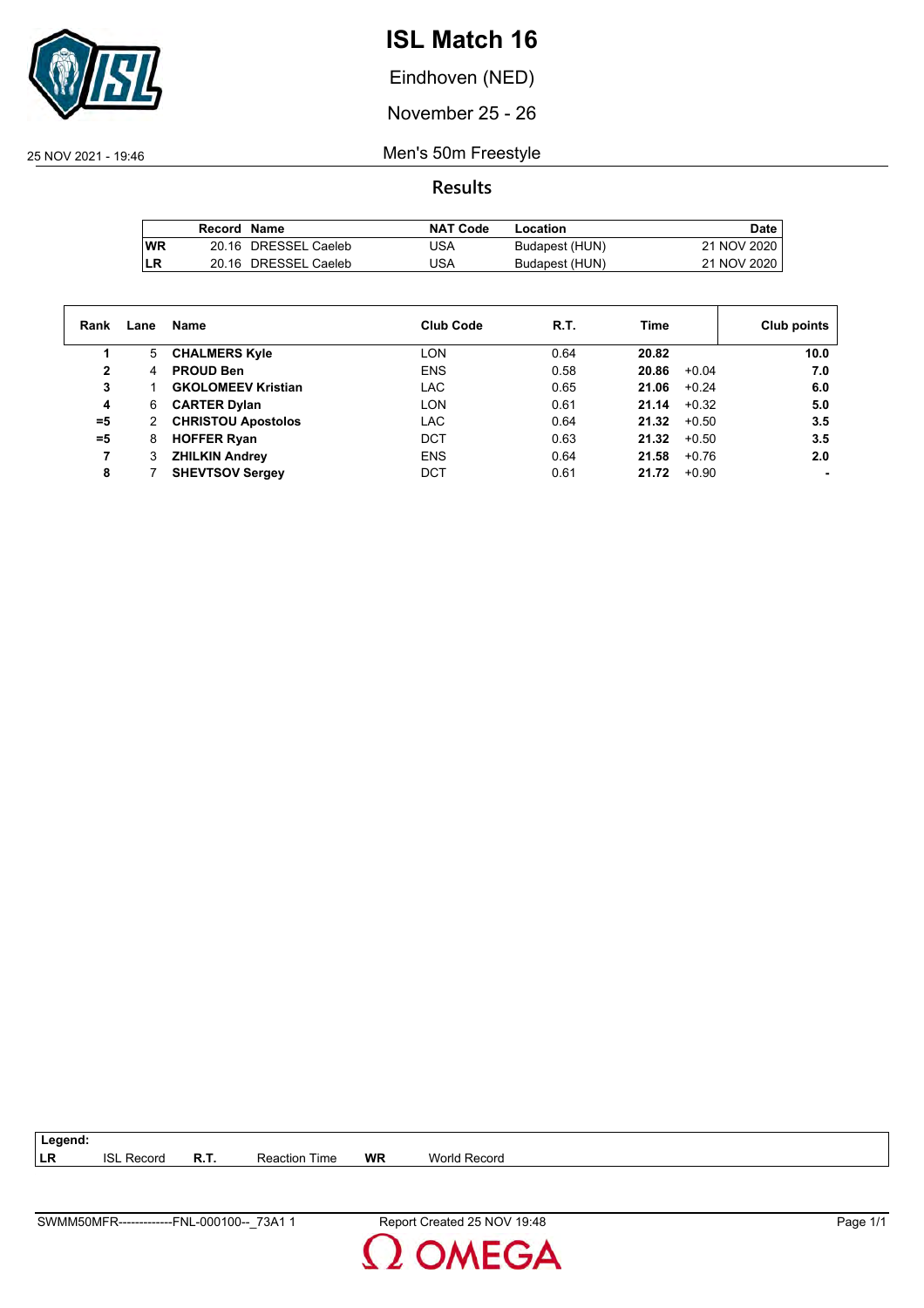# ISL Match 16

Eindhoven (NED)

November 25 - 26

25 NOV 2021 - 19:46

## Men's 50m Freestyle

### Results

| | Record | Name | NAT Code | Location | Date |
|---|---|---|---|---|---|
| WR | 20.16 | DRESSEL Caeleb | USA | Budapest (HUN) | 21 NOV 2020 |
| LR | 20.16 | DRESSEL Caeleb | USA | Budapest (HUN) | 21 NOV 2020 |

| Rank | Lane | Name | Club Code | R.T. | Time | | Club points |
|---|---|---|---|---|---|---|---|
| 1 | 5 | **CHALMERS Kyle** | LON | 0.64 | **20.82** | | **10.0** |
| 2 | 4 | **PROUD Ben** | ENS | 0.58 | **20.86** | +0.04 | **7.0** |
| 3 | 1 | **GKOLOMEEV Kristian** | LAC | 0.65 | **21.06** | +0.24 | **6.0** |
| 4 | 6 | **CARTER Dylan** | LON | 0.61 | **21.14** | +0.32 | **5.0** |
| =5 | 2 | **CHRISTOU Apostolos** | LAC | 0.64 | **21.32** | +0.50 | **3.5** |
| =5 | 8 | **HOFFER Ryan** | DCT | 0.63 | **21.32** | +0.50 | **3.5** |
| 7 | 3 | **ZHILKIN Andrey** | ENS | 0.64 | **21.58** | +0.76 | **2.0** |
| 8 | 7 | **SHEVTSOV Sergey** | DCT | 0.61 | **21.72** | +0.90 | **-** |

**Legend:**

| | | | | | |
|---|---|---|---|---|---|
| **LR** | ISL Record | **R.T.** | Reaction Time | **WR** | World Record |

SWMM50MFR-------------FNL-000100--_73A1 1 Report Created 25 NOV 19:48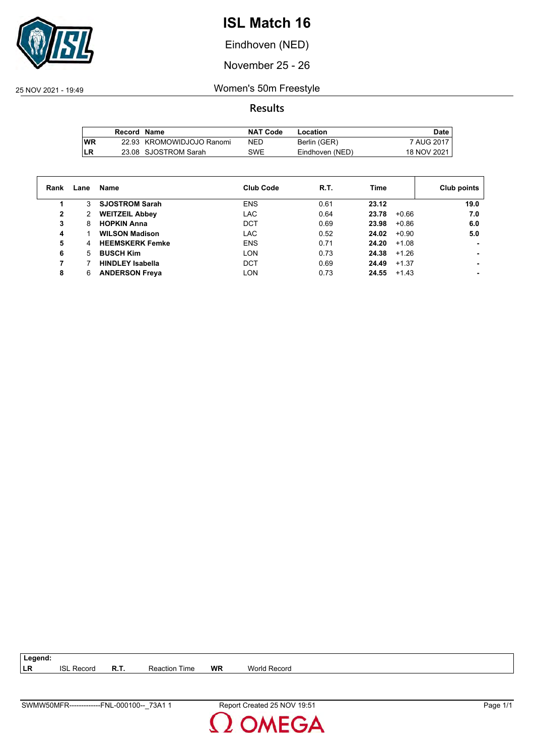# ISL Match 16

Eindhoven (NED)

November 25 - 26

25 NOV 2021 - 19:49

## Women's 50m Freestyle

### Results

| | Record | Name | NAT Code | Location | Date |
|---|---|---|---|---|---|
| WR | 22.93 | KROMOWIDJOJO Ranomi | NED | Berlin (GER) | 7 AUG 2017 |
| LR | 23.08 | SJOSTROM Sarah | SWE | Eindhoven (NED) | 18 NOV 2021 |

| Rank | Lane | Name | Club Code | R.T. | Time | | Club points |
|---|---|---|---|---|---|---|---|
| 1 | 3 | **SJOSTROM Sarah** | ENS | 0.61 | **23.12** | | **19.0** |
| 2 | 2 | **WEITZEIL Abbey** | LAC | 0.64 | **23.78** | +0.66 | **7.0** |
| 3 | 8 | **HOPKIN Anna** | DCT | 0.69 | **23.98** | +0.86 | **6.0** |
| 4 | 1 | **WILSON Madison** | LAC | 0.52 | **24.02** | +0.90 | **5.0** |
| 5 | 4 | **HEEMSKERK Femke** | ENS | 0.71 | **24.20** | +1.08 | **-** |
| 6 | 5 | **BUSCH Kim** | LON | 0.73 | **24.38** | +1.26 | **-** |
| 7 | 7 | **HINDLEY Isabella** | DCT | 0.69 | **24.49** | +1.37 | **-** |
| 8 | 6 | **ANDERSON Freya** | LON | 0.73 | **24.55** | +1.43 | **-** |

**Legend:**

| | | | | | |
|---|---|---|---|---|---|
| **LR** | ISL Record | **R.T.** | Reaction Time | **WR** | World Record |

SWMW50MFR-------------FNL-000100--_73A1 1 Report Created 25 NOV 19:51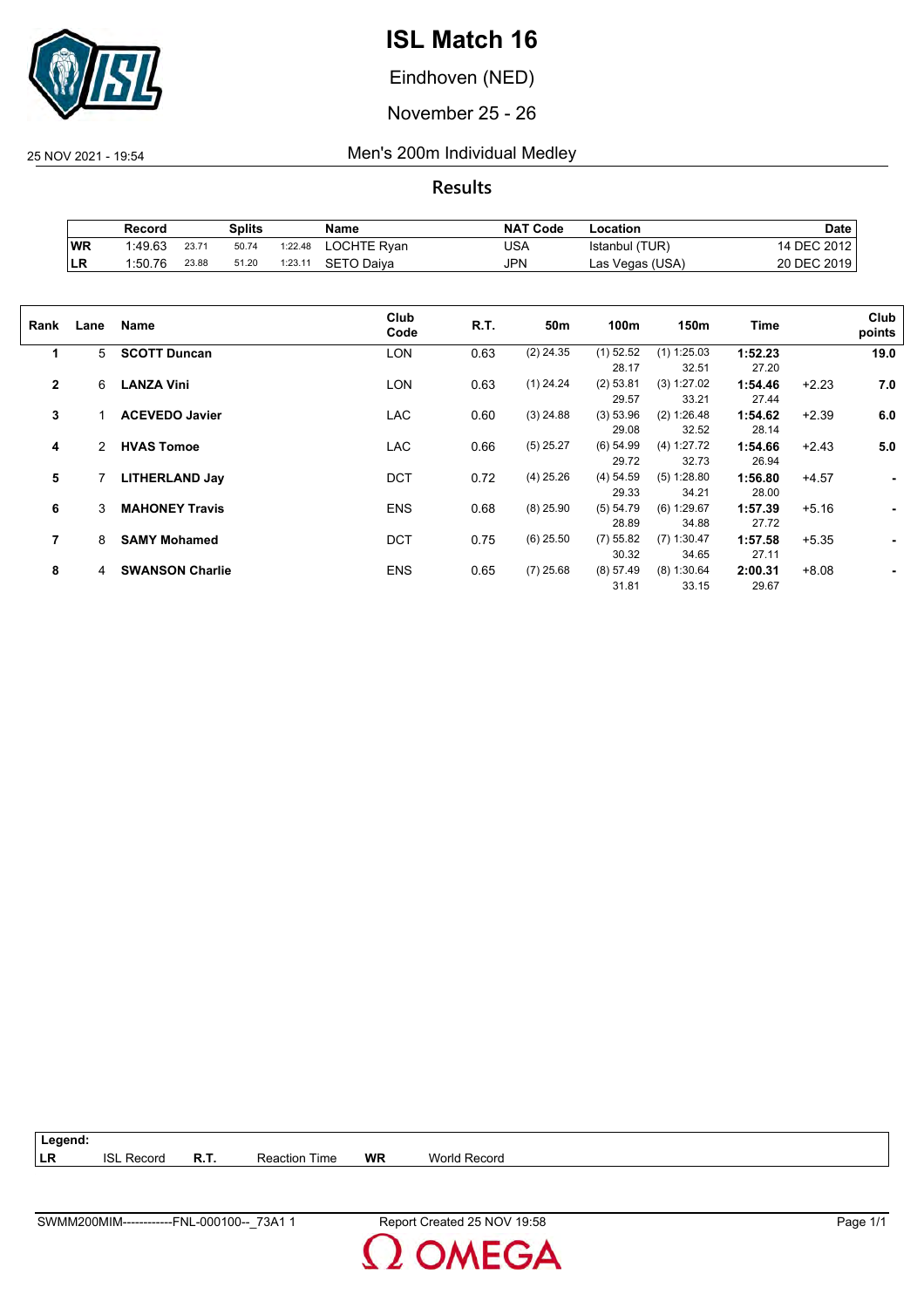# ISL Match 16

Eindhoven (NED)

November 25 - 26

25 NOV 2021 - 19:54

## Men's 200m Individual Medley

### Results

| | Record | | Splits | | Name | NAT Code | Location | Date |
|---|---|---|---|---|---|---|---|---|
| WR | 1:49.63 | 23.71 | 50.74 | 1:22.48 | LOCHTE Ryan | USA | Istanbul (TUR) | 14 DEC 2012 |
| LR | 1:50.76 | 23.88 | 51.20 | 1:23.11 | SETO Daiya | JPN | Las Vegas (USA) | 20 DEC 2019 |

| Rank | Lane | Name | Club Code | R.T. | 50m | 100m | 150m | Time | | Club points |
|---|---|---|---|---|---|---|---|---|---|---|
| 1 | 5 | **SCOTT Duncan** | LON | 0.63 | (2) 24.35 | (1) 52.52<br>28.17 | (1) 1:25.03<br>32.51 | **1:52.23**<br>27.20 | | **19.0** |
| 2 | 6 | **LANZA Vini** | LON | 0.63 | (1) 24.24 | (2) 53.81<br>29.57 | (3) 1:27.02<br>33.21 | **1:54.46**<br>27.44 | +2.23 | **7.0** |
| 3 | 1 | **ACEVEDO Javier** | LAC | 0.60 | (3) 24.88 | (3) 53.96<br>29.08 | (2) 1:26.48<br>32.52 | **1:54.62**<br>28.14 | +2.39 | **6.0** |
| 4 | 2 | **HVAS Tomoe** | LAC | 0.66 | (5) 25.27 | (6) 54.99<br>29.72 | (4) 1:27.72<br>32.73 | **1:54.66**<br>26.94 | +2.43 | **5.0** |
| 5 | 7 | **LITHERLAND Jay** | DCT | 0.72 | (4) 25.26 | (4) 54.59<br>29.33 | (5) 1:28.80<br>34.21 | **1:56.80**<br>28.00 | +4.57 | **-** |
| 6 | 3 | **MAHONEY Travis** | ENS | 0.68 | (8) 25.90 | (5) 54.79<br>28.89 | (6) 1:29.67<br>34.88 | **1:57.39**<br>27.72 | +5.16 | **-** |
| 7 | 8 | **SAMY Mohamed** | DCT | 0.75 | (6) 25.50 | (7) 55.82<br>30.32 | (7) 1:30.47<br>34.65 | **1:57.58**<br>27.11 | +5.35 | **-** |
| 8 | 4 | **SWANSON Charlie** | ENS | 0.65 | (7) 25.68 | (8) 57.49<br>31.81 | (8) 1:30.64<br>33.15 | **2:00.31**<br>29.67 | +8.08 | **-** |

**Legend:**

| | | | | | |
|---|---|---|---|---|---|
| **LR** | ISL Record | **R.T.** | Reaction Time | **WR** | World Record |

SWMM200MIM------------FNL-000100--_73A1 1 Report Created 25 NOV 19:58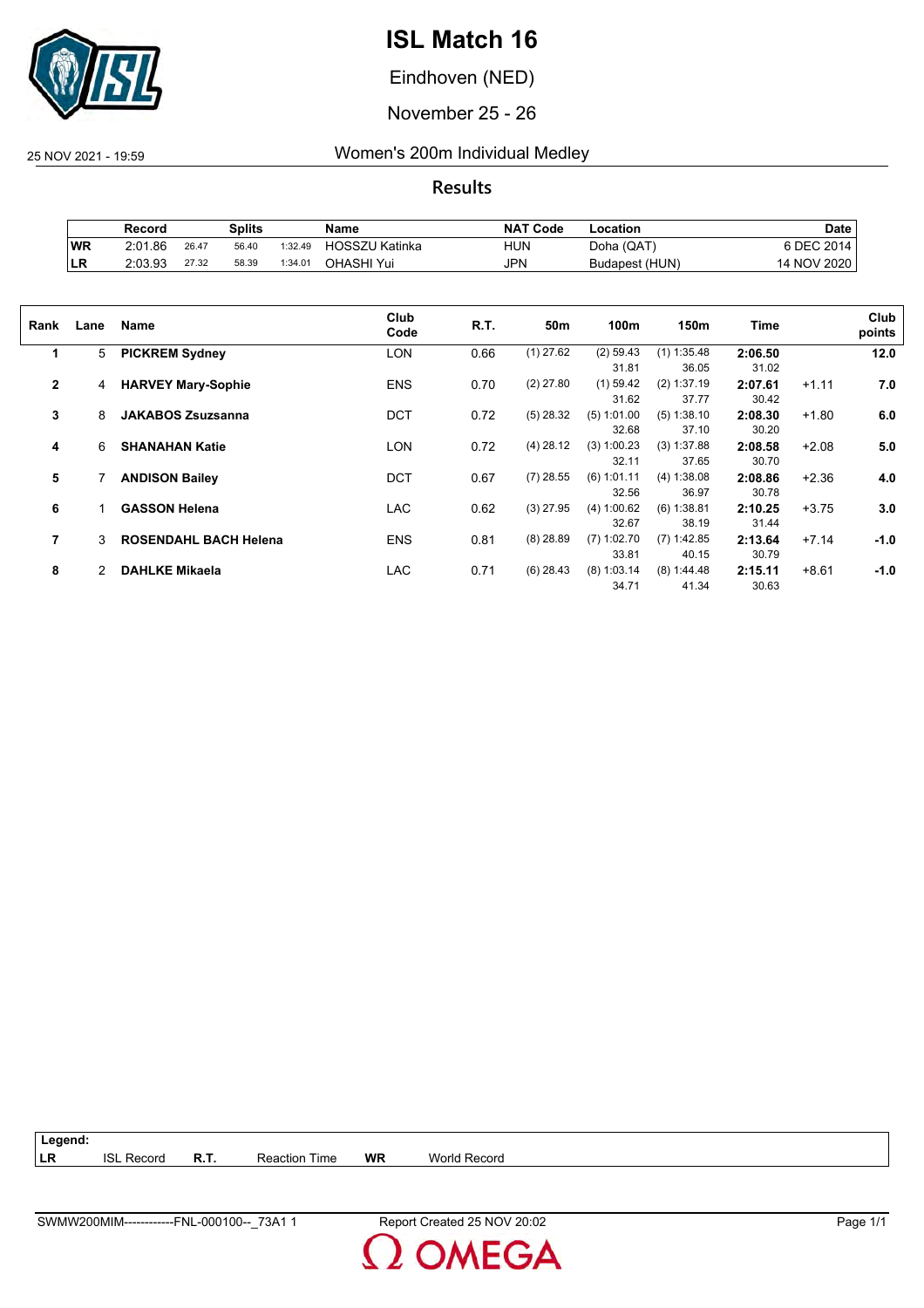# ISL Match 16

Eindhoven (NED)

November 25 - 26

25 NOV 2021 - 19:59

Women's 200m Individual Medley

## Results

| | Record | Splits | | | Name | NAT Code | Location | Date |
|---|---|---|---|---|---|---|---|---|
| WR | 2:01.86 | 26.47 | 56.40 | 1:32.49 | HOSSZU Katinka | HUN | Doha (QAT) | 6 DEC 2014 |
| LR | 2:03.93 | 27.32 | 58.39 | 1:34.01 | OHASHI Yui | JPN | Budapest (HUN) | 14 NOV 2020 |

| Rank | Lane | Name | Club Code | R.T. | 50m | 100m | 150m | Time | | Club points |
|---|---|---|---|---|---|---|---|---|---|---|
| 1 | 5 | **PICKREM Sydney** | LON | 0.66 | (1) 27.62 | (2) 59.43<br>31.81 | (1) 1:35.48<br>36.05 | **2:06.50**<br>31.02 | | **12.0** |
| 2 | 4 | **HARVEY Mary-Sophie** | ENS | 0.70 | (2) 27.80 | (1) 59.42<br>31.62 | (2) 1:37.19<br>37.77 | **2:07.61**<br>30.42 | +1.11 | **7.0** |
| 3 | 8 | **JAKABOS Zsuzsanna** | DCT | 0.72 | (5) 28.32 | (5) 1:01.00<br>32.68 | (5) 1:38.10<br>37.10 | **2:08.30**<br>30.20 | +1.80 | **6.0** |
| 4 | 6 | **SHANAHAN Katie** | LON | 0.72 | (4) 28.12 | (3) 1:00.23<br>32.11 | (3) 1:37.88<br>37.65 | **2:08.58**<br>30.70 | +2.08 | **5.0** |
| 5 | 7 | **ANDISON Bailey** | DCT | 0.67 | (7) 28.55 | (6) 1:01.11<br>32.56 | (4) 1:38.08<br>36.97 | **2:08.86**<br>30.78 | +2.36 | **4.0** |
| 6 | 1 | **GASSON Helena** | LAC | 0.62 | (3) 27.95 | (4) 1:00.62<br>32.67 | (6) 1:38.81<br>38.19 | **2:10.25**<br>31.44 | +3.75 | **3.0** |
| 7 | 3 | **ROSENDAHL BACH Helena** | ENS | 0.81 | (8) 28.89 | (7) 1:02.70<br>33.81 | (7) 1:42.85<br>40.15 | **2:13.64**<br>30.79 | +7.14 | **-1.0** |
| 8 | 2 | **DAHLKE Mikaela** | LAC | 0.71 | (6) 28.43 | (8) 1:03.14<br>34.71 | (8) 1:44.48<br>41.34 | **2:15.11**<br>30.63 | +8.61 | **-1.0** |

**Legend:**

| LR | ISL Record | R.T. | Reaction Time | WR | World Record |
|---|---|---|---|---|---|

SWMW200MIM------------FNL-000100--_73A1 1 — Report Created 25 NOV 20:02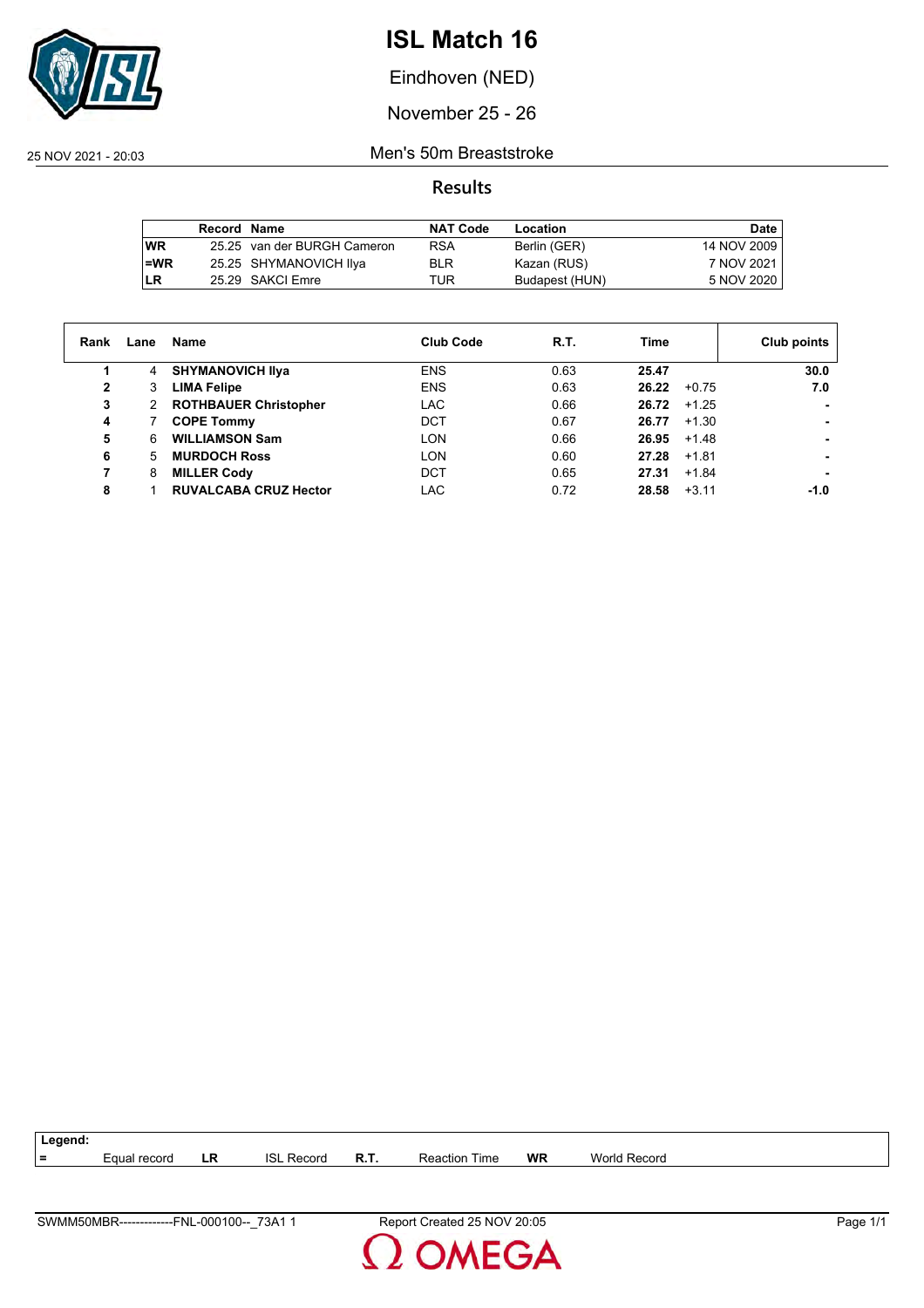# ISL Match 16

Eindhoven (NED)

November 25 - 26

25 NOV 2021 - 20:03

## Men's 50m Breaststroke

### Results

| | Record | Name | NAT Code | Location | Date |
|---|---|---|---|---|---|
| WR | 25.25 | van der BURGH Cameron | RSA | Berlin (GER) | 14 NOV 2009 |
| =WR | 25.25 | SHYMANOVICH Ilya | BLR | Kazan (RUS) | 7 NOV 2021 |
| LR | 25.29 | SAKCI Emre | TUR | Budapest (HUN) | 5 NOV 2020 |

| Rank | Lane | Name | Club Code | R.T. | Time | | Club points |
|---|---|---|---|---|---|---|---|
| 1 | 4 | **SHYMANOVICH Ilya** | ENS | 0.63 | **25.47** | | **30.0** |
| 2 | 3 | **LIMA Felipe** | ENS | 0.63 | **26.22** | +0.75 | **7.0** |
| 3 | 2 | **ROTHBAUER Christopher** | LAC | 0.66 | **26.72** | +1.25 | **-** |
| 4 | 7 | **COPE Tommy** | DCT | 0.67 | **26.77** | +1.30 | **-** |
| 5 | 6 | **WILLIAMSON Sam** | LON | 0.66 | **26.95** | +1.48 | **-** |
| 6 | 5 | **MURDOCH Ross** | LON | 0.60 | **27.28** | +1.81 | **-** |
| 7 | 8 | **MILLER Cody** | DCT | 0.65 | **27.31** | +1.84 | **-** |
| 8 | 1 | **RUVALCABA CRUZ Hector** | LAC | 0.72 | **28.58** | +3.11 | **-1.0** |

**Legend:**

| | | | | | | | |
|---|---|---|---|---|---|---|---|
| = | Equal record | LR | ISL Record | R.T. | Reaction Time | WR | World Record |

SWMM50MBR-------------FNL-000100--_73A1 1 Report Created 25 NOV 20:05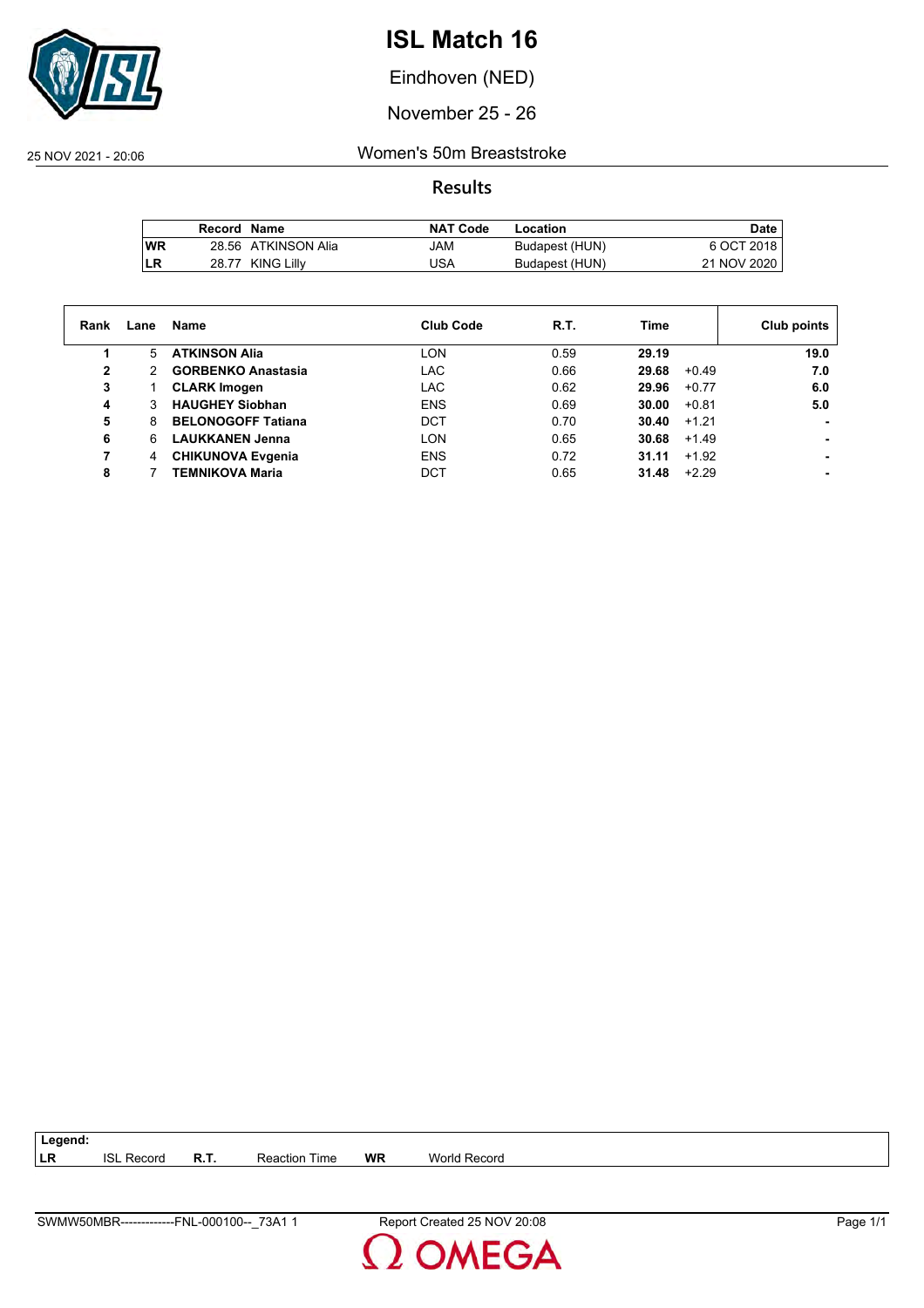# ISL Match 16

Eindhoven (NED)

November 25 - 26

25 NOV 2021 - 20:06

## Women's 50m Breaststroke

### Results

| | Record | Name | NAT Code | Location | Date |
|---|---|---|---|---|---|
| WR | 28.56 | ATKINSON Alia | JAM | Budapest (HUN) | 6 OCT 2018 |
| LR | 28.77 | KING Lilly | USA | Budapest (HUN) | 21 NOV 2020 |

| Rank | Lane | Name | Club Code | R.T. | Time | | Club points |
|---|---|---|---|---|---|---|---|
| 1 | 5 | **ATKINSON Alia** | LON | 0.59 | **29.19** | | **19.0** |
| 2 | 2 | **GORBENKO Anastasia** | LAC | 0.66 | **29.68** | +0.49 | **7.0** |
| 3 | 1 | **CLARK Imogen** | LAC | 0.62 | **29.96** | +0.77 | **6.0** |
| 4 | 3 | **HAUGHEY Siobhan** | ENS | 0.69 | **30.00** | +0.81 | **5.0** |
| 5 | 8 | **BELONOGOFF Tatiana** | DCT | 0.70 | **30.40** | +1.21 | **-** |
| 6 | 6 | **LAUKKANEN Jenna** | LON | 0.65 | **30.68** | +1.49 | **-** |
| 7 | 4 | **CHIKUNOVA Evgenia** | ENS | 0.72 | **31.11** | +1.92 | **-** |
| 8 | 7 | **TEMNIKOVA Maria** | DCT | 0.65 | **31.48** | +2.29 | **-** |

**Legend:**

| | | | | | |
|---|---|---|---|---|---|
| **LR** | ISL Record | **R.T.** | Reaction Time | **WR** | World Record |

SWMW50MBR-------------FNL-000100--_73A1 1 Report Created 25 NOV 20:08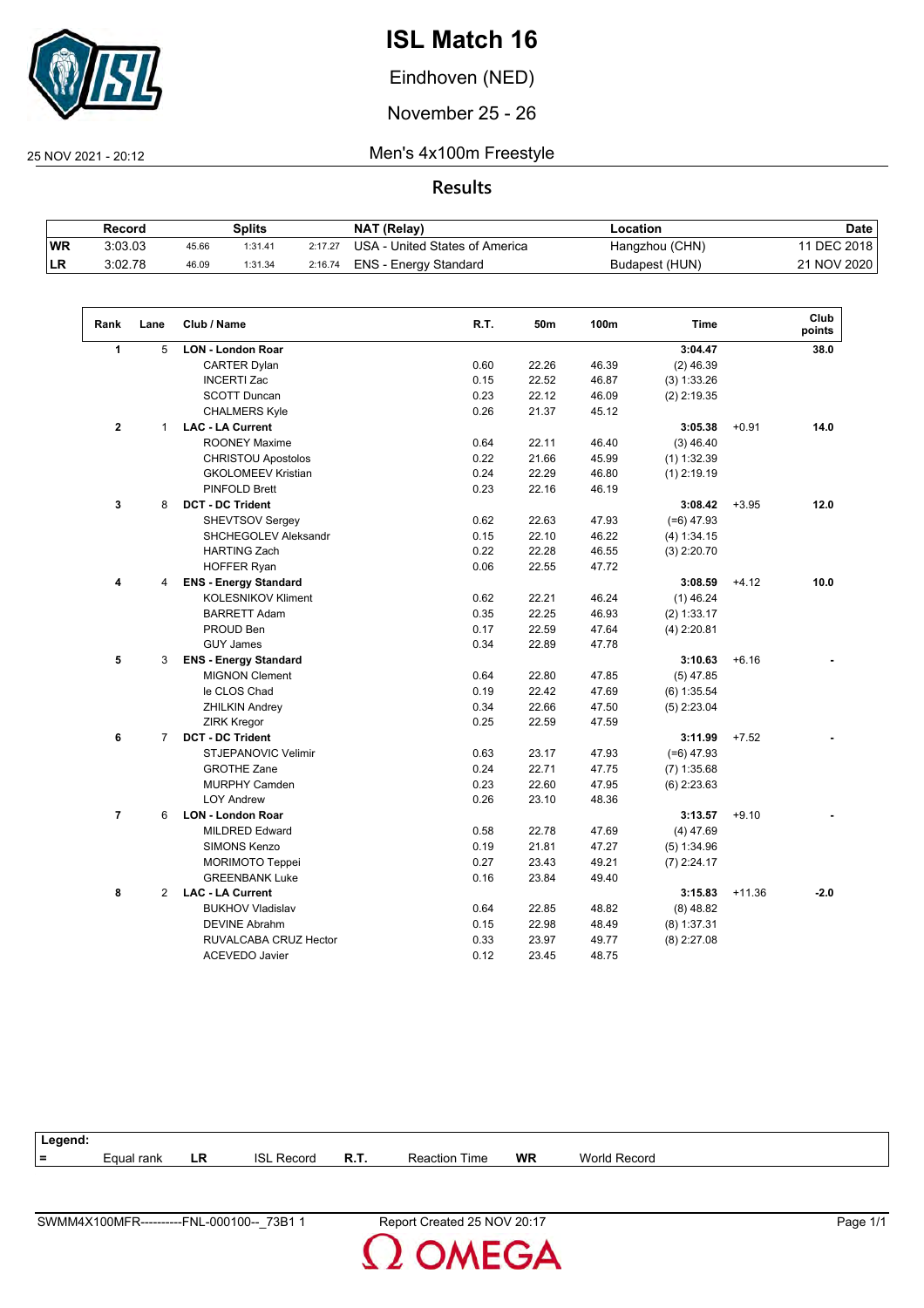# ISL Match 16

Eindhoven (NED)

November 25 - 26

25 NOV 2021 - 20:12

Men's 4x100m Freestyle

## Results

| Record | | Splits | | NAT (Relay) | Location | Date |
|---|---|---|---|---|---|---|
| WR | 3:03.03 | 45.66 | 1:31.41 | 2:17.27 USA - United States of America | Hangzhou (CHN) | 11 DEC 2018 |
| LR | 3:02.78 | 46.09 | 1:31.34 | 2:16.74 ENS - Energy Standard | Budapest (HUN) | 21 NOV 2020 |

| Rank | Lane | Club / Name | R.T. | 50m | 100m | Time | | Club points |
|---|---|---|---|---|---|---|---|---|
| 1 | 5 | **LON - London Roar** | | | | **3:04.47** | | **38.0** |
| | | CARTER Dylan | 0.60 | 22.26 | 46.39 | (2) 46.39 | | |
| | | INCERTI Zac | 0.15 | 22.52 | 46.87 | (3) 1:33.26 | | |
| | | SCOTT Duncan | 0.23 | 22.12 | 46.09 | (2) 2:19.35 | | |
| | | CHALMERS Kyle | 0.26 | 21.37 | 45.12 | | | |
| 2 | 1 | **LAC - LA Current** | | | | **3:05.38** | +0.91 | **14.0** |
| | | ROONEY Maxime | 0.64 | 22.11 | 46.40 | (3) 46.40 | | |
| | | CHRISTOU Apostolos | 0.22 | 21.66 | 45.99 | (1) 1:32.39 | | |
| | | GKOLOMEEV Kristian | 0.24 | 22.29 | 46.80 | (1) 2:19.19 | | |
| | | PINFOLD Brett | 0.23 | 22.16 | 46.19 | | | |
| 3 | 8 | **DCT - DC Trident** | | | | **3:08.42** | +3.95 | **12.0** |
| | | SHEVTSOV Sergey | 0.62 | 22.63 | 47.93 | (=6) 47.93 | | |
| | | SHCHEGOLEV Aleksandr | 0.15 | 22.10 | 46.22 | (4) 1:34.15 | | |
| | | HARTING Zach | 0.22 | 22.28 | 46.55 | (3) 2:20.70 | | |
| | | HOFFER Ryan | 0.06 | 22.55 | 47.72 | | | |
| 4 | 4 | **ENS - Energy Standard** | | | | **3:08.59** | +4.12 | **10.0** |
| | | KOLESNIKOV Kliment | 0.62 | 22.21 | 46.24 | (1) 46.24 | | |
| | | BARRETT Adam | 0.35 | 22.25 | 46.93 | (2) 1:33.17 | | |
| | | PROUD Ben | 0.17 | 22.59 | 47.64 | (4) 2:20.81 | | |
| | | GUY James | 0.34 | 22.89 | 47.78 | | | |
| 5 | 3 | **ENS - Energy Standard** | | | | **3:10.63** | +6.16 | **-** |
| | | MIGNON Clement | 0.64 | 22.80 | 47.85 | (5) 47.85 | | |
| | | le CLOS Chad | 0.19 | 22.42 | 47.69 | (6) 1:35.54 | | |
| | | ZHILKIN Andrey | 0.34 | 22.66 | 47.50 | (5) 2:23.04 | | |
| | | ZIRK Kregor | 0.25 | 22.59 | 47.59 | | | |
| 6 | 7 | **DCT - DC Trident** | | | | **3:11.99** | +7.52 | **-** |
| | | STJEPANOVIC Velimir | 0.63 | 23.17 | 47.93 | (=6) 47.93 | | |
| | | GROTHE Zane | 0.24 | 22.71 | 47.75 | (7) 1:35.68 | | |
| | | MURPHY Camden | 0.23 | 22.60 | 47.95 | (6) 2:23.63 | | |
| | | LOY Andrew | 0.26 | 23.10 | 48.36 | | | |
| 7 | 6 | **LON - London Roar** | | | | **3:13.57** | +9.10 | **-** |
| | | MILDRED Edward | 0.58 | 22.78 | 47.69 | (4) 47.69 | | |
| | | SIMONS Kenzo | 0.19 | 21.81 | 47.27 | (5) 1:34.96 | | |
| | | MORIMOTO Teppei | 0.27 | 23.43 | 49.21 | (7) 2:24.17 | | |
| | | GREENBANK Luke | 0.16 | 23.84 | 49.40 | | | |
| 8 | 2 | **LAC - LA Current** | | | | **3:15.83** | +11.36 | **-2.0** |
| | | BUKHOV Vladislav | 0.64 | 22.85 | 48.82 | (8) 48.82 | | |
| | | DEVINE Abrahm | 0.15 | 22.98 | 48.49 | (8) 1:37.31 | | |
| | | RUVALCABA CRUZ Hector | 0.33 | 23.97 | 49.77 | (8) 2:27.08 | | |
| | | ACEVEDO Javier | 0.12 | 23.45 | 48.75 | | | |

**Legend:**

| = | Equal rank | LR | ISL Record | R.T. | Reaction Time | WR | World Record |
|---|---|---|---|---|---|---|---|

SWMM4X100MFR----------FNL-000100--_73B1 1 Report Created 25 NOV 20:17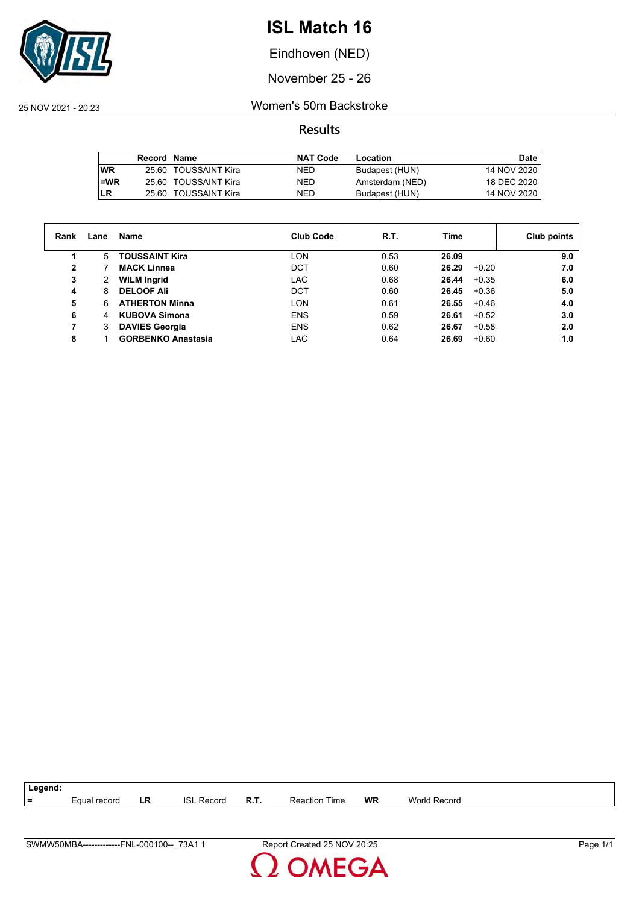# ISL Match 16

Eindhoven (NED)

November 25 - 26

25 NOV 2021 - 20:23

## Women's 50m Backstroke

### Results

| | Record | Name | NAT Code | Location | Date |
|---|---|---|---|---|---|
| WR | 25.60 | TOUSSAINT Kira | NED | Budapest (HUN) | 14 NOV 2020 |
| =WR | 25.60 | TOUSSAINT Kira | NED | Amsterdam (NED) | 18 DEC 2020 |
| LR | 25.60 | TOUSSAINT Kira | NED | Budapest (HUN) | 14 NOV 2020 |

| Rank | Lane | Name | Club Code | R.T. | Time | | Club points |
|---|---|---|---|---|---|---|---|
| 1 | 5 | **TOUSSAINT Kira** | LON | 0.53 | **26.09** | | **9.0** |
| 2 | 7 | **MACK Linnea** | DCT | 0.60 | **26.29** | +0.20 | **7.0** |
| 3 | 2 | **WILM Ingrid** | LAC | 0.68 | **26.44** | +0.35 | **6.0** |
| 4 | 8 | **DELOOF Ali** | DCT | 0.60 | **26.45** | +0.36 | **5.0** |
| 5 | 6 | **ATHERTON Minna** | LON | 0.61 | **26.55** | +0.46 | **4.0** |
| 6 | 4 | **KUBOVA Simona** | ENS | 0.59 | **26.61** | +0.52 | **3.0** |
| 7 | 3 | **DAVIES Georgia** | ENS | 0.62 | **26.67** | +0.58 | **2.0** |
| 8 | 1 | **GORBENKO Anastasia** | LAC | 0.64 | **26.69** | +0.60 | **1.0** |

**Legend:**

| | | | | | | | |
|---|---|---|---|---|---|---|---|
| = | Equal record | LR | ISL Record | R.T. | Reaction Time | WR | World Record |

SWMW50MBA-------------FNL-000100--_73A1 1 — Report Created 25 NOV 20:25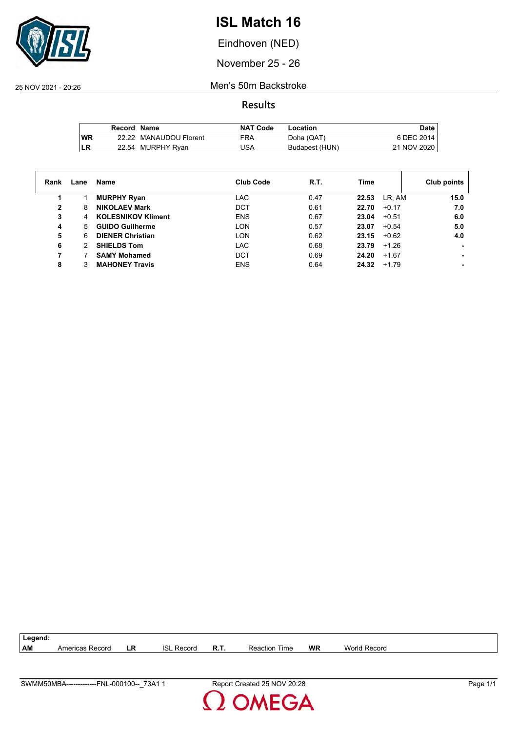# ISL Match 16

Eindhoven (NED)

November 25 - 26

25 NOV 2021 - 20:26

## Men's 50m Backstroke

### Results

| | Record | Name | NAT Code | Location | Date |
|---|---|---|---|---|---|
| WR | 22.22 | MANAUDOU Florent | FRA | Doha (QAT) | 6 DEC 2014 |
| LR | 22.54 | MURPHY Ryan | USA | Budapest (HUN) | 21 NOV 2020 |

| Rank | Lane | Name | Club Code | R.T. | Time | | Club points |
|---|---|---|---|---|---|---|---|
| 1 | 1 | **MURPHY Ryan** | LAC | 0.47 | **22.53** | LR, AM | **15.0** |
| 2 | 8 | **NIKOLAEV Mark** | DCT | 0.61 | **22.70** | +0.17 | **7.0** |
| 3 | 4 | **KOLESNIKOV Kliment** | ENS | 0.67 | **23.04** | +0.51 | **6.0** |
| 4 | 5 | **GUIDO Guilherme** | LON | 0.57 | **23.07** | +0.54 | **5.0** |
| 5 | 6 | **DIENER Christian** | LON | 0.62 | **23.15** | +0.62 | **4.0** |
| 6 | 2 | **SHIELDS Tom** | LAC | 0.68 | **23.79** | +1.26 | **-** |
| 7 | 7 | **SAMY Mohamed** | DCT | 0.69 | **24.20** | +1.67 | **-** |
| 8 | 3 | **MAHONEY Travis** | ENS | 0.64 | **24.32** | +1.79 | **-** |

**Legend:**

| | | | | | | | |
|---|---|---|---|---|---|---|---|
| **AM** | Americas Record | **LR** | ISL Record | **R.T.** | Reaction Time | **WR** | World Record |

SWMM50MBA-------------FNL-000100--_73A1 1

Report Created 25 NOV 20:28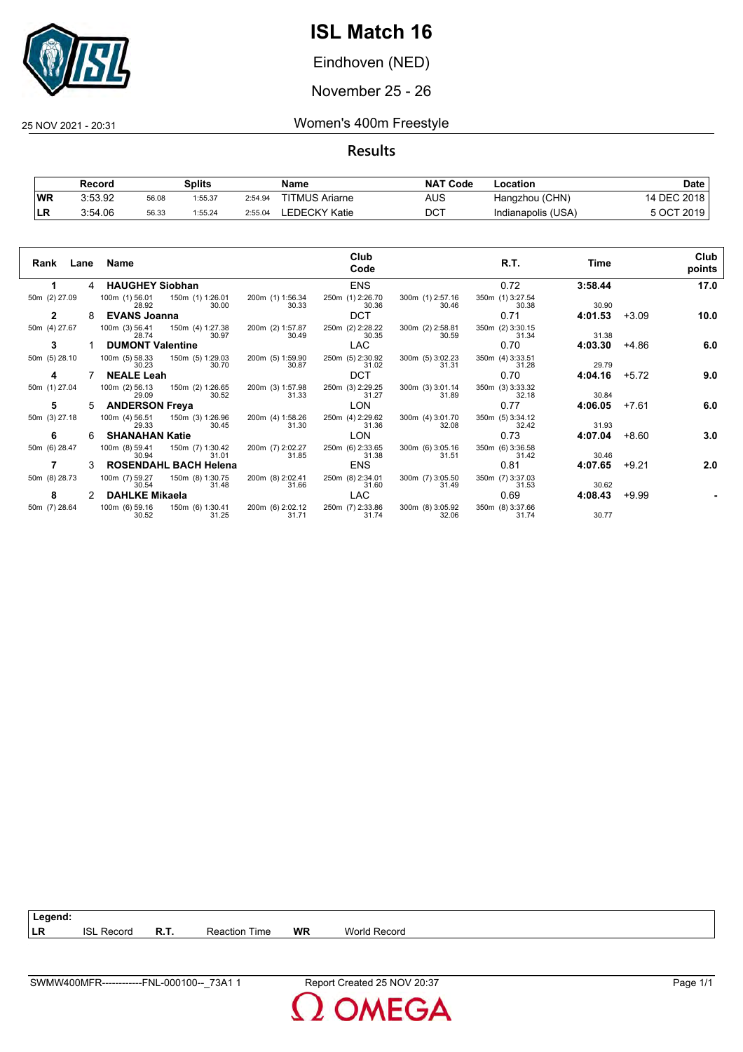# ISL Match 16

Eindhoven (NED)

November 25 - 26

25 NOV 2021 - 20:31

## Women's 400m Freestyle

### Results

| | Record | Splits | | | Name | NAT Code | Location | Date |
|---|---|---|---|---|---|---|---|---|
| WR | 3:53.92 | 56.08 | 1:55.37 | 2:54.94 | TITMUS Ariarne | AUS | Hangzhou (CHN) | 14 DEC 2018 |
| LR | 3:54.06 | 56.33 | 1:55.24 | 2:55.04 | LEDECKY Katie | DCT | Indianapolis (USA) | 5 OCT 2019 |

| Rank | Lane | Name | Club Code | R.T. | Time | | Club points |
|---|---|---|---|---|---|---|---|
| 1 | 4 | **HAUGHEY Siobhan** | ENS | 0.72 | **3:58.44** | | **17.0** |
| | | 50m (2) 27.09; 100m (1) 56.01 28.92; 150m (1) 1:26.01 30.00; 200m (1) 1:56.34 30.33; 250m (1) 2:26.70 30.36; 300m (1) 2:57.16 30.46; 350m (1) 3:27.54 30.38; 30.90 | | | | | |
| 2 | 8 | **EVANS Joanna** | DCT | 0.71 | **4:01.53** | +3.09 | **10.0** |
| | | 50m (4) 27.67; 100m (3) 56.41 28.74; 150m (4) 1:27.38 30.97; 200m (2) 1:57.87 30.49; 250m (2) 2:28.22 30.35; 300m (2) 2:58.81 30.59; 350m (2) 3:30.15 31.34; 31.38 | | | | | |
| 3 | 1 | **DUMONT Valentine** | LAC | 0.70 | **4:03.30** | +4.86 | **6.0** |
| | | 50m (5) 28.10; 100m (5) 58.33 30.23; 150m (5) 1:29.03 30.70; 200m (5) 1:59.90 30.87; 250m (5) 2:30.92 31.02; 300m (5) 3:02.23 31.31; 350m (4) 3:33.51 31.28; 29.79 | | | | | |
| 4 | 7 | **NEALE Leah** | DCT | 0.70 | **4:04.16** | +5.72 | **9.0** |
| | | 50m (1) 27.04; 100m (2) 56.13 29.09; 150m (2) 1:26.65 30.52; 200m (3) 1:57.98 31.33; 250m (3) 2:29.25 31.27; 300m (3) 3:01.14 31.89; 350m (3) 3:33.32 32.18; 30.84 | | | | | |
| 5 | 5 | **ANDERSON Freya** | LON | 0.77 | **4:06.05** | +7.61 | **6.0** |
| | | 50m (3) 27.18; 100m (4) 56.51 29.33; 150m (3) 1:26.96 30.45; 200m (4) 1:58.26 31.30; 250m (4) 2:29.62 31.36; 300m (4) 3:01.70 32.08; 350m (5) 3:34.12 32.42; 31.93 | | | | | |
| 6 | 6 | **SHANAHAN Katie** | LON | 0.73 | **4:07.04** | +8.60 | **3.0** |
| | | 50m (6) 28.47; 100m (8) 59.41 30.94; 150m (7) 1:30.42 31.01; 200m (7) 2:02.27 31.85; 250m (6) 2:33.65 31.38; 300m (6) 3:05.16 31.51; 350m (6) 3:36.58 31.42; 30.46 | | | | | |
| 7 | 3 | **ROSENDAHL BACH Helena** | ENS | 0.81 | **4:07.65** | +9.21 | **2.0** |
| | | 50m (8) 28.73; 100m (7) 59.27 30.54; 150m (8) 1:30.75 31.48; 200m (8) 2:02.41 31.66; 250m (8) 2:34.01 31.60; 300m (7) 3:05.50 31.49; 350m (7) 3:37.03 31.53; 30.62 | | | | | |
| 8 | 2 | **DAHLKE Mikaela** | LAC | 0.69 | **4:08.43** | +9.99 | **-** |
| | | 50m (7) 28.64; 100m (6) 59.16 30.52; 150m (6) 1:30.41 31.25; 200m (6) 2:02.12 31.71; 250m (7) 2:33.86 31.74; 300m (8) 3:05.92 32.06; 350m (8) 3:37.66 31.74; 30.77 | | | | | |

**Legend:**

| | | | | | |
|---|---|---|---|---|---|
| LR | ISL Record | R.T. | Reaction Time | WR | World Record |

SWMW400MFR------------FNL-000100--_73A1 1 Report Created 25 NOV 20:37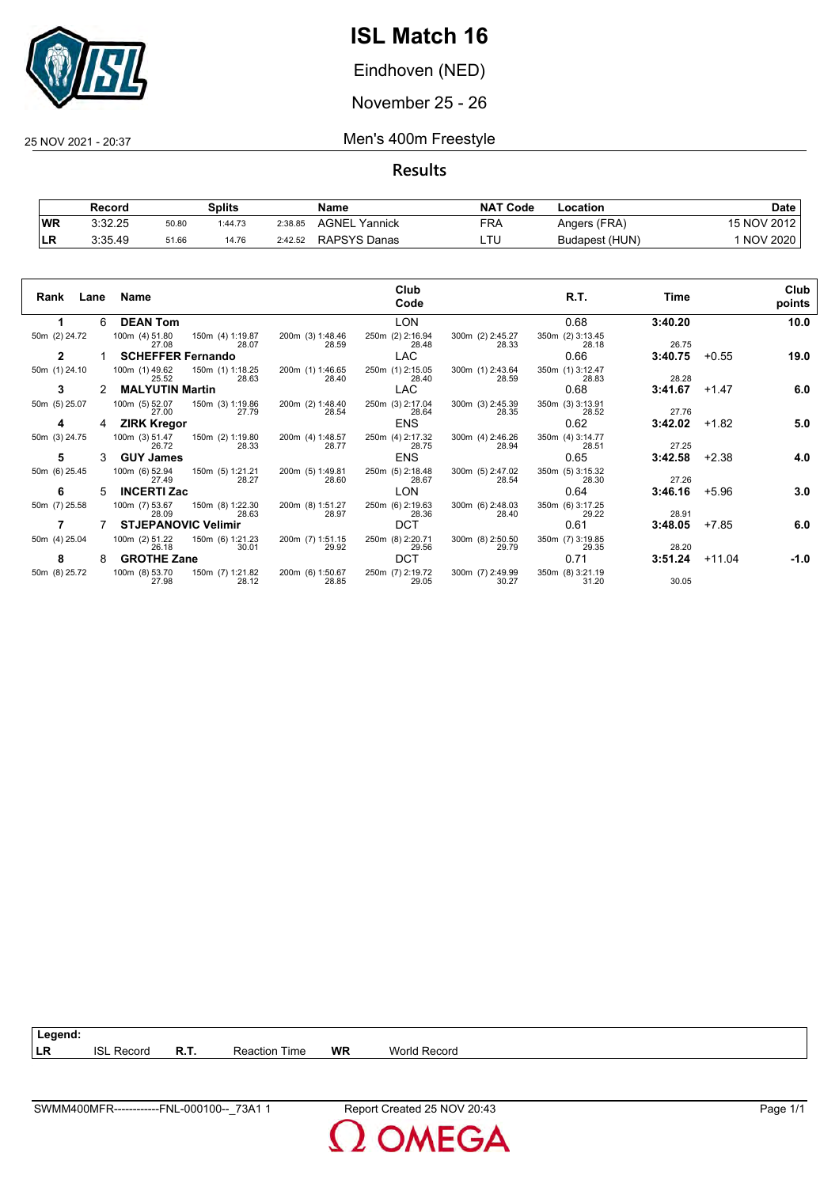# ISL Match 16

Eindhoven (NED)

November 25 - 26

25 NOV 2021 - 20:37

## Men's 400m Freestyle

### Results

| | Record | Splits | | | Name | NAT Code | Location | Date |
|---|---|---|---|---|---|---|---|---|
| WR | 3:32.25 | 50.80 | 1:44.73 | 2:38.85 | AGNEL Yannick | FRA | Angers (FRA) | 15 NOV 2012 |
| LR | 3:35.49 | 51.66 | 14.76 | 2:42.52 | RAPSYS Danas | LTU | Budapest (HUN) | 1 NOV 2020 |

| Rank | Lane | Name | Club Code | R.T. | Time | | Club points |
|---|---|---|---|---|---|---|---|
| 1 | 6 | **DEAN Tom** | LON | 0.68 | **3:40.20** | | **10.0** |
| 50m (2) 24.72 | 100m (4) 51.80 / 27.08 | 150m (4) 1:19.87 / 28.07 | 200m (3) 1:48.46 / 28.59 | 250m (2) 2:16.94 / 28.48 | 300m (2) 2:45.27 / 28.33 | 350m (2) 3:13.45 / 28.18 | 26.75 |
| 2 | 1 | **SCHEFFER Fernando** | LAC | 0.66 | **3:40.75** | +0.55 | **19.0** |
| 50m (1) 24.10 | 100m (1) 49.62 / 25.52 | 150m (1) 1:18.25 / 28.63 | 200m (1) 1:46.65 / 28.40 | 250m (1) 2:15.05 / 28.40 | 300m (1) 2:43.64 / 28.59 | 350m (1) 3:12.47 / 28.83 | 28.28 |
| 3 | 2 | **MALYUTIN Martin** | LAC | 0.68 | **3:41.67** | +1.47 | **6.0** |
| 50m (5) 25.07 | 100m (5) 52.07 / 27.00 | 150m (3) 1:19.86 / 27.79 | 200m (2) 1:48.40 / 28.54 | 250m (3) 2:17.04 / 28.64 | 300m (3) 2:45.39 / 28.35 | 350m (3) 3:13.91 / 28.52 | 27.76 |
| 4 | 4 | **ZIRK Kregor** | ENS | 0.62 | **3:42.02** | +1.82 | **5.0** |
| 50m (3) 24.75 | 100m (3) 51.47 / 26.72 | 150m (2) 1:19.80 / 28.33 | 200m (4) 1:48.57 / 28.77 | 250m (4) 2:17.32 / 28.75 | 300m (4) 2:46.26 / 28.94 | 350m (4) 3:14.77 / 28.51 | 27.25 |
| 5 | 3 | **GUY James** | ENS | 0.65 | **3:42.58** | +2.38 | **4.0** |
| 50m (6) 25.45 | 100m (6) 52.94 / 27.49 | 150m (5) 1:21.21 / 28.27 | 200m (5) 1:49.81 / 28.60 | 250m (5) 2:18.48 / 28.67 | 300m (5) 2:47.02 / 28.54 | 350m (5) 3:15.32 / 28.30 | 27.26 |
| 6 | 5 | **INCERTI Zac** | LON | 0.64 | **3:46.16** | +5.96 | **3.0** |
| 50m (7) 25.58 | 100m (7) 53.67 / 28.09 | 150m (8) 1:22.30 / 28.63 | 200m (8) 1:51.27 / 28.97 | 250m (6) 2:19.63 / 28.36 | 300m (6) 2:48.03 / 28.40 | 350m (6) 3:17.25 / 29.22 | 28.91 |
| 7 | 7 | **STJEPANOVIC Velimir** | DCT | 0.61 | **3:48.05** | +7.85 | **6.0** |
| 50m (4) 25.04 | 100m (2) 51.22 / 26.18 | 150m (6) 1:21.23 / 30.01 | 200m (7) 1:51.15 / 29.92 | 250m (8) 2:20.71 / 29.56 | 300m (8) 2:50.50 / 29.79 | 350m (7) 3:19.85 / 29.35 | 28.20 |
| 8 | 8 | **GROTHE Zane** | DCT | 0.71 | **3:51.24** | +11.04 | **-1.0** |
| 50m (8) 25.72 | 100m (8) 53.70 / 27.98 | 150m (7) 1:21.82 / 28.12 | 200m (6) 1:50.67 / 28.85 | 250m (7) 2:19.72 / 29.05 | 300m (7) 2:49.99 / 30.27 | 350m (8) 3:21.19 / 31.20 | 30.05 |

**Legend:**

| | | | | | |
|---|---|---|---|---|---|
| LR | ISL Record | R.T. | Reaction Time | WR | World Record |

SWMM400MFR------------FNL-000100--_73A1 1 — Report Created 25 NOV 20:43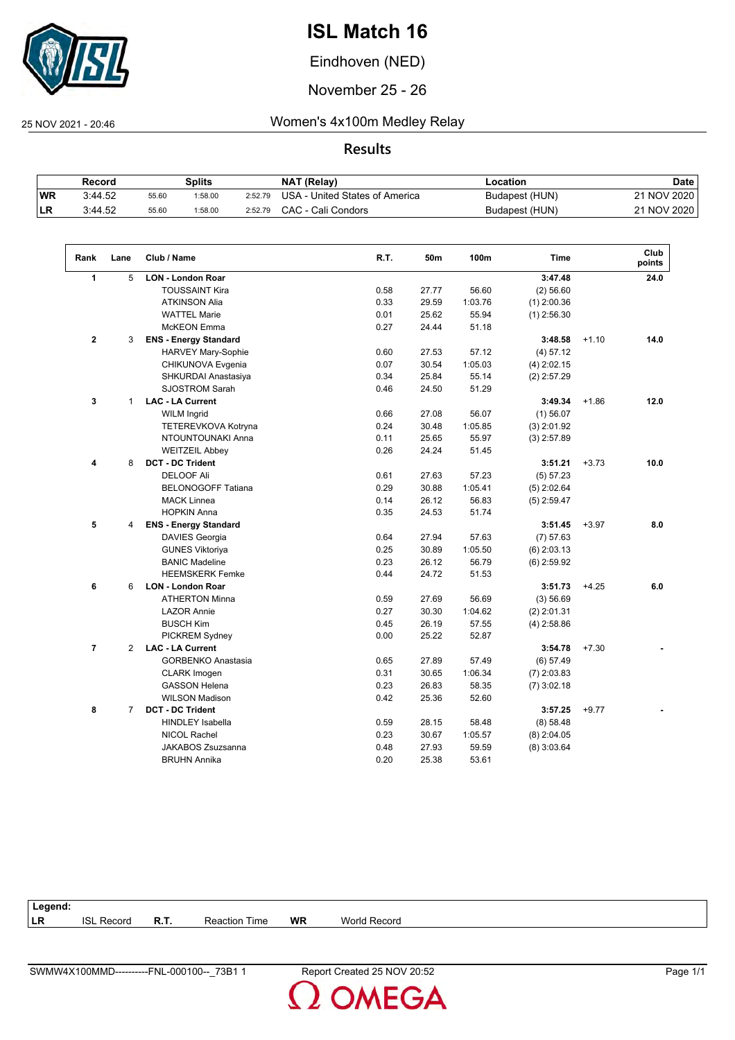# ISL Match 16

Eindhoven (NED)

November 25 - 26

25 NOV 2021 - 20:46

## Women's 4x100m Medley Relay

### Results

| Record | | Splits | | | NAT (Relay) | Location | Date |
|---|---|---|---|---|---|---|---|
| WR | 3:44.52 | 55.60 | 1:58.00 | 2:52.79 | USA - United States of America | Budapest (HUN) | 21 NOV 2020 |
| LR | 3:44.52 | 55.60 | 1:58.00 | 2:52.79 | CAC - Cali Condors | Budapest (HUN) | 21 NOV 2020 |

| Rank | Lane | Club / Name | R.T. | 50m | 100m | Time | | Club points |
|---|---|---|---|---|---|---|---|---|
| 1 | 5 | **LON - London Roar** | | | | **3:47.48** | | **24.0** |
| | | TOUSSAINT Kira | 0.58 | 27.77 | 56.60 | (2) 56.60 | | |
| | | ATKINSON Alia | 0.33 | 29.59 | 1:03.76 | (1) 2:00.36 | | |
| | | WATTEL Marie | 0.01 | 25.62 | 55.94 | (1) 2:56.30 | | |
| | | McKEON Emma | 0.27 | 24.44 | 51.18 | | | |
| 2 | 3 | **ENS - Energy Standard** | | | | **3:48.58** | +1.10 | **14.0** |
| | | HARVEY Mary-Sophie | 0.60 | 27.53 | 57.12 | (4) 57.12 | | |
| | | CHIKUNOVA Evgenia | 0.07 | 30.54 | 1:05.03 | (4) 2:02.15 | | |
| | | SHKURDAI Anastasiya | 0.34 | 25.84 | 55.14 | (2) 2:57.29 | | |
| | | SJOSTROM Sarah | 0.46 | 24.50 | 51.29 | | | |
| 3 | 1 | **LAC - LA Current** | | | | **3:49.34** | +1.86 | **12.0** |
| | | WILM Ingrid | 0.66 | 27.08 | 56.07 | (1) 56.07 | | |
| | | TETEREVKOVA Kotryna | 0.24 | 30.48 | 1:05.85 | (3) 2:01.92 | | |
| | | NTOUNTOUNAKI Anna | 0.11 | 25.65 | 55.97 | (3) 2:57.89 | | |
| | | WEITZEIL Abbey | 0.26 | 24.24 | 51.45 | | | |
| 4 | 8 | **DCT - DC Trident** | | | | **3:51.21** | +3.73 | **10.0** |
| | | DELOOF Ali | 0.61 | 27.63 | 57.23 | (5) 57.23 | | |
| | | BELONOGOFF Tatiana | 0.29 | 30.88 | 1:05.41 | (5) 2:02.64 | | |
| | | MACK Linnea | 0.14 | 26.12 | 56.83 | (5) 2:59.47 | | |
| | | HOPKIN Anna | 0.35 | 24.53 | 51.74 | | | |
| 5 | 4 | **ENS - Energy Standard** | | | | **3:51.45** | +3.97 | **8.0** |
| | | DAVIES Georgia | 0.64 | 27.94 | 57.63 | (7) 57.63 | | |
| | | GUNES Viktoriya | 0.25 | 30.89 | 1:05.50 | (6) 2:03.13 | | |
| | | BANIC Madeline | 0.23 | 26.12 | 56.79 | (6) 2:59.92 | | |
| | | HEEMSKERK Femke | 0.44 | 24.72 | 51.53 | | | |
| 6 | 6 | **LON - London Roar** | | | | **3:51.73** | +4.25 | **6.0** |
| | | ATHERTON Minna | 0.59 | 27.69 | 56.69 | (3) 56.69 | | |
| | | LAZOR Annie | 0.27 | 30.30 | 1:04.62 | (2) 2:01.31 | | |
| | | BUSCH Kim | 0.45 | 26.19 | 57.55 | (4) 2:58.86 | | |
| | | PICKREM Sydney | 0.00 | 25.22 | 52.87 | | | |
| 7 | 2 | **LAC - LA Current** | | | | **3:54.78** | +7.30 | **-** |
| | | GORBENKO Anastasia | 0.65 | 27.89 | 57.49 | (6) 57.49 | | |
| | | CLARK Imogen | 0.31 | 30.65 | 1:06.34 | (7) 2:03.83 | | |
| | | GASSON Helena | 0.23 | 26.83 | 58.35 | (7) 3:02.18 | | |
| | | WILSON Madison | 0.42 | 25.36 | 52.60 | | | |
| 8 | 7 | **DCT - DC Trident** | | | | **3:57.25** | +9.77 | **-** |
| | | HINDLEY Isabella | 0.59 | 28.15 | 58.48 | (8) 58.48 | | |
| | | NICOL Rachel | 0.23 | 30.67 | 1:05.57 | (8) 2:04.05 | | |
| | | JAKABOS Zsuzsanna | 0.48 | 27.93 | 59.59 | (8) 3:03.64 | | |
| | | BRUHN Annika | 0.20 | 25.38 | 53.61 | | | |

**Legend:**

| LR | ISL Record | R.T. | Reaction Time | WR | World Record |
|---|---|---|---|---|---|

SWMW4X100MMD----------FNL-000100--_73B1 1 — Report Created 25 NOV 20:52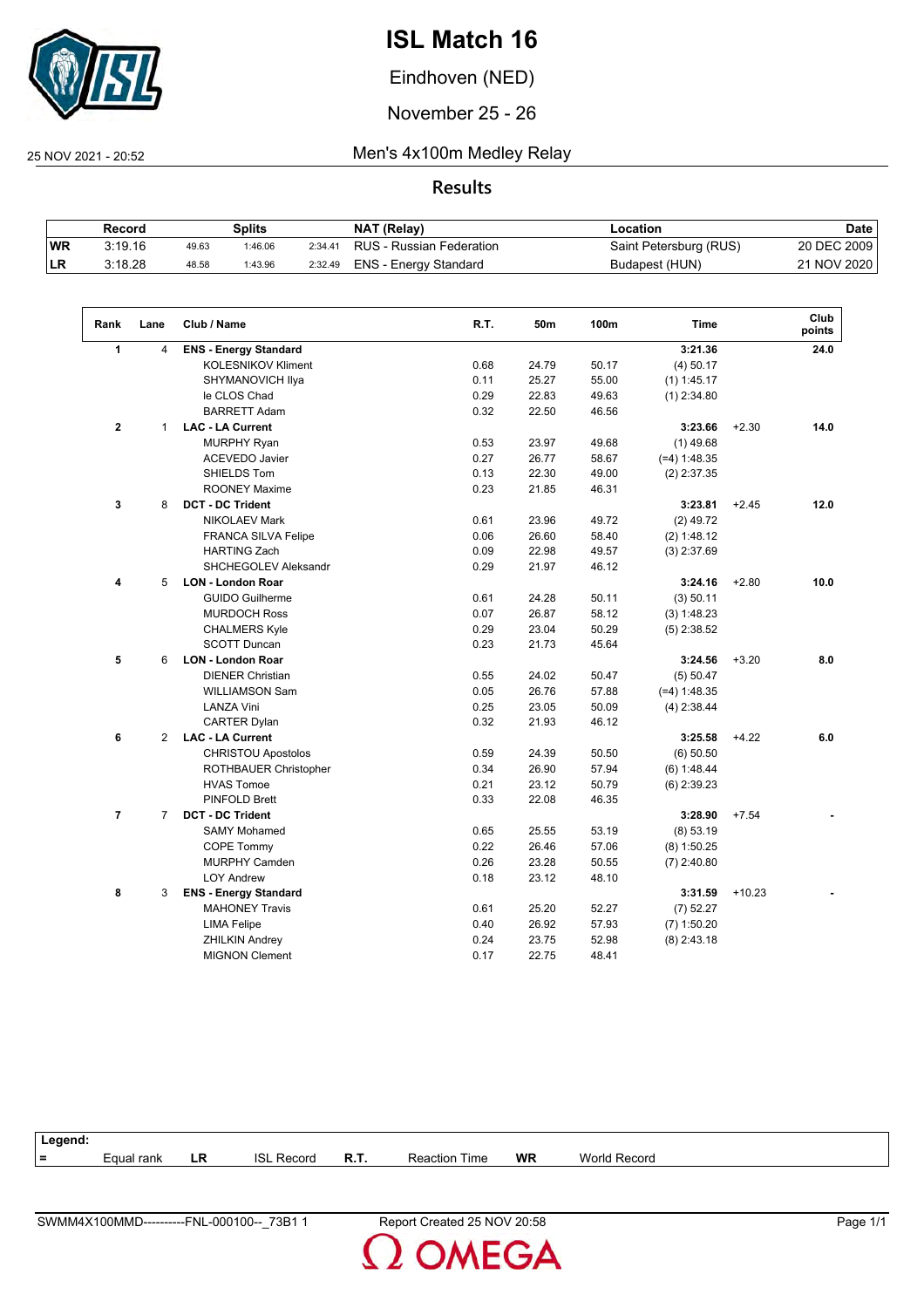# ISL Match 16

Eindhoven (NED)

November 25 - 26

25 NOV 2021 - 20:52

## Men's 4x100m Medley Relay

### Results

| | Record | Splits | | | NAT (Relay) | Location | Date |
|---|---|---|---|---|---|---|---|
| WR | 3:19.16 | 49.63 | 1:46.06 | 2:34.41 | RUS - Russian Federation | Saint Petersburg (RUS) | 20 DEC 2009 |
| LR | 3:18.28 | 48.58 | 1:43.96 | 2:32.49 | ENS - Energy Standard | Budapest (HUN) | 21 NOV 2020 |

| Rank | Lane | Club / Name | R.T. | 50m | 100m | Time | | Club points |
|---|---|---|---|---|---|---|---|---|
| 1 | 4 | **ENS - Energy Standard** | | | | **3:21.36** | | **24.0** |
| | | KOLESNIKOV Kliment | 0.68 | 24.79 | 50.17 | (4) 50.17 | | |
| | | SHYMANOVICH Ilya | 0.11 | 25.27 | 55.00 | (1) 1:45.17 | | |
| | | le CLOS Chad | 0.29 | 22.83 | 49.63 | (1) 2:34.80 | | |
| | | BARRETT Adam | 0.32 | 22.50 | 46.56 | | | |
| 2 | 1 | **LAC - LA Current** | | | | **3:23.66** | +2.30 | **14.0** |
| | | MURPHY Ryan | 0.53 | 23.97 | 49.68 | (1) 49.68 | | |
| | | ACEVEDO Javier | 0.27 | 26.77 | 58.67 | (=4) 1:48.35 | | |
| | | SHIELDS Tom | 0.13 | 22.30 | 49.00 | (2) 2:37.35 | | |
| | | ROONEY Maxime | 0.23 | 21.85 | 46.31 | | | |
| 3 | 8 | **DCT - DC Trident** | | | | **3:23.81** | +2.45 | **12.0** |
| | | NIKOLAEV Mark | 0.61 | 23.96 | 49.72 | (2) 49.72 | | |
| | | FRANCA SILVA Felipe | 0.06 | 26.60 | 58.40 | (2) 1:48.12 | | |
| | | HARTING Zach | 0.09 | 22.98 | 49.57 | (3) 2:37.69 | | |
| | | SHCHEGOLEV Aleksandr | 0.29 | 21.97 | 46.12 | | | |
| 4 | 5 | **LON - London Roar** | | | | **3:24.16** | +2.80 | **10.0** |
| | | GUIDO Guilherme | 0.61 | 24.28 | 50.11 | (3) 50.11 | | |
| | | MURDOCH Ross | 0.07 | 26.87 | 58.12 | (3) 1:48.23 | | |
| | | CHALMERS Kyle | 0.29 | 23.04 | 50.29 | (5) 2:38.52 | | |
| | | SCOTT Duncan | 0.23 | 21.73 | 45.64 | | | |
| 5 | 6 | **LON - London Roar** | | | | **3:24.56** | +3.20 | **8.0** |
| | | DIENER Christian | 0.55 | 24.02 | 50.47 | (5) 50.47 | | |
| | | WILLIAMSON Sam | 0.05 | 26.76 | 57.88 | (=4) 1:48.35 | | |
| | | LANZA Vini | 0.25 | 23.05 | 50.09 | (4) 2:38.44 | | |
| | | CARTER Dylan | 0.32 | 21.93 | 46.12 | | | |
| 6 | 2 | **LAC - LA Current** | | | | **3:25.58** | +4.22 | **6.0** |
| | | CHRISTOU Apostolos | 0.59 | 24.39 | 50.50 | (6) 50.50 | | |
| | | ROTHBAUER Christopher | 0.34 | 26.90 | 57.94 | (6) 1:48.44 | | |
| | | HVAS Tomoe | 0.21 | 23.12 | 50.79 | (6) 2:39.23 | | |
| | | PINFOLD Brett | 0.33 | 22.08 | 46.35 | | | |
| 7 | 7 | **DCT - DC Trident** | | | | **3:28.90** | +7.54 | **-** |
| | | SAMY Mohamed | 0.65 | 25.55 | 53.19 | (8) 53.19 | | |
| | | COPE Tommy | 0.22 | 26.46 | 57.06 | (8) 1:50.25 | | |
| | | MURPHY Camden | 0.26 | 23.28 | 50.55 | (7) 2:40.80 | | |
| | | LOY Andrew | 0.18 | 23.12 | 48.10 | | | |
| 8 | 3 | **ENS - Energy Standard** | | | | **3:31.59** | +10.23 | **-** |
| | | MAHONEY Travis | 0.61 | 25.20 | 52.27 | (7) 52.27 | | |
| | | LIMA Felipe | 0.40 | 26.92 | 57.93 | (7) 1:50.20 | | |
| | | ZHILKIN Andrey | 0.24 | 23.75 | 52.98 | (8) 2:43.18 | | |
| | | MIGNON Clement | 0.17 | 22.75 | 48.41 | | | |

**Legend:**

| = | Equal rank | LR | ISL Record | R.T. | Reaction Time | WR | World Record |
|---|---|---|---|---|---|---|---|

SWMM4X100MMD----------FNL-000100--_73B1 1    Report Created 25 NOV 20:58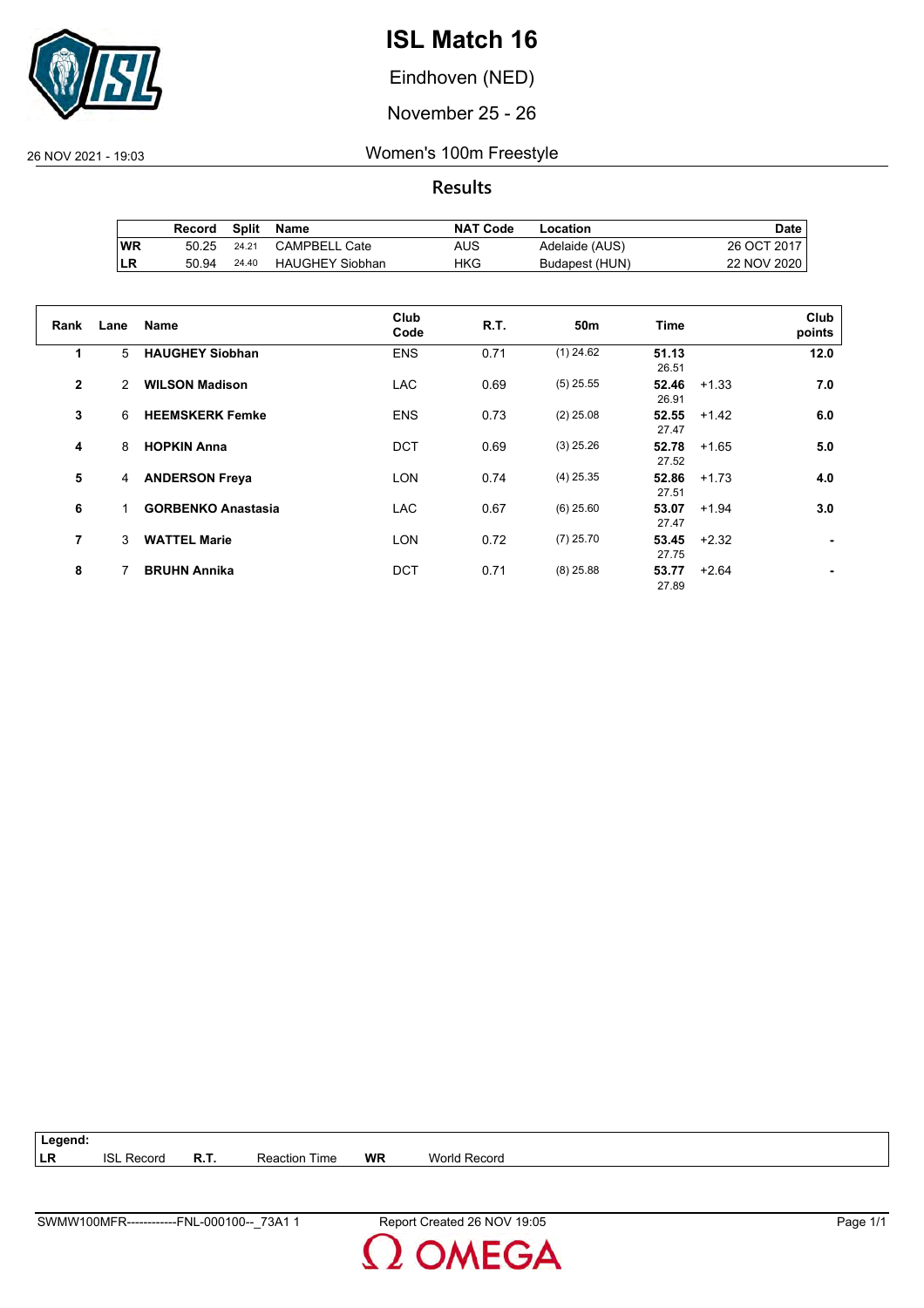# ISL Match 16

Eindhoven (NED)

November 25 - 26

26 NOV 2021 - 19:03

## Women's 100m Freestyle

### Results

| | Record | Split | Name | NAT Code | Location | Date |
|---|---|---|---|---|---|---|
| WR | 50.25 | 24.21 | CAMPBELL Cate | AUS | Adelaide (AUS) | 26 OCT 2017 |
| LR | 50.94 | 24.40 | HAUGHEY Siobhan | HKG | Budapest (HUN) | 22 NOV 2020 |

| Rank | Lane | Name | Club Code | R.T. | 50m | Time | | Club points |
|---|---|---|---|---|---|---|---|---|
| 1 | 5 | **HAUGHEY Siobhan** | ENS | 0.71 | (1) 24.62 | **51.13** 26.51 | | **12.0** |
| 2 | 2 | **WILSON Madison** | LAC | 0.69 | (5) 25.55 | **52.46** 26.91 | +1.33 | **7.0** |
| 3 | 6 | **HEEMSKERK Femke** | ENS | 0.73 | (2) 25.08 | **52.55** 27.47 | +1.42 | **6.0** |
| 4 | 8 | **HOPKIN Anna** | DCT | 0.69 | (3) 25.26 | **52.78** 27.52 | +1.65 | **5.0** |
| 5 | 4 | **ANDERSON Freya** | LON | 0.74 | (4) 25.35 | **52.86** 27.51 | +1.73 | **4.0** |
| 6 | 1 | **GORBENKO Anastasia** | LAC | 0.67 | (6) 25.60 | **53.07** 27.47 | +1.94 | **3.0** |
| 7 | 3 | **WATTEL Marie** | LON | 0.72 | (7) 25.70 | **53.45** 27.75 | +2.32 | **-** |
| 8 | 7 | **BRUHN Annika** | DCT | 0.71 | (8) 25.88 | **53.77** 27.89 | +2.64 | **-** |

**Legend:**

| | | | | | |
|---|---|---|---|---|---|
| **LR** | ISL Record | **R.T.** | Reaction Time | **WR** | World Record |

SWMW100MFR------------FNL-000100--_73A1 1 — Report Created 26 NOV 19:05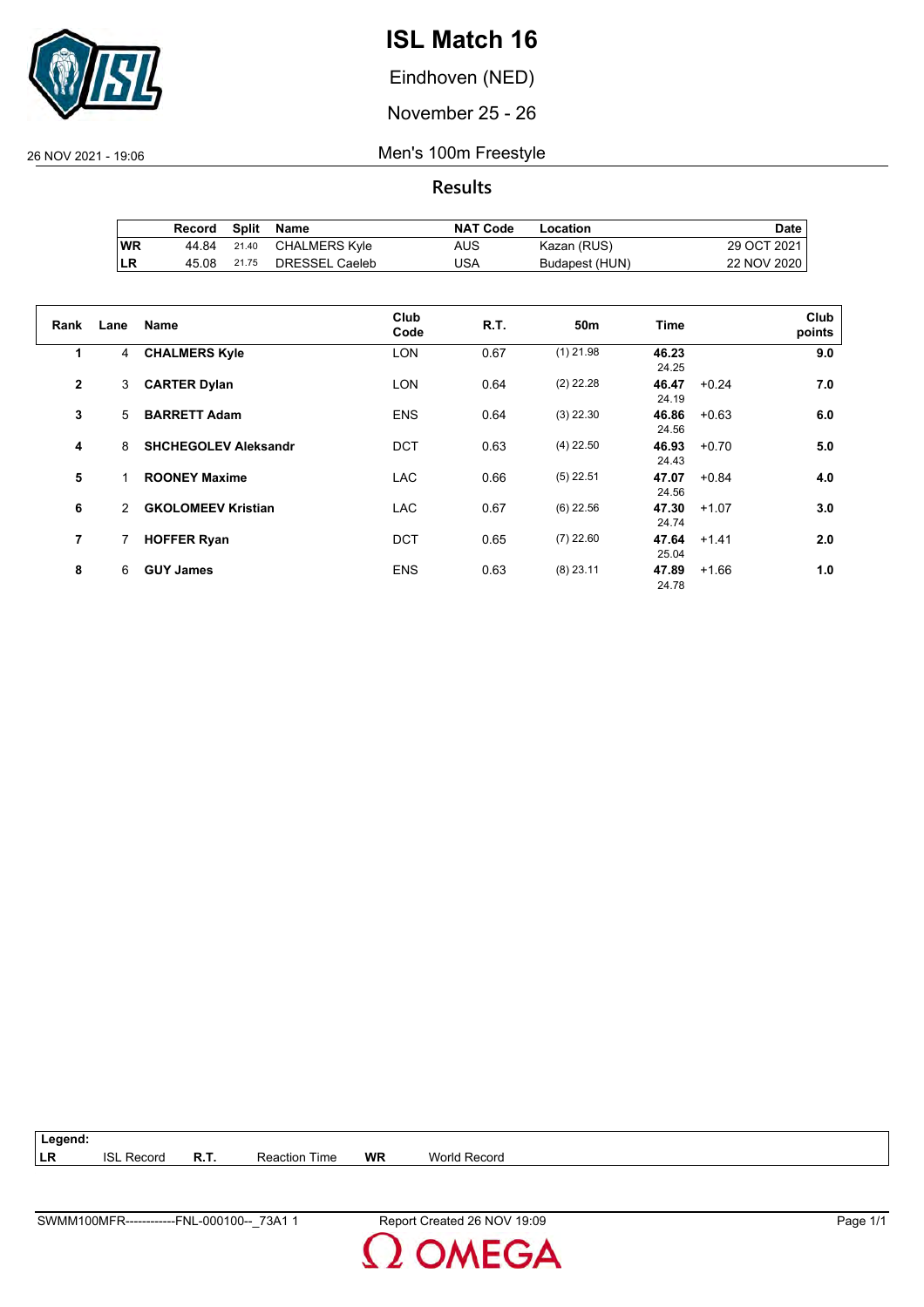# ISL Match 16

Eindhoven (NED)

November 25 - 26

26 NOV 2021 - 19:06

## Men's 100m Freestyle

### Results

| | Record | Split | Name | NAT Code | Location | Date |
|---|---|---|---|---|---|---|
| WR | 44.84 | 21.40 | CHALMERS Kyle | AUS | Kazan (RUS) | 29 OCT 2021 |
| LR | 45.08 | 21.75 | DRESSEL Caeleb | USA | Budapest (HUN) | 22 NOV 2020 |

| Rank | Lane | Name | Club Code | R.T. | 50m | Time | | Club points |
|---|---|---|---|---|---|---|---|---|
| 1 | 4 | **CHALMERS Kyle** | LON | 0.67 | (1) 21.98 | **46.23** 24.25 | | **9.0** |
| 2 | 3 | **CARTER Dylan** | LON | 0.64 | (2) 22.28 | **46.47** 24.19 | +0.24 | **7.0** |
| 3 | 5 | **BARRETT Adam** | ENS | 0.64 | (3) 22.30 | **46.86** 24.56 | +0.63 | **6.0** |
| 4 | 8 | **SHCHEGOLEV Aleksandr** | DCT | 0.63 | (4) 22.50 | **46.93** 24.43 | +0.70 | **5.0** |
| 5 | 1 | **ROONEY Maxime** | LAC | 0.66 | (5) 22.51 | **47.07** 24.56 | +0.84 | **4.0** |
| 6 | 2 | **GKOLOMEEV Kristian** | LAC | 0.67 | (6) 22.56 | **47.30** 24.74 | +1.07 | **3.0** |
| 7 | 7 | **HOFFER Ryan** | DCT | 0.65 | (7) 22.60 | **47.64** 25.04 | +1.41 | **2.0** |
| 8 | 6 | **GUY James** | ENS | 0.63 | (8) 23.11 | **47.89** 24.78 | +1.66 | **1.0** |

**Legend:**

| | | | | | |
|---|---|---|---|---|---|
| LR | ISL Record | R.T. | Reaction Time | WR | World Record |

SWMM100MFR------------FNL-000100--_73A1 1 Report Created 26 NOV 19:09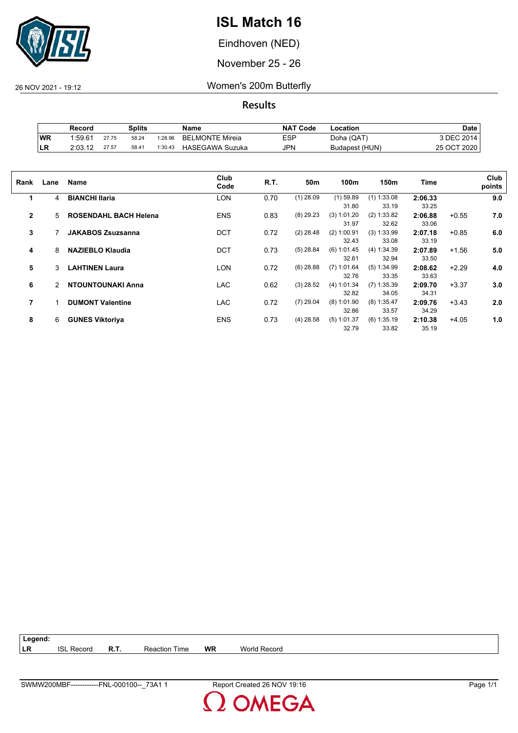# ISL Match 16

Eindhoven (NED)

November 25 - 26

26 NOV 2021 - 19:12

## Women's 200m Butterfly

### Results

| | Record | Splits | | | Name | NAT Code | Location | Date |
|---|---|---|---|---|---|---|---|---|
| WR | 1:59.61 | 27.75 | 58.24 | 1:28.96 | BELMONTE Mireia | ESP | Doha (QAT) | 3 DEC 2014 |
| LR | 2:03.12 | 27.57 | 58.41 | 1:30.43 | HASEGAWA Suzuka | JPN | Budapest (HUN) | 25 OCT 2020 |

| Rank | Lane | Name | Club Code | R.T. | 50m | 100m | 150m | Time | | Club points |
|---|---|---|---|---|---|---|---|---|---|---|
| 1 | 4 | **BIANCHI Ilaria** | LON | 0.70 | (1) 28.09 | (1) 59.89<br>31.80 | (1) 1:33.08<br>33.19 | **2:06.33**<br>33.25 | | **9.0** |
| 2 | 5 | **ROSENDAHL BACH Helena** | ENS | 0.83 | (8) 29.23 | (3) 1:01.20<br>31.97 | (2) 1:33.82<br>32.62 | **2:06.88**<br>33.06 | +0.55 | **7.0** |
| 3 | 7 | **JAKABOS Zsuzsanna** | DCT | 0.72 | (2) 28.48 | (2) 1:00.91<br>32.43 | (3) 1:33.99<br>33.08 | **2:07.18**<br>33.19 | +0.85 | **6.0** |
| 4 | 8 | **NAZIEBLO Klaudia** | DCT | 0.73 | (5) 28.84 | (6) 1:01.45<br>32.61 | (4) 1:34.39<br>32.94 | **2:07.89**<br>33.50 | +1.56 | **5.0** |
| 5 | 3 | **LAHTINEN Laura** | LON | 0.72 | (6) 28.88 | (7) 1:01.64<br>32.76 | (5) 1:34.99<br>33.35 | **2:08.62**<br>33.63 | +2.29 | **4.0** |
| 6 | 2 | **NTOUNTOUNAKI Anna** | LAC | 0.62 | (3) 28.52 | (4) 1:01.34<br>32.82 | (7) 1:35.39<br>34.05 | **2:09.70**<br>34.31 | +3.37 | **3.0** |
| 7 | 1 | **DUMONT Valentine** | LAC | 0.72 | (7) 29.04 | (8) 1:01.90<br>32.86 | (8) 1:35.47<br>33.57 | **2:09.76**<br>34.29 | +3.43 | **2.0** |
| 8 | 6 | **GUNES Viktoriya** | ENS | 0.73 | (4) 28.58 | (5) 1:01.37<br>32.79 | (6) 1:35.19<br>33.82 | **2:10.38**<br>35.19 | +4.05 | **1.0** |

**Legend:**

| | | | | | |
|---|---|---|---|---|---|
| LR | ISL Record | R.T. | Reaction Time | WR | World Record |

SWMW200MBF------------FNL-000100--_73A1 1 — Report Created 26 NOV 19:16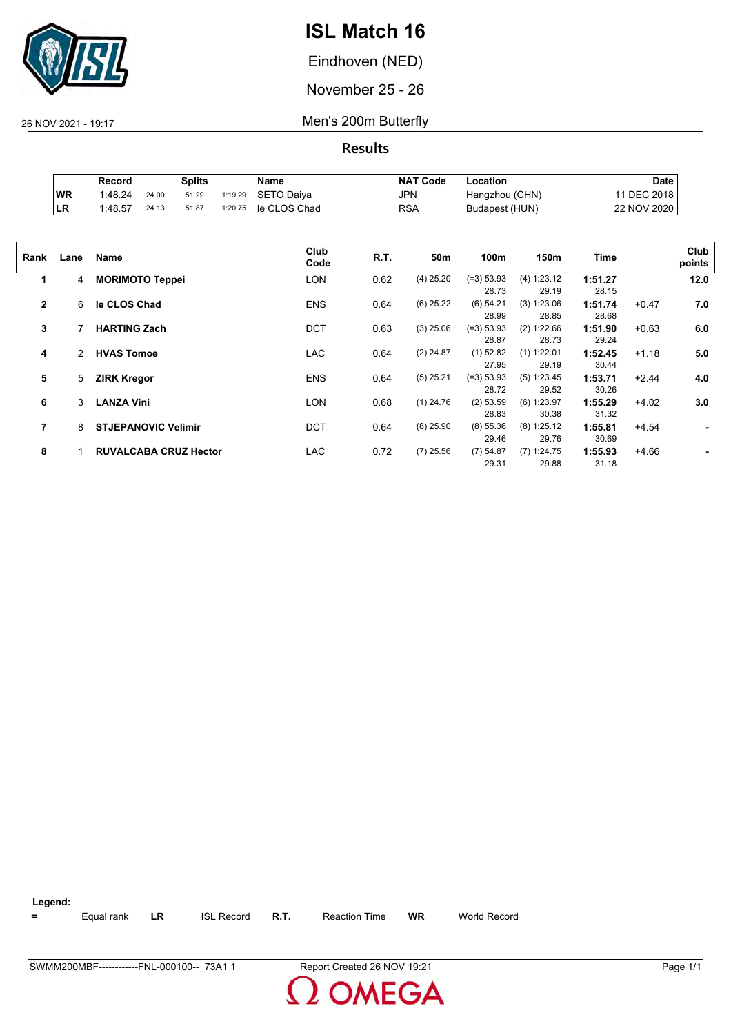# ISL Match 16

Eindhoven (NED)

November 25 - 26

26 NOV 2021 - 19:17

## Men's 200m Butterfly

### Results

| | Record | Splits | | | Name | NAT Code | Location | Date |
|---|---|---|---|---|---|---|---|---|
| WR | 1:48.24 | 24.00 | 51.29 | 1:19.29 | SETO Daiya | JPN | Hangzhou (CHN) | 11 DEC 2018 |
| LR | 1:48.57 | 24.13 | 51.87 | 1:20.75 | le CLOS Chad | RSA | Budapest (HUN) | 22 NOV 2020 |

| Rank | Lane | Name | Club Code | R.T. | 50m | 100m | 150m | Time | | Club points |
|---|---|---|---|---|---|---|---|---|---|---|
| 1 | 4 | **MORIMOTO Teppei** | LON | 0.62 | (4) 25.20 | (=3) 53.93 | (4) 1:23.12 | **1:51.27** | | **12.0** |
| | | | | | | 28.73 | 29.19 | 28.15 | | |
| 2 | 6 | **le CLOS Chad** | ENS | 0.64 | (6) 25.22 | (6) 54.21 | (3) 1:23.06 | **1:51.74** | +0.47 | **7.0** |
| | | | | | | 28.99 | 28.85 | 28.68 | | |
| 3 | 7 | **HARTING Zach** | DCT | 0.63 | (3) 25.06 | (=3) 53.93 | (2) 1:22.66 | **1:51.90** | +0.63 | **6.0** |
| | | | | | | 28.87 | 28.73 | 29.24 | | |
| 4 | 2 | **HVAS Tomoe** | LAC | 0.64 | (2) 24.87 | (1) 52.82 | (1) 1:22.01 | **1:52.45** | +1.18 | **5.0** |
| | | | | | | 27.95 | 29.19 | 30.44 | | |
| 5 | 5 | **ZIRK Kregor** | ENS | 0.64 | (5) 25.21 | (=3) 53.93 | (5) 1:23.45 | **1:53.71** | +2.44 | **4.0** |
| | | | | | | 28.72 | 29.52 | 30.26 | | |
| 6 | 3 | **LANZA Vini** | LON | 0.68 | (1) 24.76 | (2) 53.59 | (6) 1:23.97 | **1:55.29** | +4.02 | **3.0** |
| | | | | | | 28.83 | 30.38 | 31.32 | | |
| 7 | 8 | **STJEPANOVIC Velimir** | DCT | 0.64 | (8) 25.90 | (8) 55.36 | (8) 1:25.12 | **1:55.81** | +4.54 | **-** |
| | | | | | | 29.46 | 29.76 | 30.69 | | |
| 8 | 1 | **RUVALCABA CRUZ Hector** | LAC | 0.72 | (7) 25.56 | (7) 54.87 | (7) 1:24.75 | **1:55.93** | +4.66 | **-** |
| | | | | | | 29.31 | 29.88 | 31.18 | | |

**Legend:**

| = | Equal rank | LR | ISL Record | R.T. | Reaction Time | WR | World Record |
|---|---|---|---|---|---|---|---|

SWMM200MBF------------FNL-000100--_73A1 1 Report Created 26 NOV 19:21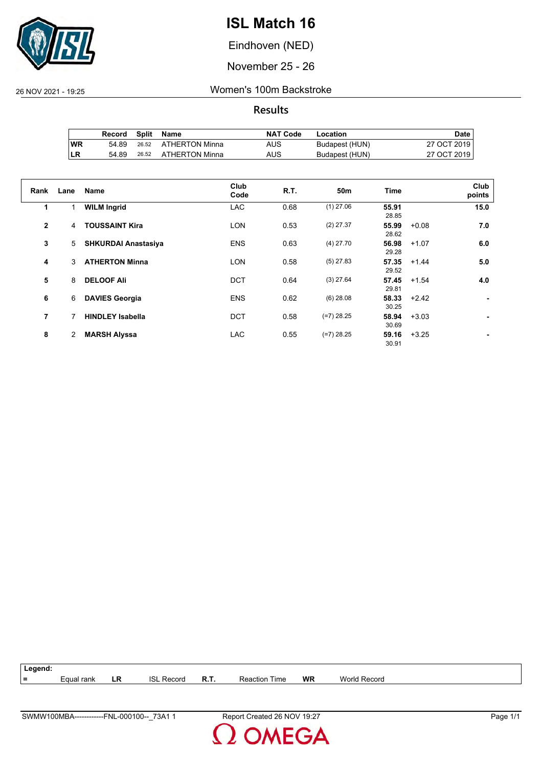# ISL Match 16

Eindhoven (NED)

November 25 - 26

26 NOV 2021 - 19:25

Women's 100m Backstroke

## Results

| | Record | Split | Name | NAT Code | Location | Date |
|---|---|---|---|---|---|---|
| WR | 54.89 | 26.52 | ATHERTON Minna | AUS | Budapest (HUN) | 27 OCT 2019 |
| LR | 54.89 | 26.52 | ATHERTON Minna | AUS | Budapest (HUN) | 27 OCT 2019 |

| Rank | Lane | Name | Club Code | R.T. | 50m | Time | | Club points |
|---|---|---|---|---|---|---|---|---|
| 1 | 1 | **WILM Ingrid** | LAC | 0.68 | (1) 27.06 | **55.91** 28.85 | | **15.0** |
| 2 | 4 | **TOUSSAINT Kira** | LON | 0.53 | (2) 27.37 | **55.99** 28.62 | +0.08 | **7.0** |
| 3 | 5 | **SHKURDAI Anastasiya** | ENS | 0.63 | (4) 27.70 | **56.98** 29.28 | +1.07 | **6.0** |
| 4 | 3 | **ATHERTON Minna** | LON | 0.58 | (5) 27.83 | **57.35** 29.52 | +1.44 | **5.0** |
| 5 | 8 | **DELOOF Ali** | DCT | 0.64 | (3) 27.64 | **57.45** 29.81 | +1.54 | **4.0** |
| 6 | 6 | **DAVIES Georgia** | ENS | 0.62 | (6) 28.08 | **58.33** 30.25 | +2.42 | **-** |
| 7 | 7 | **HINDLEY Isabella** | DCT | 0.58 | (=7) 28.25 | **58.94** 30.69 | +3.03 | **-** |
| 8 | 2 | **MARSH Alyssa** | LAC | 0.55 | (=7) 28.25 | **59.16** 30.91 | +3.25 | **-** |

**Legend:**

| = | Equal rank | LR | ISL Record | R.T. | Reaction Time | WR | World Record |
|---|---|---|---|---|---|---|---|

SWMW100MBA------------FNL-000100--_73A1 1 Report Created 26 NOV 19:27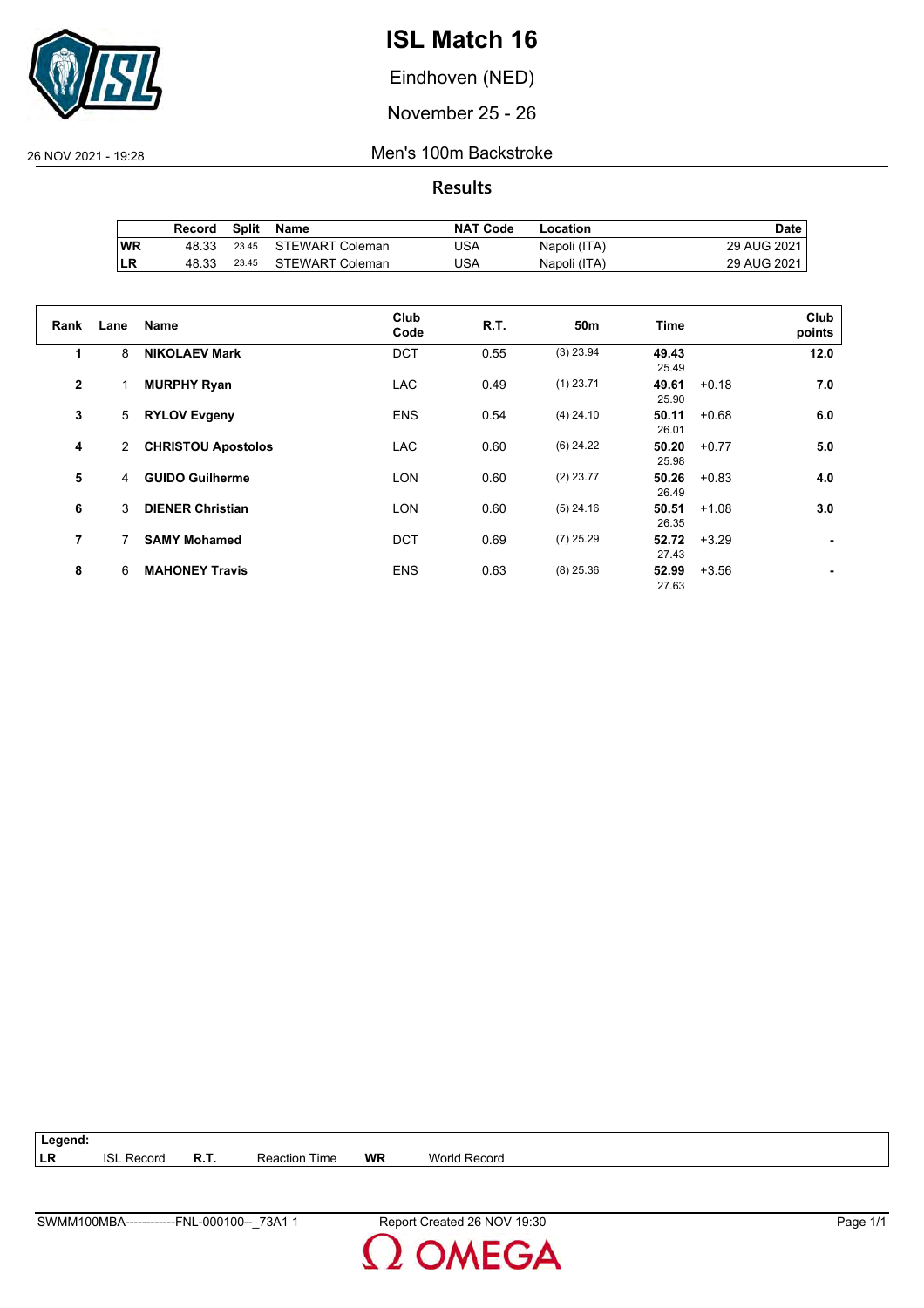# ISL Match 16

Eindhoven (NED)

November 25 - 26

26 NOV 2021 - 19:28

## Men's 100m Backstroke

### Results

| | Record | Split | Name | NAT Code | Location | Date |
|---|---|---|---|---|---|---|
| WR | 48.33 | 23.45 | STEWART Coleman | USA | Napoli (ITA) | 29 AUG 2021 |
| LR | 48.33 | 23.45 | STEWART Coleman | USA | Napoli (ITA) | 29 AUG 2021 |

| Rank | Lane | Name | Club Code | R.T. | 50m | Time | | Club points |
|---|---|---|---|---|---|---|---|---|
| 1 | 8 | **NIKOLAEV Mark** | DCT | 0.55 | (3) 23.94 | **49.43** 25.49 | | **12.0** |
| 2 | 1 | **MURPHY Ryan** | LAC | 0.49 | (1) 23.71 | **49.61** 25.90 | +0.18 | **7.0** |
| 3 | 5 | **RYLOV Evgeny** | ENS | 0.54 | (4) 24.10 | **50.11** 26.01 | +0.68 | **6.0** |
| 4 | 2 | **CHRISTOU Apostolos** | LAC | 0.60 | (6) 24.22 | **50.20** 25.98 | +0.77 | **5.0** |
| 5 | 4 | **GUIDO Guilherme** | LON | 0.60 | (2) 23.77 | **50.26** 26.49 | +0.83 | **4.0** |
| 6 | 3 | **DIENER Christian** | LON | 0.60 | (5) 24.16 | **50.51** 26.35 | +1.08 | **3.0** |
| 7 | 7 | **SAMY Mohamed** | DCT | 0.69 | (7) 25.29 | **52.72** 27.43 | +3.29 | **-** |
| 8 | 6 | **MAHONEY Travis** | ENS | 0.63 | (8) 25.36 | **52.99** 27.63 | +3.56 | **-** |

**Legend:**

| | | | | | |
|---|---|---|---|---|---|
| **LR** | ISL Record | **R.T.** | Reaction Time | **WR** | World Record |

SWMM100MBA------------FNL-000100--_73A1 1 Report Created 26 NOV 19:30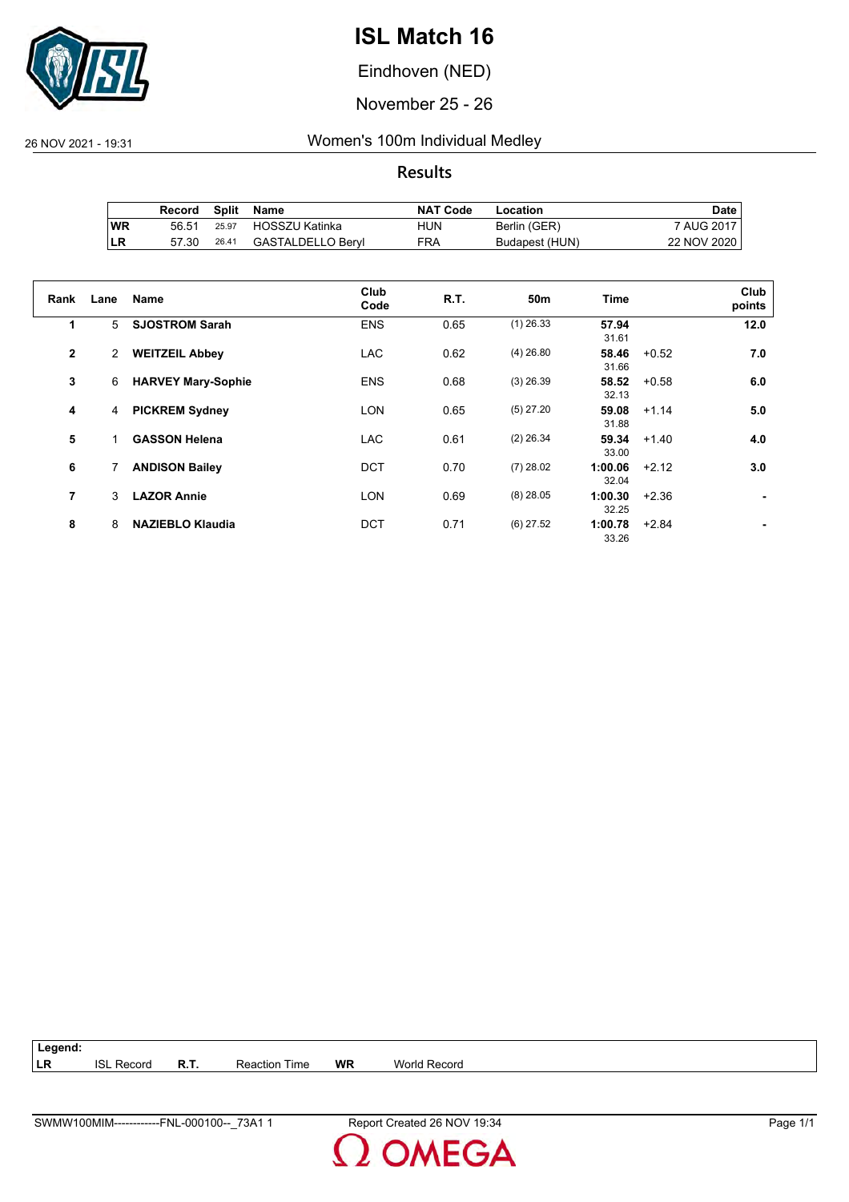# ISL Match 16

Eindhoven (NED)

November 25 - 26

26 NOV 2021 - 19:31

## Women's 100m Individual Medley

### Results

| | Record | Split | Name | NAT Code | Location | Date |
|---|---|---|---|---|---|---|
| WR | 56.51 | 25.97 | HOSSZU Katinka | HUN | Berlin (GER) | 7 AUG 2017 |
| LR | 57.30 | 26.41 | GASTALDELLO Beryl | FRA | Budapest (HUN) | 22 NOV 2020 |

| Rank | Lane | Name | Club Code | R.T. | 50m | Time | | Club points |
|---|---|---|---|---|---|---|---|---|
| 1 | 5 | **SJOSTROM Sarah** | ENS | 0.65 | (1) 26.33 | **57.94** 31.61 | | **12.0** |
| 2 | 2 | **WEITZEIL Abbey** | LAC | 0.62 | (4) 26.80 | **58.46** 31.66 | +0.52 | **7.0** |
| 3 | 6 | **HARVEY Mary-Sophie** | ENS | 0.68 | (3) 26.39 | **58.52** 32.13 | +0.58 | **6.0** |
| 4 | 4 | **PICKREM Sydney** | LON | 0.65 | (5) 27.20 | **59.08** 31.88 | +1.14 | **5.0** |
| 5 | 1 | **GASSON Helena** | LAC | 0.61 | (2) 26.34 | **59.34** 33.00 | +1.40 | **4.0** |
| 6 | 7 | **ANDISON Bailey** | DCT | 0.70 | (7) 28.02 | **1:00.06** 32.04 | +2.12 | **3.0** |
| 7 | 3 | **LAZOR Annie** | LON | 0.69 | (8) 28.05 | **1:00.30** 32.25 | +2.36 | **-** |
| 8 | 8 | **NAZIEBLO Klaudia** | DCT | 0.71 | (6) 27.52 | **1:00.78** 33.26 | +2.84 | **-** |

| Legend: | | | | | |
|---|---|---|---|---|---|
| LR | ISL Record | R.T. | Reaction Time | WR | World Record |

SWMW100MIM------------FNL-000100--_73A1 1 Report Created 26 NOV 19:34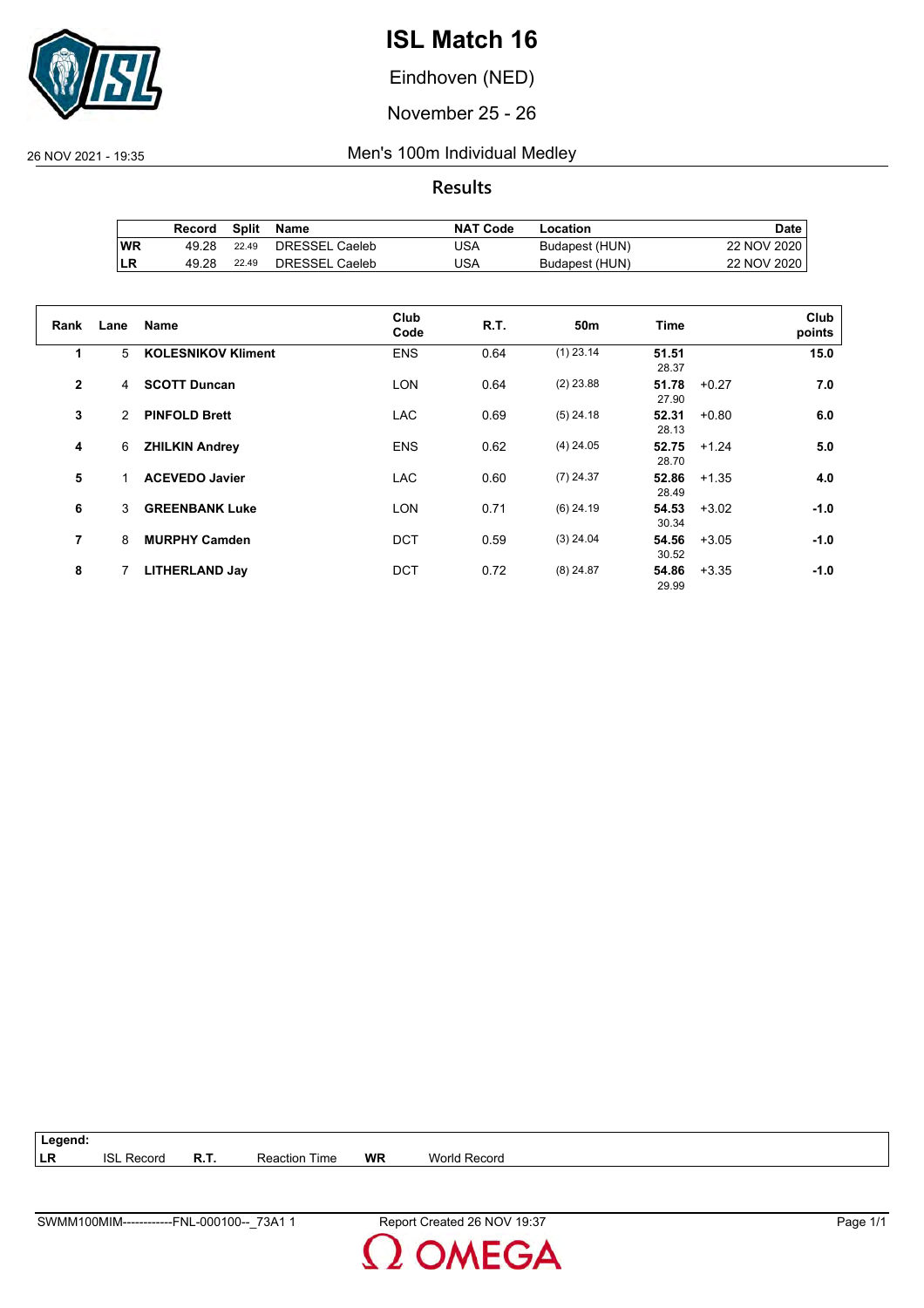# ISL Match 16

Eindhoven (NED)

November 25 - 26

26 NOV 2021 - 19:35

## Men's 100m Individual Medley

### Results

| | Record | Split | Name | NAT Code | Location | Date |
|---|---|---|---|---|---|---|
| WR | 49.28 | 22.49 | DRESSEL Caeleb | USA | Budapest (HUN) | 22 NOV 2020 |
| LR | 49.28 | 22.49 | DRESSEL Caeleb | USA | Budapest (HUN) | 22 NOV 2020 |

| Rank | Lane | Name | Club Code | R.T. | 50m | Time | | Club points |
|---|---|---|---|---|---|---|---|---|
| 1 | 5 | **KOLESNIKOV Kliment** | ENS | 0.64 | (1) 23.14 | **51.51** 28.37 | | **15.0** |
| 2 | 4 | **SCOTT Duncan** | LON | 0.64 | (2) 23.88 | **51.78** 27.90 | +0.27 | **7.0** |
| 3 | 2 | **PINFOLD Brett** | LAC | 0.69 | (5) 24.18 | **52.31** 28.13 | +0.80 | **6.0** |
| 4 | 6 | **ZHILKIN Andrey** | ENS | 0.62 | (4) 24.05 | **52.75** 28.70 | +1.24 | **5.0** |
| 5 | 1 | **ACEVEDO Javier** | LAC | 0.60 | (7) 24.37 | **52.86** 28.49 | +1.35 | **4.0** |
| 6 | 3 | **GREENBANK Luke** | LON | 0.71 | (6) 24.19 | **54.53** 30.34 | +3.02 | **-1.0** |
| 7 | 8 | **MURPHY Camden** | DCT | 0.59 | (3) 24.04 | **54.56** 30.52 | +3.05 | **-1.0** |
| 8 | 7 | **LITHERLAND Jay** | DCT | 0.72 | (8) 24.87 | **54.86** 29.99 | +3.35 | **-1.0** |

**Legend:**

| | | | | | |
|---|---|---|---|---|---|
| LR | ISL Record | R.T. | Reaction Time | WR | World Record |

SWMM100MIM------------FNL-000100--_73A1 1 — Report Created 26 NOV 19:37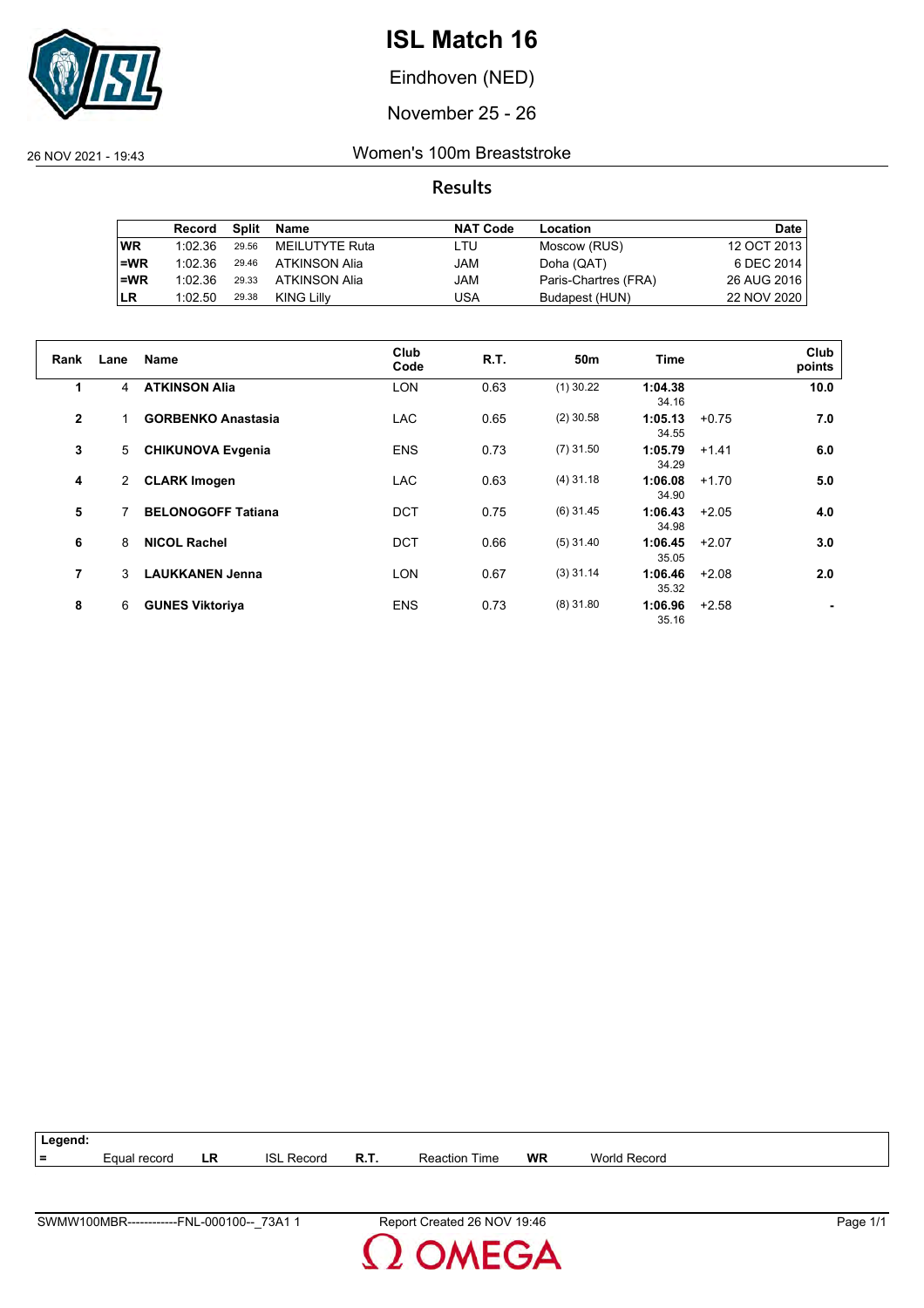# ISL Match 16

Eindhoven (NED)

November 25 - 26

26 NOV 2021 - 19:43

## Women's 100m Breaststroke

### Results

| | Record | Split | Name | NAT Code | Location | Date |
|---|---|---|---|---|---|---|
| WR | 1:02.36 | 29.56 | MEILUTYTE Ruta | LTU | Moscow (RUS) | 12 OCT 2013 |
| =WR | 1:02.36 | 29.46 | ATKINSON Alia | JAM | Doha (QAT) | 6 DEC 2014 |
| =WR | 1:02.36 | 29.33 | ATKINSON Alia | JAM | Paris-Chartres (FRA) | 26 AUG 2016 |
| LR | 1:02.50 | 29.38 | KING Lilly | USA | Budapest (HUN) | 22 NOV 2020 |

| Rank | Lane | Name | Club Code | R.T. | 50m | Time | | Club points |
|---|---|---|---|---|---|---|---|---|
| 1 | 4 | **ATKINSON Alia** | LON | 0.63 | (1) 30.22 | **1:04.38** 34.16 | | **10.0** |
| 2 | 1 | **GORBENKO Anastasia** | LAC | 0.65 | (2) 30.58 | **1:05.13** 34.55 | +0.75 | **7.0** |
| 3 | 5 | **CHIKUNOVA Evgenia** | ENS | 0.73 | (7) 31.50 | **1:05.79** 34.29 | +1.41 | **6.0** |
| 4 | 2 | **CLARK Imogen** | LAC | 0.63 | (4) 31.18 | **1:06.08** 34.90 | +1.70 | **5.0** |
| 5 | 7 | **BELONOGOFF Tatiana** | DCT | 0.75 | (6) 31.45 | **1:06.43** 34.98 | +2.05 | **4.0** |
| 6 | 8 | **NICOL Rachel** | DCT | 0.66 | (5) 31.40 | **1:06.45** 35.05 | +2.07 | **3.0** |
| 7 | 3 | **LAUKKANEN Jenna** | LON | 0.67 | (3) 31.14 | **1:06.46** 35.32 | +2.08 | **2.0** |
| 8 | 6 | **GUNES Viktoriya** | ENS | 0.73 | (8) 31.80 | **1:06.96** 35.16 | +2.58 | **-** |

**Legend:**

| = | Equal record | LR | ISL Record | R.T. | Reaction Time | WR | World Record |
|---|---|---|---|---|---|---|---|

SWMW100MBR------------FNL-000100--_73A1 1 Report Created 26 NOV 19:46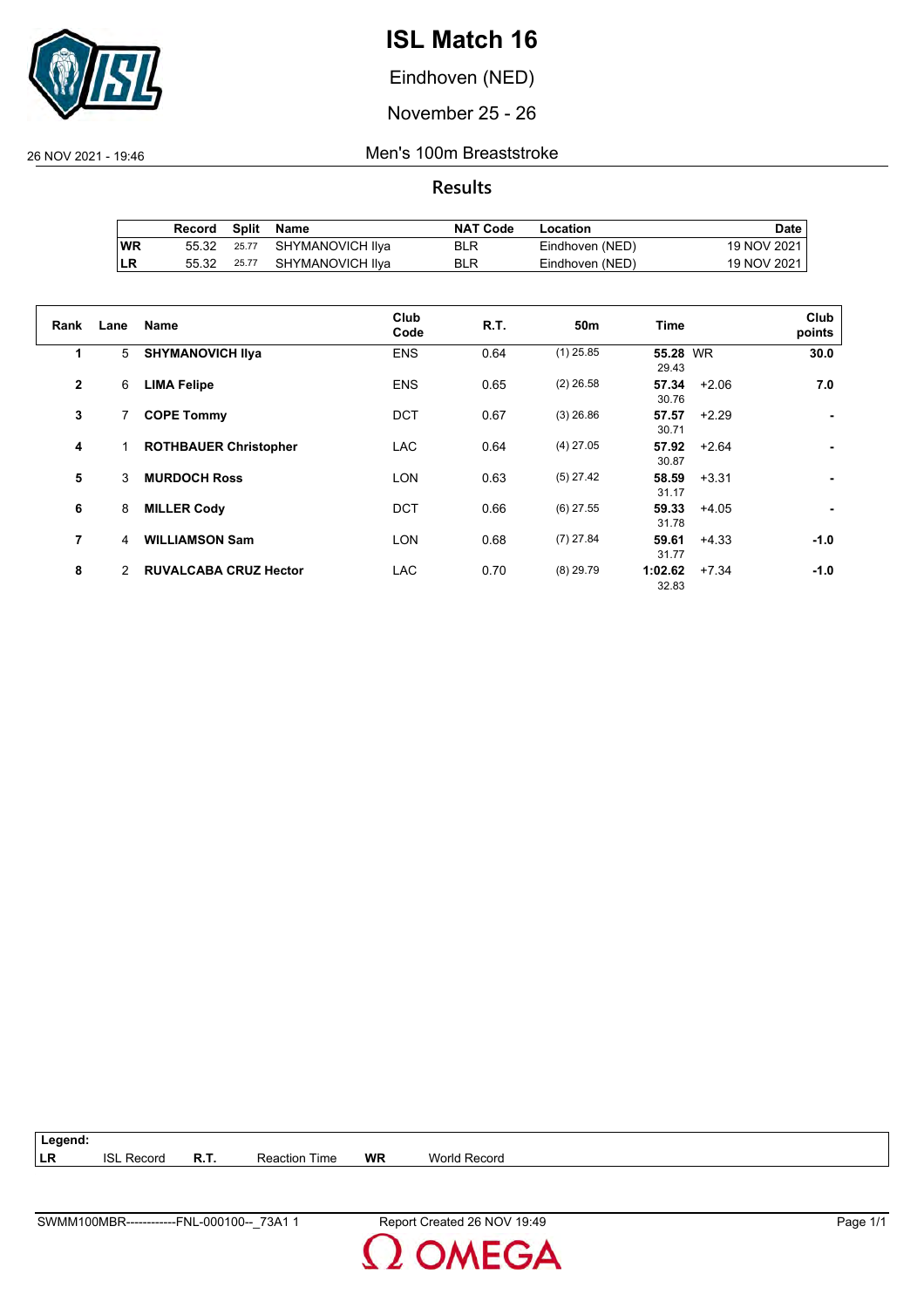# ISL Match 16

Eindhoven (NED)

November 25 - 26

26 NOV 2021 - 19:46

## Men's 100m Breaststroke

### Results

| | Record | Split | Name | NAT Code | Location | Date |
|---|---|---|---|---|---|---|
| WR | 55.32 | 25.77 | SHYMANOVICH Ilya | BLR | Eindhoven (NED) | 19 NOV 2021 |
| LR | 55.32 | 25.77 | SHYMANOVICH Ilya | BLR | Eindhoven (NED) | 19 NOV 2021 |

| Rank | Lane | Name | Club Code | R.T. | 50m | Time | | Club points |
|---|---|---|---|---|---|---|---|---|
| 1 | 5 | **SHYMANOVICH Ilya** | ENS | 0.64 | (1) 25.85 | **55.28** 29.43 | WR | **30.0** |
| 2 | 6 | **LIMA Felipe** | ENS | 0.65 | (2) 26.58 | **57.34** 30.76 | +2.06 | **7.0** |
| 3 | 7 | **COPE Tommy** | DCT | 0.67 | (3) 26.86 | **57.57** 30.71 | +2.29 | **-** |
| 4 | 1 | **ROTHBAUER Christopher** | LAC | 0.64 | (4) 27.05 | **57.92** 30.87 | +2.64 | **-** |
| 5 | 3 | **MURDOCH Ross** | LON | 0.63 | (5) 27.42 | **58.59** 31.17 | +3.31 | **-** |
| 6 | 8 | **MILLER Cody** | DCT | 0.66 | (6) 27.55 | **59.33** 31.78 | +4.05 | **-** |
| 7 | 4 | **WILLIAMSON Sam** | LON | 0.68 | (7) 27.84 | **59.61** 31.77 | +4.33 | **-1.0** |
| 8 | 2 | **RUVALCABA CRUZ Hector** | LAC | 0.70 | (8) 29.79 | **1:02.62** 32.83 | +7.34 | **-1.0** |

**Legend:**

| | | | | | |
|---|---|---|---|---|---|
| **LR** | ISL Record | **R.T.** | Reaction Time | **WR** | World Record |

SWMM100MBR------------FNL-000100--_73A1 1 Report Created 26 NOV 19:49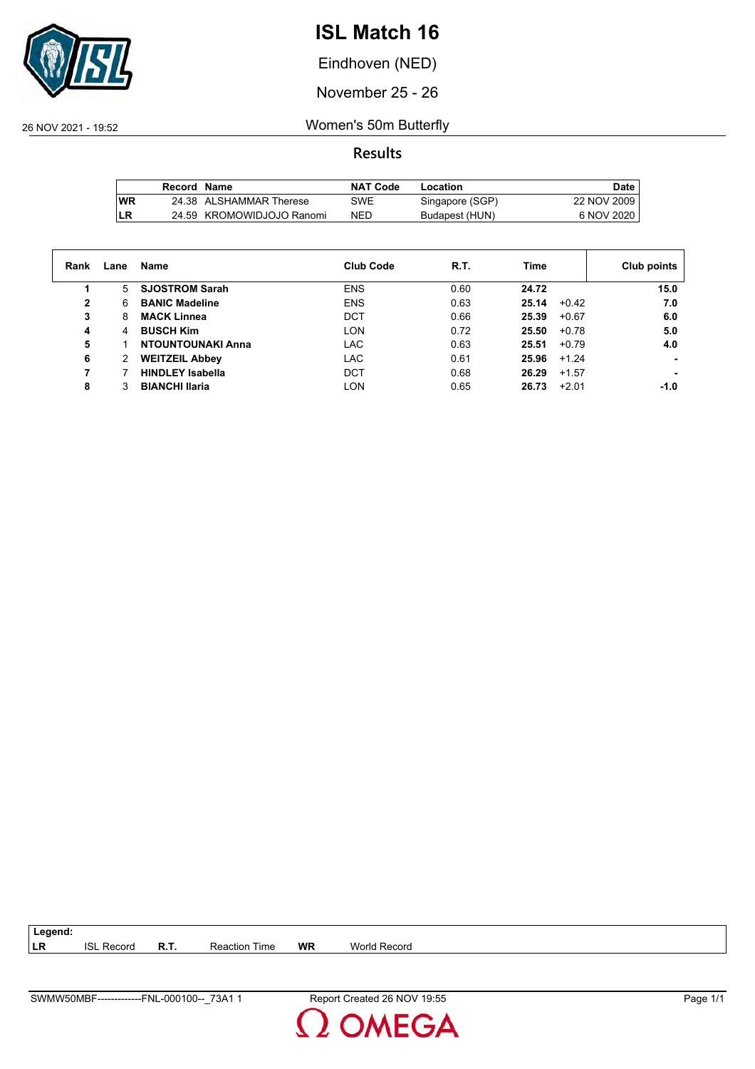# ISL Match 16

Eindhoven (NED)

November 25 - 26

26 NOV 2021 - 19:52

Women's 50m Butterfly

## Results

| | Record | Name | NAT Code | Location | Date |
|---|---|---|---|---|---|
| WR | 24.38 | ALSHAMMAR Therese | SWE | Singapore (SGP) | 22 NOV 2009 |
| LR | 24.59 | KROMOWIDJOJO Ranomi | NED | Budapest (HUN) | 6 NOV 2020 |

| Rank | Lane | Name | Club Code | R.T. | Time | | Club points |
|---|---|---|---|---|---|---|---|
| 1 | 5 | **SJOSTROM Sarah** | ENS | 0.60 | **24.72** | | **15.0** |
| 2 | 6 | **BANIC Madeline** | ENS | 0.63 | **25.14** | +0.42 | **7.0** |
| 3 | 8 | **MACK Linnea** | DCT | 0.66 | **25.39** | +0.67 | **6.0** |
| 4 | 4 | **BUSCH Kim** | LON | 0.72 | **25.50** | +0.78 | **5.0** |
| 5 | 1 | **NTOUNTOUNAKI Anna** | LAC | 0.63 | **25.51** | +0.79 | **4.0** |
| 6 | 2 | **WEITZEIL Abbey** | LAC | 0.61 | **25.96** | +1.24 | **-** |
| 7 | 7 | **HINDLEY Isabella** | DCT | 0.68 | **26.29** | +1.57 | **-** |
| 8 | 3 | **BIANCHI Ilaria** | LON | 0.65 | **26.73** | +2.01 | **-1.0** |

**Legend:**
**LR** ISL Record **R.T.** Reaction Time **WR** World Record

SWMW50MBF--------------FNL-000100--_73A1 1 Report Created 26 NOV 19:55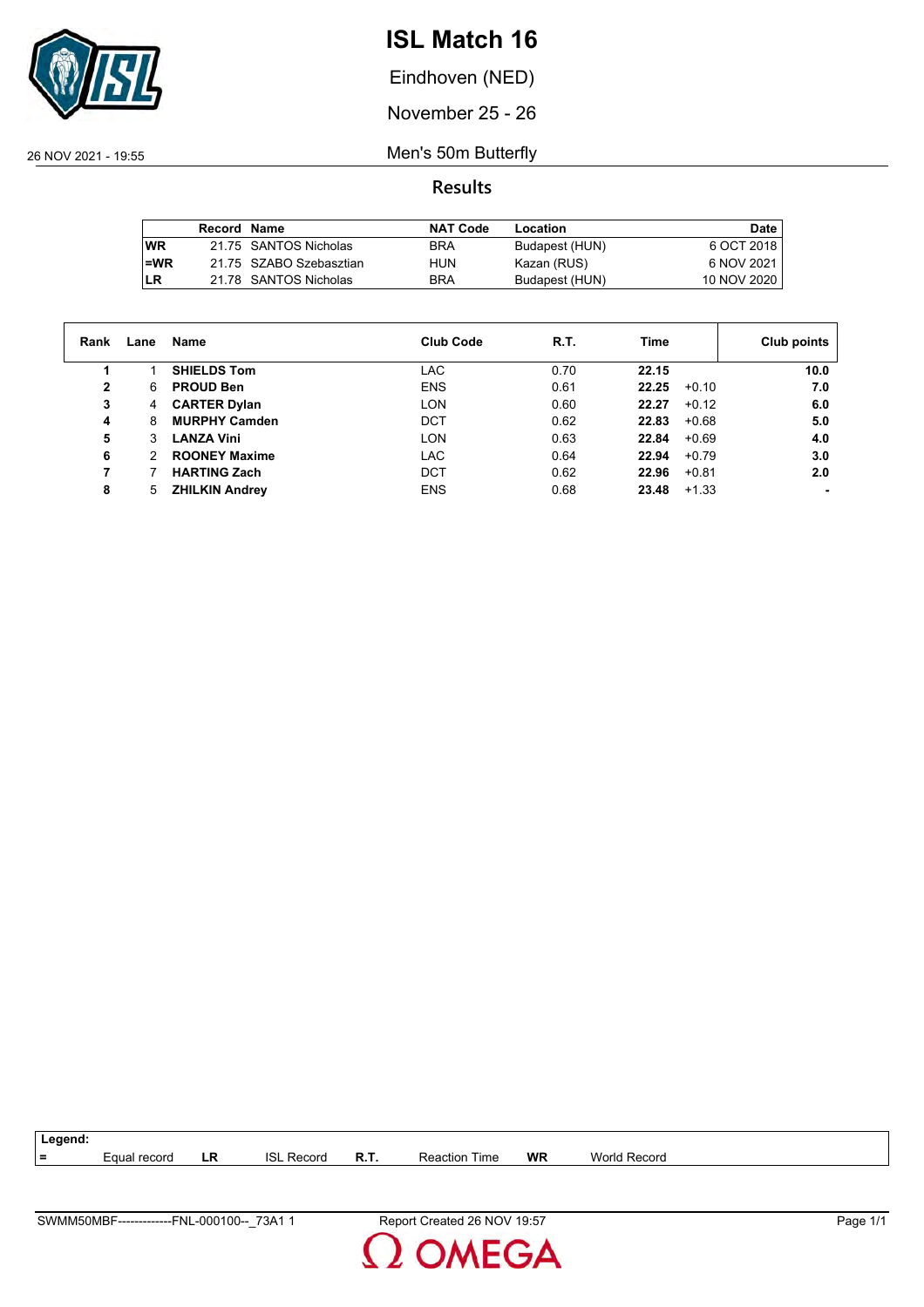# ISL Match 16

Eindhoven (NED)

November 25 - 26

26 NOV 2021 - 19:55

Men's 50m Butterfly

## Results

| | Record | Name | NAT Code | Location | Date |
|---|---|---|---|---|---|
| WR | 21.75 | SANTOS Nicholas | BRA | Budapest (HUN) | 6 OCT 2018 |
| =WR | 21.75 | SZABO Szebasztian | HUN | Kazan (RUS) | 6 NOV 2021 |
| LR | 21.78 | SANTOS Nicholas | BRA | Budapest (HUN) | 10 NOV 2020 |

| Rank | Lane | Name | Club Code | R.T. | Time | | Club points |
|---|---|---|---|---|---|---|---|
| **1** | 1 | **SHIELDS Tom** | LAC | 0.70 | **22.15** | | **10.0** |
| **2** | 6 | **PROUD Ben** | ENS | 0.61 | **22.25** | +0.10 | **7.0** |
| **3** | 4 | **CARTER Dylan** | LON | 0.60 | **22.27** | +0.12 | **6.0** |
| **4** | 8 | **MURPHY Camden** | DCT | 0.62 | **22.83** | +0.68 | **5.0** |
| **5** | 3 | **LANZA Vini** | LON | 0.63 | **22.84** | +0.69 | **4.0** |
| **6** | 2 | **ROONEY Maxime** | LAC | 0.64 | **22.94** | +0.79 | **3.0** |
| **7** | 7 | **HARTING Zach** | DCT | 0.62 | **22.96** | +0.81 | **2.0** |
| **8** | 5 | **ZHILKIN Andrey** | ENS | 0.68 | **23.48** | +1.33 | **-** |

**Legend:**

| = | Equal record | LR | ISL Record | R.T. | Reaction Time | WR | World Record |
|---|---|---|---|---|---|---|---|

SWMM50MBF-------------FNL-000100--_73A1 1 Report Created 26 NOV 19:57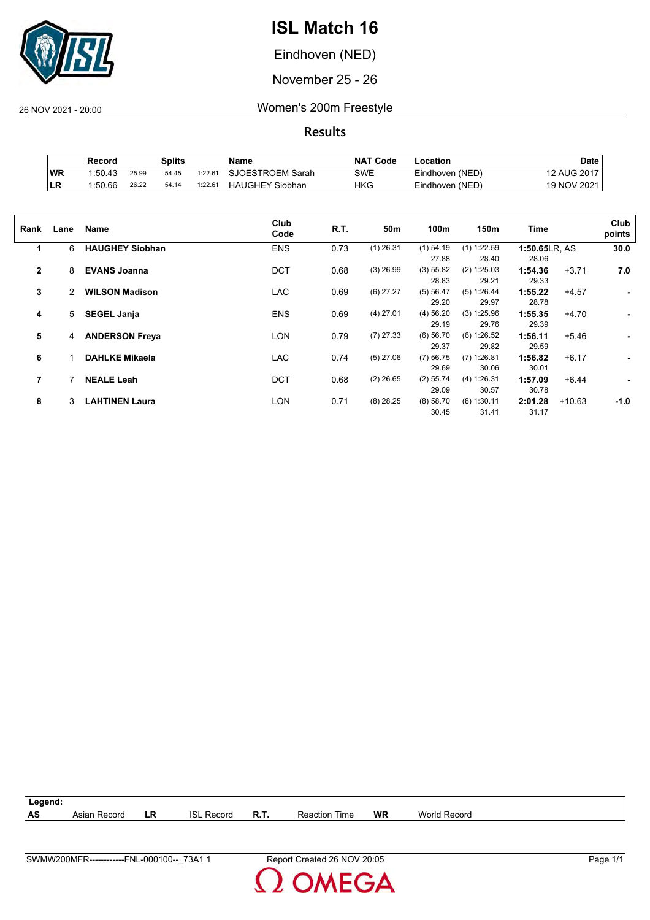# ISL Match 16

Eindhoven (NED)

November 25 - 26

26 NOV 2021 - 20:00

Women's 200m Freestyle

## Results

| | Record | Splits | | | Name | NAT Code | Location | Date |
|---|---|---|---|---|---|---|---|---|
| WR | 1:50.43 | 25.99 | 54.45 | 1:22.61 | SJOESTROEM Sarah | SWE | Eindhoven (NED) | 12 AUG 2017 |
| LR | 1:50.66 | 26.22 | 54.14 | 1:22.61 | HAUGHEY Siobhan | HKG | Eindhoven (NED) | 19 NOV 2021 |

| Rank | Lane | Name | Club Code | R.T. | 50m | 100m | 150m | Time | | Club points |
|---|---|---|---|---|---|---|---|---|---|---|
| 1 | 6 | **HAUGHEY Siobhan** | ENS | 0.73 | (1) 26.31 | (1) 54.19<br>27.88 | (1) 1:22.59<br>28.40 | **1:50.65**LR, AS<br>28.06 | | **30.0** |
| 2 | 8 | **EVANS Joanna** | DCT | 0.68 | (3) 26.99 | (3) 55.82<br>28.83 | (2) 1:25.03<br>29.21 | **1:54.36**<br>29.33 | +3.71 | **7.0** |
| 3 | 2 | **WILSON Madison** | LAC | 0.69 | (6) 27.27 | (5) 56.47<br>29.20 | (5) 1:26.44<br>29.97 | **1:55.22**<br>28.78 | +4.57 | **-** |
| 4 | 5 | **SEGEL Janja** | ENS | 0.69 | (4) 27.01 | (4) 56.20<br>29.19 | (3) 1:25.96<br>29.76 | **1:55.35**<br>29.39 | +4.70 | **-** |
| 5 | 4 | **ANDERSON Freya** | LON | 0.79 | (7) 27.33 | (6) 56.70<br>29.37 | (6) 1:26.52<br>29.82 | **1:56.11**<br>29.59 | +5.46 | **-** |
| 6 | 1 | **DAHLKE Mikaela** | LAC | 0.74 | (5) 27.06 | (7) 56.75<br>29.69 | (7) 1:26.81<br>30.06 | **1:56.82**<br>30.01 | +6.17 | **-** |
| 7 | 7 | **NEALE Leah** | DCT | 0.68 | (2) 26.65 | (2) 55.74<br>29.09 | (4) 1:26.31<br>30.57 | **1:57.09**<br>30.78 | +6.44 | **-** |
| 8 | 3 | **LAHTINEN Laura** | LON | 0.71 | (8) 28.25 | (8) 58.70<br>30.45 | (8) 1:30.11<br>31.41 | **2:01.28**<br>31.17 | +10.63 | **-1.0** |

**Legend:**

| | | | | | | | |
|---|---|---|---|---|---|---|---|
| **AS** | Asian Record | **LR** | ISL Record | **R.T.** | Reaction Time | **WR** | World Record |

SWMW200MFR------------FNL-000100--_73A1 1 Report Created 26 NOV 20:05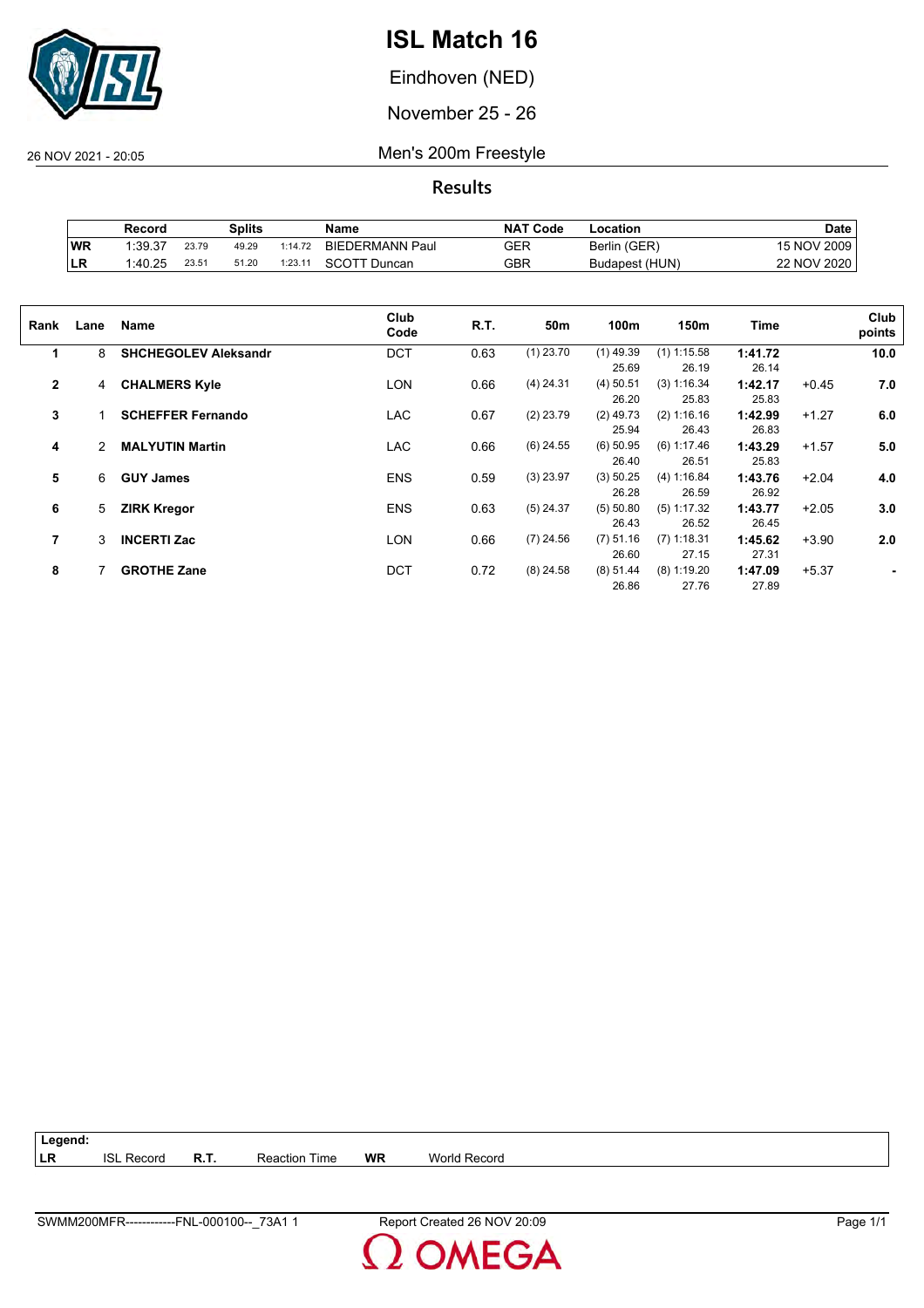# ISL Match 16

Eindhoven (NED)

November 25 - 26

26 NOV 2021 - 20:05

## Men's 200m Freestyle

### Results

| | Record | Splits | | | Name | NAT Code | Location | Date |
|---|---|---|---|---|---|---|---|---|
| WR | 1:39.37 | 23.79 | 49.29 | 1:14.72 | BIEDERMANN Paul | GER | Berlin (GER) | 15 NOV 2009 |
| LR | 1:40.25 | 23.51 | 51.20 | 1:23.11 | SCOTT Duncan | GBR | Budapest (HUN) | 22 NOV 2020 |

| Rank | Lane | Name | Club Code | R.T. | 50m | 100m | 150m | Time | | Club points |
|---|---|---|---|---|---|---|---|---|---|---|
| 1 | 8 | **SHCHEGOLEV Aleksandr** | DCT | 0.63 | (1) 23.70 | (1) 49.39<br>25.69 | (1) 1:15.58<br>26.19 | **1:41.72**<br>26.14 | | **10.0** |
| 2 | 4 | **CHALMERS Kyle** | LON | 0.66 | (4) 24.31 | (4) 50.51<br>26.20 | (3) 1:16.34<br>25.83 | **1:42.17**<br>25.83 | +0.45 | **7.0** |
| 3 | 1 | **SCHEFFER Fernando** | LAC | 0.67 | (2) 23.79 | (2) 49.73<br>25.94 | (2) 1:16.16<br>26.43 | **1:42.99**<br>26.83 | +1.27 | **6.0** |
| 4 | 2 | **MALYUTIN Martin** | LAC | 0.66 | (6) 24.55 | (6) 50.95<br>26.40 | (6) 1:17.46<br>26.51 | **1:43.29**<br>25.83 | +1.57 | **5.0** |
| 5 | 6 | **GUY James** | ENS | 0.59 | (3) 23.97 | (3) 50.25<br>26.28 | (4) 1:16.84<br>26.59 | **1:43.76**<br>26.92 | +2.04 | **4.0** |
| 6 | 5 | **ZIRK Kregor** | ENS | 0.63 | (5) 24.37 | (5) 50.80<br>26.43 | (5) 1:17.32<br>26.52 | **1:43.77**<br>26.45 | +2.05 | **3.0** |
| 7 | 3 | **INCERTI Zac** | LON | 0.66 | (7) 24.56 | (7) 51.16<br>26.60 | (7) 1:18.31<br>27.15 | **1:45.62**<br>27.31 | +3.90 | **2.0** |
| 8 | 7 | **GROTHE Zane** | DCT | 0.72 | (8) 24.58 | (8) 51.44<br>26.86 | (8) 1:19.20<br>27.76 | **1:47.09**<br>27.89 | +5.37 | **-** |

| Legend: | | | | | |
|---|---|---|---|---|---|
| LR | ISL Record | R.T. | Reaction Time | WR | World Record |

SWMM200MFR------------FNL-000100--_73A1 1 Report Created 26 NOV 20:09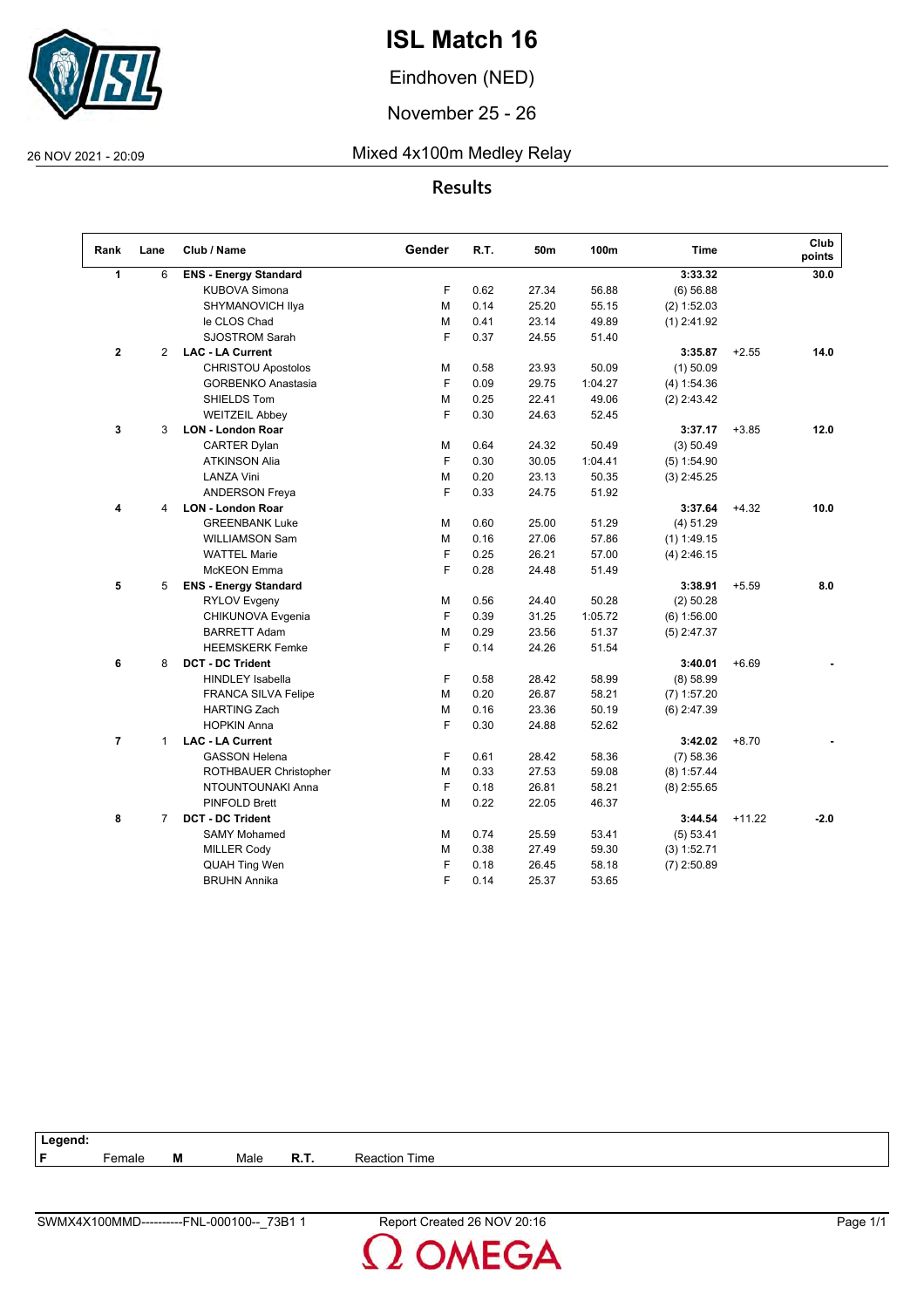# ISL Match 16

Eindhoven (NED)

November 25 - 26

26 NOV 2021 - 20:09

## Mixed 4x100m Medley Relay

### Results

| Rank | Lane | Club / Name | Gender | R.T. | 50m | 100m | Time | | Club points |
|---|---|---|---|---|---|---|---|---|---|
| **1** | 6 | **ENS - Energy Standard** | | | | | **3:33.32** | | **30.0** |
| | | KUBOVA Simona | F | 0.62 | 27.34 | 56.88 | (6) 56.88 | | |
| | | SHYMANOVICH Ilya | M | 0.14 | 25.20 | 55.15 | (2) 1:52.03 | | |
| | | le CLOS Chad | M | 0.41 | 23.14 | 49.89 | (1) 2:41.92 | | |
| | | SJOSTROM Sarah | F | 0.37 | 24.55 | 51.40 | | | |
| **2** | 2 | **LAC - LA Current** | | | | | **3:35.87** | +2.55 | **14.0** |
| | | CHRISTOU Apostolos | M | 0.58 | 23.93 | 50.09 | (1) 50.09 | | |
| | | GORBENKO Anastasia | F | 0.09 | 29.75 | 1:04.27 | (4) 1:54.36 | | |
| | | SHIELDS Tom | M | 0.25 | 22.41 | 49.06 | (2) 2:43.42 | | |
| | | WEITZEIL Abbey | F | 0.30 | 24.63 | 52.45 | | | |
| **3** | 3 | **LON - London Roar** | | | | | **3:37.17** | +3.85 | **12.0** |
| | | CARTER Dylan | M | 0.64 | 24.32 | 50.49 | (3) 50.49 | | |
| | | ATKINSON Alia | F | 0.30 | 30.05 | 1:04.41 | (5) 1:54.90 | | |
| | | LANZA Vini | M | 0.20 | 23.13 | 50.35 | (3) 2:45.25 | | |
| | | ANDERSON Freya | F | 0.33 | 24.75 | 51.92 | | | |
| **4** | 4 | **LON - London Roar** | | | | | **3:37.64** | +4.32 | **10.0** |
| | | GREENBANK Luke | M | 0.60 | 25.00 | 51.29 | (4) 51.29 | | |
| | | WILLIAMSON Sam | M | 0.16 | 27.06 | 57.86 | (1) 1:49.15 | | |
| | | WATTEL Marie | F | 0.25 | 26.21 | 57.00 | (4) 2:46.15 | | |
| | | McKEON Emma | F | 0.28 | 24.48 | 51.49 | | | |
| **5** | 5 | **ENS - Energy Standard** | | | | | **3:38.91** | +5.59 | **8.0** |
| | | RYLOV Evgeny | M | 0.56 | 24.40 | 50.28 | (2) 50.28 | | |
| | | CHIKUNOVA Evgenia | F | 0.39 | 31.25 | 1:05.72 | (6) 1:56.00 | | |
| | | BARRETT Adam | M | 0.29 | 23.56 | 51.37 | (5) 2:47.37 | | |
| | | HEEMSKERK Femke | F | 0.14 | 24.26 | 51.54 | | | |
| **6** | 8 | **DCT - DC Trident** | | | | | **3:40.01** | +6.69 | **-** |
| | | HINDLEY Isabella | F | 0.58 | 28.42 | 58.99 | (8) 58.99 | | |
| | | FRANCA SILVA Felipe | M | 0.20 | 26.87 | 58.21 | (7) 1:57.20 | | |
| | | HARTING Zach | M | 0.16 | 23.36 | 50.19 | (6) 2:47.39 | | |
| | | HOPKIN Anna | F | 0.30 | 24.88 | 52.62 | | | |
| **7** | 1 | **LAC - LA Current** | | | | | **3:42.02** | +8.70 | **-** |
| | | GASSON Helena | F | 0.61 | 28.42 | 58.36 | (7) 58.36 | | |
| | | ROTHBAUER Christopher | M | 0.33 | 27.53 | 59.08 | (8) 1:57.44 | | |
| | | NTOUNTOUNAKI Anna | F | 0.18 | 26.81 | 58.21 | (8) 2:55.65 | | |
| | | PINFOLD Brett | M | 0.22 | 22.05 | 46.37 | | | |
| **8** | 7 | **DCT - DC Trident** | | | | | **3:44.54** | +11.22 | **-2.0** |
| | | SAMY Mohamed | M | 0.74 | 25.59 | 53.41 | (5) 53.41 | | |
| | | MILLER Cody | M | 0.38 | 27.49 | 59.30 | (3) 1:52.71 | | |
| | | QUAH Ting Wen | F | 0.18 | 26.45 | 58.18 | (7) 2:50.89 | | |
| | | BRUHN Annika | F | 0.14 | 25.37 | 53.65 | | | |

**Legend:**

| | | | | | |
|---|---|---|---|---|---|
| **F** | Female | **M** | Male | **R.T.** | Reaction Time |

SWMX4X100MMD----------FNL-000100--_73B1 1 — Report Created 26 NOV 20:16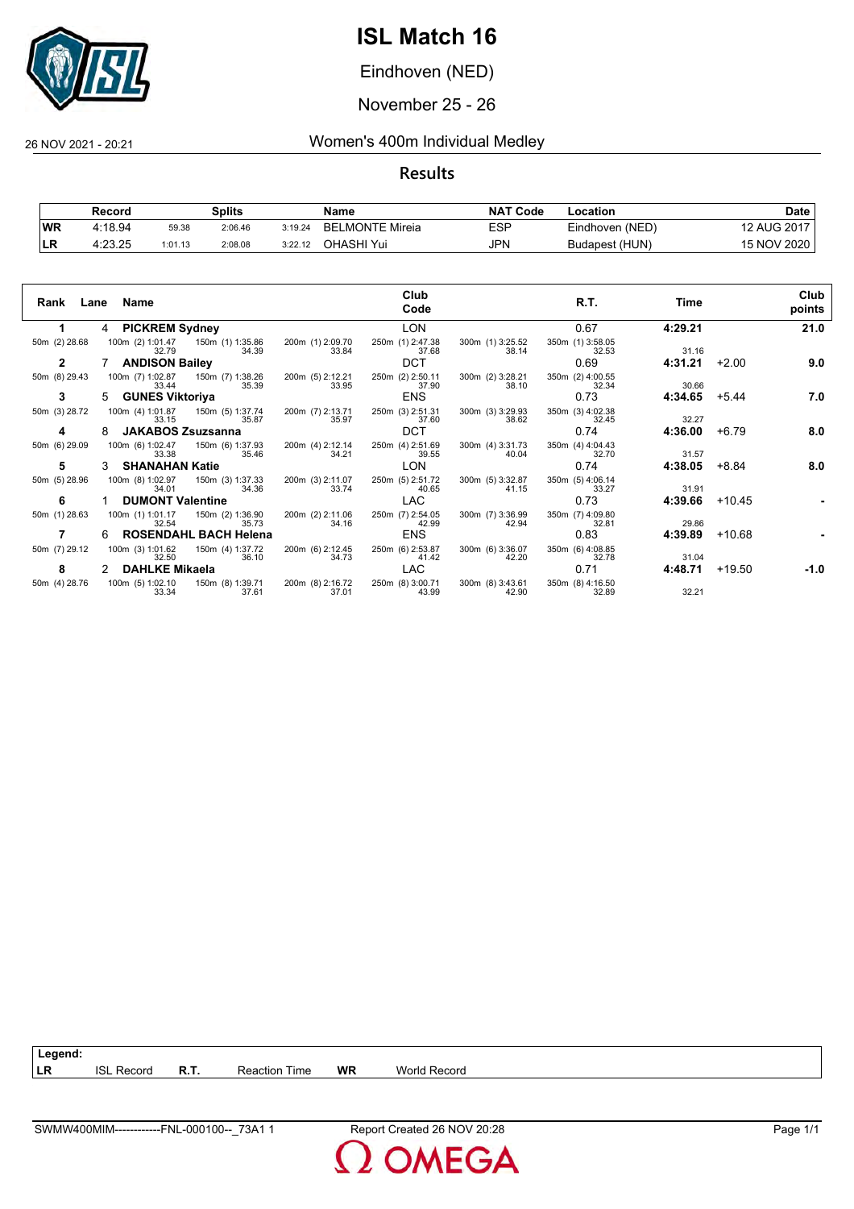# ISL Match 16

Eindhoven (NED)

November 25 - 26

26 NOV 2021 - 20:21

## Women's 400m Individual Medley

### Results

| | Record | Splits | | | Name | NAT Code | Location | Date |
|---|---|---|---|---|---|---|---|---|
| WR | 4:18.94 | 59.38 | 2:06.46 | 3:19.24 | BELMONTE Mireia | ESP | Eindhoven (NED) | 12 AUG 2017 |
| LR | 4:23.25 | 1:01.13 | 2:08.08 | 3:22.12 | OHASHI Yui | JPN | Budapest (HUN) | 15 NOV 2020 |

| Rank | Lane | Name | Club Code | R.T. | Time | | Club points |
|---|---|---|---|---|---|---|---|
| 1 | 4 | PICKREM Sydney | LON | 0.67 | 4:29.21 | | 21.0 |
| 2 | 7 | ANDISON Bailey | DCT | 0.69 | 4:31.21 | +2.00 | 9.0 |
| 3 | 5 | GUNES Viktoriya | ENS | 0.73 | 4:34.65 | +5.44 | 7.0 |
| 4 | 8 | JAKABOS Zsuzsanna | DCT | 0.74 | 4:36.00 | +6.79 | 8.0 |
| 5 | 3 | SHANAHAN Katie | LON | 0.74 | 4:38.05 | +8.84 | 8.0 |
| 6 | 1 | DUMONT Valentine | LAC | 0.73 | 4:39.66 | +10.45 | - |
| 7 | 6 | ROSENDAHL BACH Helena | ENS | 0.83 | 4:39.89 | +10.68 | - |
| 8 | 2 | DAHLKE Mikaela | LAC | 0.71 | 4:48.71 | +19.50 | -1.0 |

Splits:

| Name | 50m | 100m | 150m | 200m | 250m | 300m | 350m | 400m |
|---|---|---|---|---|---|---|---|---|
| PICKREM Sydney | (2) 28.68 | (2) 1:01.47 / 32.79 | (1) 1:35.86 / 34.39 | (1) 2:09.70 / 33.84 | (1) 2:47.38 / 37.68 | (1) 3:25.52 / 38.14 | (1) 3:58.05 / 32.53 | 31.16 |
| ANDISON Bailey | (8) 29.43 | (7) 1:02.87 / 33.44 | (7) 1:38.26 / 35.39 | (5) 2:12.21 / 33.95 | (2) 2:50.11 / 37.90 | (2) 3:28.21 / 38.10 | (2) 4:00.55 / 32.34 | 30.66 |
| GUNES Viktoriya | (3) 28.72 | (4) 1:01.87 / 33.15 | (5) 1:37.74 / 35.87 | (7) 2:13.71 / 35.97 | (3) 2:51.31 / 37.60 | (3) 3:29.93 / 38.62 | (3) 4:02.38 / 32.45 | 32.27 |
| JAKABOS Zsuzsanna | (6) 29.09 | (6) 1:02.47 / 33.38 | (6) 1:37.93 / 35.46 | (4) 2:12.14 / 34.21 | (4) 2:51.69 / 39.55 | (4) 3:31.73 / 40.04 | (4) 4:04.43 / 32.70 | 31.57 |
| SHANAHAN Katie | (5) 28.96 | (8) 1:02.97 / 34.01 | (3) 1:37.33 / 34.36 | (3) 2:11.07 / 33.74 | (5) 2:51.72 / 40.65 | (5) 3:32.87 / 41.15 | (5) 4:06.14 / 33.27 | 31.91 |
| DUMONT Valentine | (1) 28.63 | (1) 1:01.17 / 32.54 | (2) 1:36.90 / 35.73 | (2) 2:11.06 / 34.16 | (7) 2:54.05 / 42.99 | (7) 3:36.99 / 42.94 | (7) 4:09.80 / 32.81 | 29.86 |
| ROSENDAHL BACH Helena | (7) 29.12 | (3) 1:01.62 / 32.50 | (4) 1:37.72 / 36.10 | (6) 2:12.45 / 34.73 | (6) 2:53.87 / 41.42 | (6) 3:36.07 / 42.20 | (6) 4:08.85 / 32.78 | 31.04 |
| DAHLKE Mikaela | (4) 28.76 | (5) 1:02.10 / 33.34 | (8) 1:39.71 / 37.61 | (8) 2:16.72 / 37.01 | (8) 3:00.71 / 43.99 | (8) 3:43.61 / 42.90 | (8) 4:16.50 / 32.89 | 32.21 |

**Legend:**

| | | | | | |
|---|---|---|---|---|---|
| LR | ISL Record | R.T. | Reaction Time | WR | World Record |

SWMW400MIM------------FNL-000100--_73A1 1 Report Created 26 NOV 20:28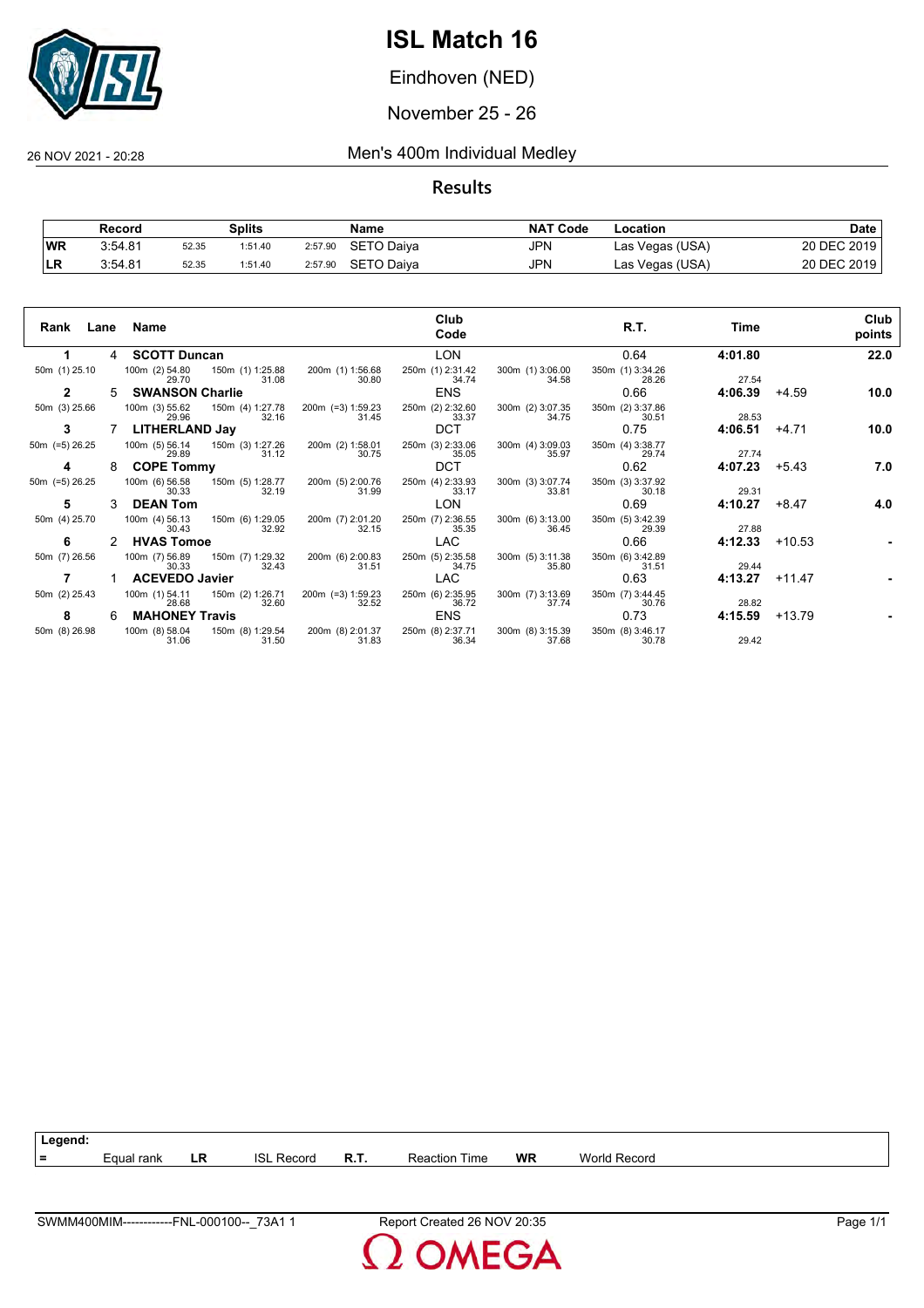# ISL Match 16

Eindhoven (NED)

November 25 - 26

26 NOV 2021 - 20:28

## Men's 400m Individual Medley

### Results

| | Record | Splits | | | Name | NAT Code | Location | Date |
|---|---|---|---|---|---|---|---|---|
| WR | 3:54.81 | 52.35 | 1:51.40 | 2:57.90 | SETO Daiya | JPN | Las Vegas (USA) | 20 DEC 2019 |
| LR | 3:54.81 | 52.35 | 1:51.40 | 2:57.90 | SETO Daiya | JPN | Las Vegas (USA) | 20 DEC 2019 |

| Rank | Lane | Name | Club Code | R.T. | Time | | Club points |
|---|---|---|---|---|---|---|---|
| 1 | 4 | **SCOTT Duncan** | LON | 0.64 | **4:01.80** | | **22.0** |
| 50m (1) 25.10 | | 100m (2) 54.80 / 29.70; 150m (1) 1:25.88 / 31.08; 200m (1) 1:56.68 / 30.80; 250m (1) 2:31.42 / 34.74; 300m (1) 3:06.00 / 34.58; 350m (1) 3:34.26 / 28.26 | | | 27.54 | | |
| 2 | 5 | **SWANSON Charlie** | ENS | 0.66 | **4:06.39** | +4.59 | **10.0** |
| 50m (3) 25.66 | | 100m (3) 55.62 / 29.96; 150m (4) 1:27.78 / 32.16; 200m (=3) 1:59.23 / 31.45; 250m (2) 2:32.60 / 33.37; 300m (2) 3:07.35 / 34.75; 350m (2) 3:37.86 / 30.51 | | | 28.53 | | |
| 3 | 7 | **LITHERLAND Jay** | DCT | 0.75 | **4:06.51** | +4.71 | **10.0** |
| 50m (=5) 26.25 | | 100m (5) 56.14 / 29.89; 150m (3) 1:27.26 / 31.12; 200m (2) 1:58.01 / 30.75; 250m (3) 2:33.06 / 35.05; 300m (4) 3:09.03 / 35.97; 350m (4) 3:38.77 / 29.74 | | | 27.74 | | |
| 4 | 8 | **COPE Tommy** | DCT | 0.62 | **4:07.23** | +5.43 | **7.0** |
| 50m (=5) 26.25 | | 100m (6) 56.58 / 30.33; 150m (5) 1:28.77 / 32.19; 200m (5) 2:00.76 / 31.99; 250m (4) 2:33.93 / 33.17; 300m (3) 3:07.74 / 33.81; 350m (3) 3:37.92 / 30.18 | | | 29.31 | | |
| 5 | 3 | **DEAN Tom** | LON | 0.69 | **4:10.27** | +8.47 | **4.0** |
| 50m (4) 25.70 | | 100m (4) 56.13 / 30.43; 150m (6) 1:29.05 / 32.92; 200m (7) 2:01.20 / 32.15; 250m (7) 2:36.55 / 35.35; 300m (6) 3:13.00 / 36.45; 350m (5) 3:42.39 / 29.39 | | | 27.88 | | |
| 6 | 2 | **HVAS Tomoe** | LAC | 0.66 | **4:12.33** | +10.53 | **-** |
| 50m (7) 26.56 | | 100m (7) 56.89 / 30.33; 150m (7) 1:29.32 / 32.43; 200m (6) 2:00.83 / 31.51; 250m (5) 2:35.58 / 34.75; 300m (5) 3:11.38 / 35.80; 350m (6) 3:42.89 / 31.51 | | | 29.44 | | |
| 7 | 1 | **ACEVEDO Javier** | LAC | 0.63 | **4:13.27** | +11.47 | **-** |
| 50m (2) 25.43 | | 100m (1) 54.11 / 28.68; 150m (2) 1:26.71 / 32.60; 200m (=3) 1:59.23 / 32.52; 250m (6) 2:35.95 / 36.72; 300m (7) 3:13.69 / 37.74; 350m (7) 3:44.45 / 30.76 | | | 28.82 | | |
| 8 | 6 | **MAHONEY Travis** | ENS | 0.73 | **4:15.59** | +13.79 | **-** |
| 50m (8) 26.98 | | 100m (8) 58.04 / 31.06; 150m (8) 1:29.54 / 31.50; 200m (8) 2:01.37 / 31.83; 250m (8) 2:37.71 / 36.34; 300m (8) 3:15.39 / 37.68; 350m (8) 3:46.17 / 30.78 | | | 29.42 | | |

**Legend:**

| = | Equal rank | LR | ISL Record | R.T. | Reaction Time | WR | World Record |
|---|---|---|---|---|---|---|---|

SWMM400MIM------------FNL-000100--_73A1 1 — Report Created 26 NOV 20:35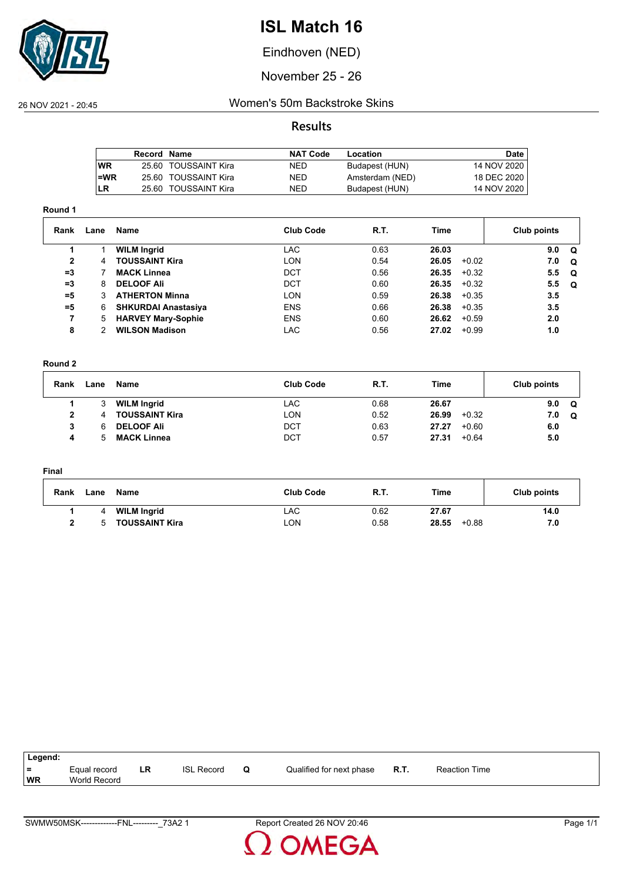# ISL Match 16

Eindhoven (NED)

November 25 - 26

26 NOV 2021 - 20:45

Women's 50m Backstroke Skins

## Results

| | Record | Name | NAT Code | Location | Date |
|---|---|---|---|---|---|
| WR | 25.60 | TOUSSAINT Kira | NED | Budapest (HUN) | 14 NOV 2020 |
| =WR | 25.60 | TOUSSAINT Kira | NED | Amsterdam (NED) | 18 DEC 2020 |
| LR | 25.60 | TOUSSAINT Kira | NED | Budapest (HUN) | 14 NOV 2020 |

### Round 1

| Rank | Lane | Name | Club Code | R.T. | Time | | Club points | |
|---|---|---|---|---|---|---|---|---|
| 1 | 1 | **WILM Ingrid** | LAC | 0.63 | **26.03** | | **9.0** | **Q** |
| 2 | 4 | **TOUSSAINT Kira** | LON | 0.54 | **26.05** | +0.02 | **7.0** | **Q** |
| =3 | 7 | **MACK Linnea** | DCT | 0.56 | **26.35** | +0.32 | **5.5** | **Q** |
| =3 | 8 | **DELOOF Ali** | DCT | 0.60 | **26.35** | +0.32 | **5.5** | **Q** |
| =5 | 3 | **ATHERTON Minna** | LON | 0.59 | **26.38** | +0.35 | **3.5** | |
| =5 | 6 | **SHKURDAI Anastasiya** | ENS | 0.66 | **26.38** | +0.35 | **3.5** | |
| 7 | 5 | **HARVEY Mary-Sophie** | ENS | 0.60 | **26.62** | +0.59 | **2.0** | |
| 8 | 2 | **WILSON Madison** | LAC | 0.56 | **27.02** | +0.99 | **1.0** | |

### Round 2

| Rank | Lane | Name | Club Code | R.T. | Time | | Club points | |
|---|---|---|---|---|---|---|---|---|
| 1 | 3 | **WILM Ingrid** | LAC | 0.68 | **26.67** | | **9.0** | **Q** |
| 2 | 4 | **TOUSSAINT Kira** | LON | 0.52 | **26.99** | +0.32 | **7.0** | **Q** |
| 3 | 6 | **DELOOF Ali** | DCT | 0.63 | **27.27** | +0.60 | **6.0** | |
| 4 | 5 | **MACK Linnea** | DCT | 0.57 | **27.31** | +0.64 | **5.0** | |

### Final

| Rank | Lane | Name | Club Code | R.T. | Time | | Club points |
|---|---|---|---|---|---|---|---|
| 1 | 4 | **WILM Ingrid** | LAC | 0.62 | **27.67** | | **14.0** |
| 2 | 5 | **TOUSSAINT Kira** | LON | 0.58 | **28.55** | +0.88 | **7.0** |

**Legend:**

| | | | | | | | |
|---|---|---|---|---|---|---|---|
| = | Equal record | LR | ISL Record | Q | Qualified for next phase | R.T. | Reaction Time |
| WR | World Record | | | | | | |

SWMW50MSK-------------FNL---------_73A2 1 Report Created 26 NOV 20:46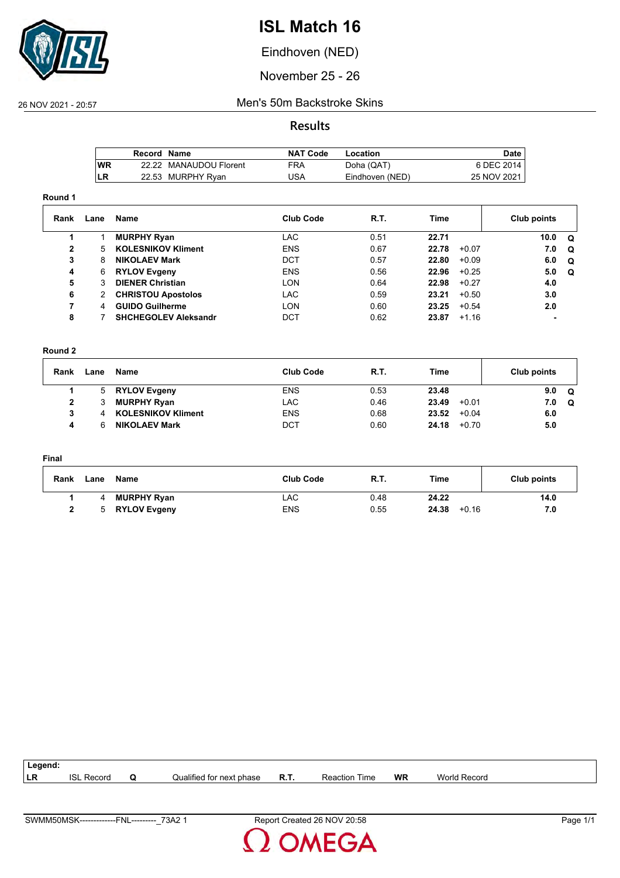# ISL Match 16

Eindhoven (NED)

November 25 - 26

26 NOV 2021 - 20:57

Men's 50m Backstroke Skins

## Results

| | Record | Name | NAT Code | Location | Date |
|---|---|---|---|---|---|
| WR | 22.22 | MANAUDOU Florent | FRA | Doha (QAT) | 6 DEC 2014 |
| LR | 22.53 | MURPHY Ryan | USA | Eindhoven (NED) | 25 NOV 2021 |

### Round 1

| Rank | Lane | Name | Club Code | R.T. | Time | | Club points | |
|---|---|---|---|---|---|---|---|---|
| 1 | 1 | **MURPHY Ryan** | LAC | 0.51 | **22.71** | | **10.0** | **Q** |
| 2 | 5 | **KOLESNIKOV Kliment** | ENS | 0.67 | **22.78** | +0.07 | **7.0** | **Q** |
| 3 | 8 | **NIKOLAEV Mark** | DCT | 0.57 | **22.80** | +0.09 | **6.0** | **Q** |
| 4 | 6 | **RYLOV Evgeny** | ENS | 0.56 | **22.96** | +0.25 | **5.0** | **Q** |
| 5 | 3 | **DIENER Christian** | LON | 0.64 | **22.98** | +0.27 | **4.0** | |
| 6 | 2 | **CHRISTOU Apostolos** | LAC | 0.59 | **23.21** | +0.50 | **3.0** | |
| 7 | 4 | **GUIDO Guilherme** | LON | 0.60 | **23.25** | +0.54 | **2.0** | |
| 8 | 7 | **SHCHEGOLEV Aleksandr** | DCT | 0.62 | **23.87** | +1.16 | **-** | |

### Round 2

| Rank | Lane | Name | Club Code | R.T. | Time | | Club points | |
|---|---|---|---|---|---|---|---|---|
| 1 | 5 | **RYLOV Evgeny** | ENS | 0.53 | **23.48** | | **9.0** | **Q** |
| 2 | 3 | **MURPHY Ryan** | LAC | 0.46 | **23.49** | +0.01 | **7.0** | **Q** |
| 3 | 4 | **KOLESNIKOV Kliment** | ENS | 0.68 | **23.52** | +0.04 | **6.0** | |
| 4 | 6 | **NIKOLAEV Mark** | DCT | 0.60 | **24.18** | +0.70 | **5.0** | |

### Final

| Rank | Lane | Name | Club Code | R.T. | Time | | Club points |
|---|---|---|---|---|---|---|---|
| 1 | 4 | **MURPHY Ryan** | LAC | 0.48 | **24.22** | | **14.0** |
| 2 | 5 | **RYLOV Evgeny** | ENS | 0.55 | **24.38** | +0.16 | **7.0** |

| Legend: | | | | | | | |
|---|---|---|---|---|---|---|---|
| LR | ISL Record | Q | Qualified for next phase | R.T. | Reaction Time | WR | World Record |

SWMM50MSK-------------FNL---------_73A2 1 Report Created 26 NOV 20:58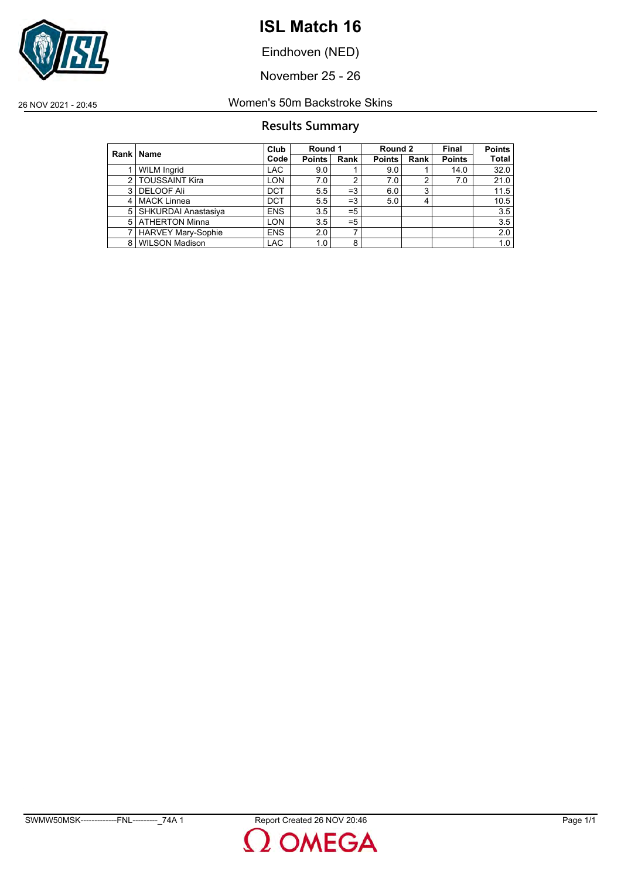# ISL Match 16

Eindhoven (NED)

November 25 - 26

26 NOV 2021 - 20:45 Women's 50m Backstroke Skins

## Results Summary

| Rank | Name | Club Code | Round 1 | | Round 2 | | Final | Points |
|---|---|---|---|---|---|---|---|---|
| | | | Points | Rank | Points | Rank | Points | Total |
| 1 | WILM Ingrid | LAC | 9.0 | 1 | 9.0 | 1 | 14.0 | 32.0 |
| 2 | TOUSSAINT Kira | LON | 7.0 | 2 | 7.0 | 2 | 7.0 | 21.0 |
| 3 | DELOOF Ali | DCT | 5.5 | =3 | 6.0 | 3 | | 11.5 |
| 4 | MACK Linnea | DCT | 5.5 | =3 | 5.0 | 4 | | 10.5 |
| 5 | SHKURDAI Anastasiya | ENS | 3.5 | =5 | | | | 3.5 |
| 5 | ATHERTON Minna | LON | 3.5 | =5 | | | | 3.5 |
| 7 | HARVEY Mary-Sophie | ENS | 2.0 | 7 | | | | 2.0 |
| 8 | WILSON Madison | LAC | 1.0 | 8 | | | | 1.0 |

SWMW50MSK-------------FNL---------_74A 1 Report Created 26 NOV 20:46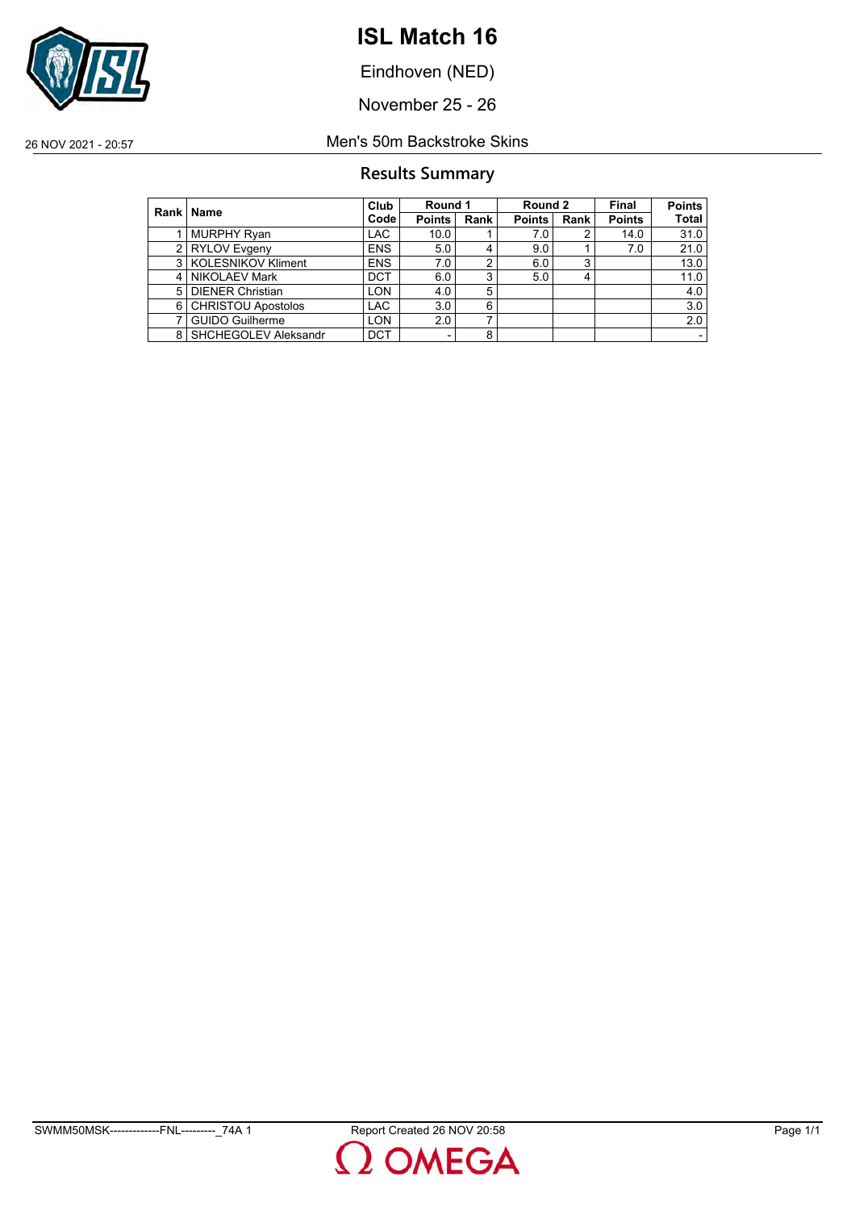# ISL Match 16

Eindhoven (NED)

November 25 - 26

26 NOV 2021 - 20:57

Men's 50m Backstroke Skins

## Results Summary

| Rank | Name | Club Code | Round 1 | | Round 2 | | Final | Points |
|---|---|---|---|---|---|---|---|---|
| | | | Points | Rank | Points | Rank | Points | Total |
| 1 | MURPHY Ryan | LAC | 10.0 | 1 | 7.0 | 2 | 14.0 | 31.0 |
| 2 | RYLOV Evgeny | ENS | 5.0 | 4 | 9.0 | 1 | 7.0 | 21.0 |
| 3 | KOLESNIKOV Kliment | ENS | 7.0 | 2 | 6.0 | 3 | | 13.0 |
| 4 | NIKOLAEV Mark | DCT | 6.0 | 3 | 5.0 | 4 | | 11.0 |
| 5 | DIENER Christian | LON | 4.0 | 5 | | | | 4.0 |
| 6 | CHRISTOU Apostolos | LAC | 3.0 | 6 | | | | 3.0 |
| 7 | GUIDO Guilherme | LON | 2.0 | 7 | | | | 2.0 |
| 8 | SHCHEGOLEV Aleksandr | DCT | - | 8 | | | | - |

SWMM50MSK-------------FNL---------_74A 1 Report Created 26 NOV 20:58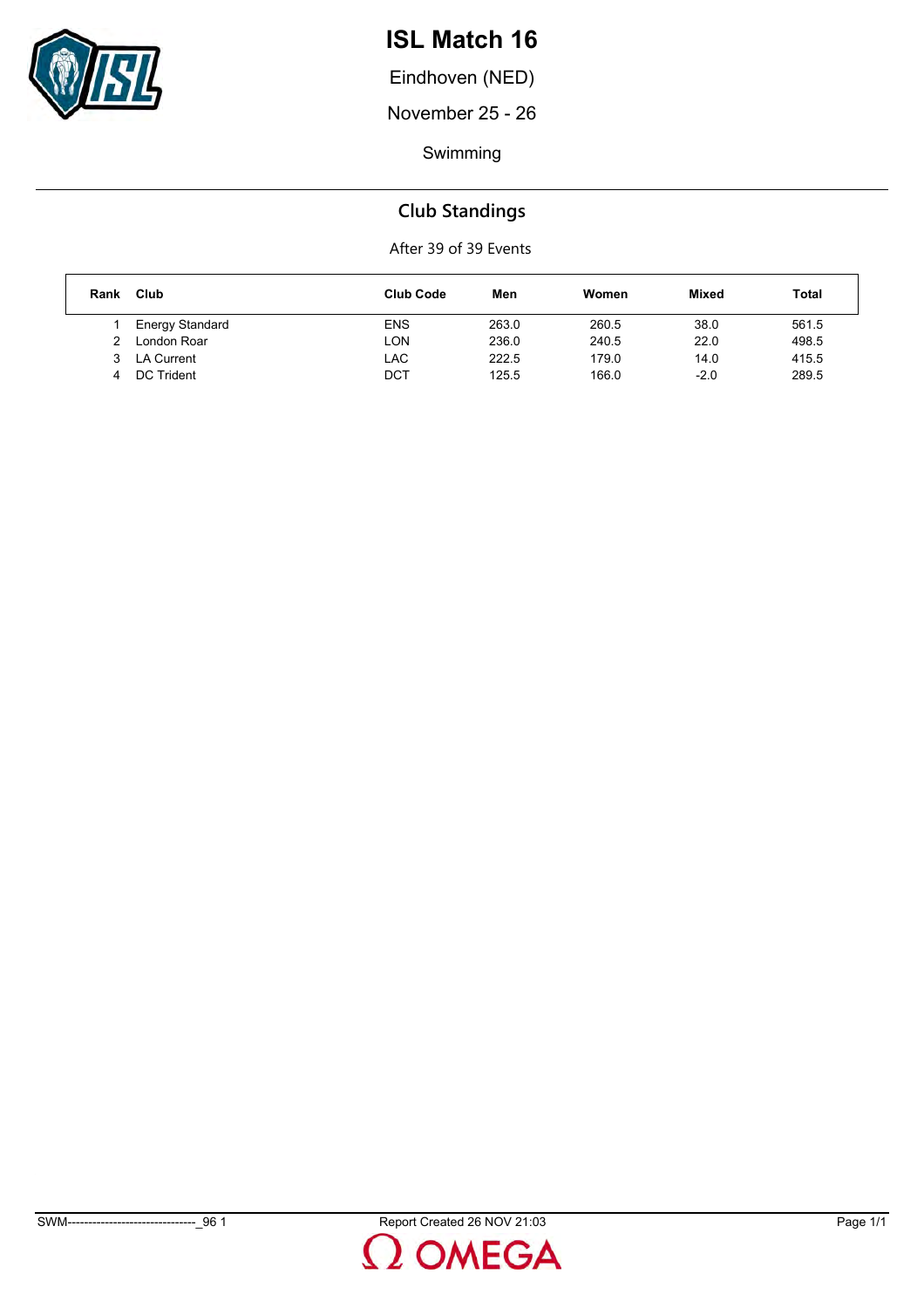# ISL Match 16

Eindhoven (NED)

November 25 - 26

Swimming

## Club Standings

After 39 of 39 Events

| Rank | Club | Club Code | Men | Women | Mixed | Total |
|---|---|---|---|---|---|---|
| 1 | Energy Standard | ENS | 263.0 | 260.5 | 38.0 | 561.5 |
| 2 | London Roar | LON | 236.0 | 240.5 | 22.0 | 498.5 |
| 3 | LA Current | LAC | 222.5 | 179.0 | 14.0 | 415.5 |
| 4 | DC Trident | DCT | 125.5 | 166.0 | -2.0 | 289.5 |

SWM-------------------------------_96 1    Report Created 26 NOV 21:03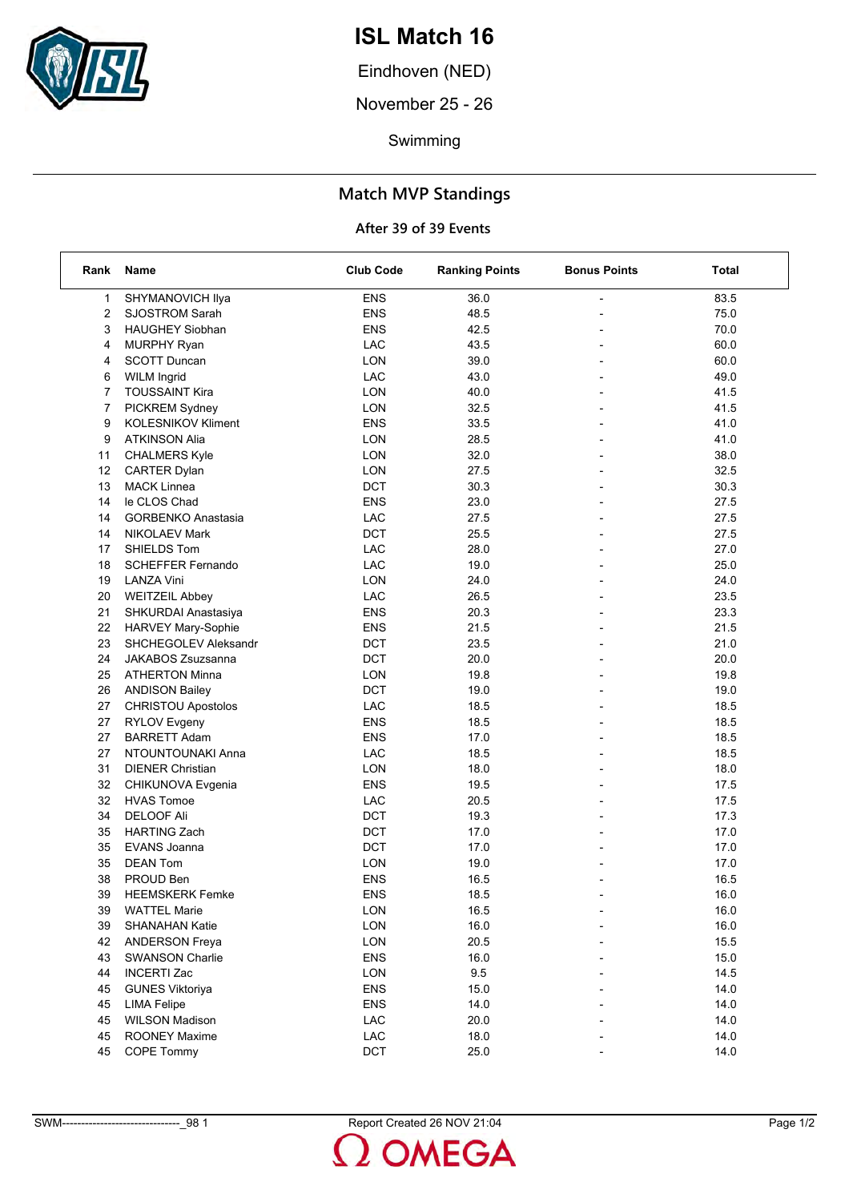# ISL Match 16

Eindhoven (NED)

November 25 - 26

Swimming

## Match MVP Standings

### After 39 of 39 Events

| Rank | Name | Club Code | Ranking Points | Bonus Points | Total |
|---|---|---|---|---|---|
| 1 | SHYMANOVICH Ilya | ENS | 36.0 | - | 83.5 |
| 2 | SJOSTROM Sarah | ENS | 48.5 | - | 75.0 |
| 3 | HAUGHEY Siobhan | ENS | 42.5 | - | 70.0 |
| 4 | MURPHY Ryan | LAC | 43.5 | - | 60.0 |
| 4 | SCOTT Duncan | LON | 39.0 | - | 60.0 |
| 6 | WILM Ingrid | LAC | 43.0 | - | 49.0 |
| 7 | TOUSSAINT Kira | LON | 40.0 | - | 41.5 |
| 7 | PICKREM Sydney | LON | 32.5 | - | 41.5 |
| 9 | KOLESNIKOV Kliment | ENS | 33.5 | - | 41.0 |
| 9 | ATKINSON Alia | LON | 28.5 | - | 41.0 |
| 11 | CHALMERS Kyle | LON | 32.0 | - | 38.0 |
| 12 | CARTER Dylan | LON | 27.5 | - | 32.5 |
| 13 | MACK Linnea | DCT | 30.3 | - | 30.3 |
| 14 | le CLOS Chad | ENS | 23.0 | - | 27.5 |
| 14 | GORBENKO Anastasia | LAC | 27.5 | - | 27.5 |
| 14 | NIKOLAEV Mark | DCT | 25.5 | - | 27.5 |
| 17 | SHIELDS Tom | LAC | 28.0 | - | 27.0 |
| 18 | SCHEFFER Fernando | LAC | 19.0 | - | 25.0 |
| 19 | LANZA Vini | LON | 24.0 | - | 24.0 |
| 20 | WEITZEIL Abbey | LAC | 26.5 | - | 23.5 |
| 21 | SHKURDAI Anastasiya | ENS | 20.3 | - | 23.3 |
| 22 | HARVEY Mary-Sophie | ENS | 21.5 | - | 21.5 |
| 23 | SHCHEGOLEV Aleksandr | DCT | 23.5 | - | 21.0 |
| 24 | JAKABOS Zsuzsanna | DCT | 20.0 | - | 20.0 |
| 25 | ATHERTON Minna | LON | 19.8 | - | 19.8 |
| 26 | ANDISON Bailey | DCT | 19.0 | - | 19.0 |
| 27 | CHRISTOU Apostolos | LAC | 18.5 | - | 18.5 |
| 27 | RYLOV Evgeny | ENS | 18.5 | - | 18.5 |
| 27 | BARRETT Adam | ENS | 17.0 | - | 18.5 |
| 27 | NTOUNTOUNAKI Anna | LAC | 18.5 | - | 18.5 |
| 31 | DIENER Christian | LON | 18.0 | - | 18.0 |
| 32 | CHIKUNOVA Evgenia | ENS | 19.5 | - | 17.5 |
| 32 | HVAS Tomoe | LAC | 20.5 | - | 17.5 |
| 34 | DELOOF Ali | DCT | 19.3 | - | 17.3 |
| 35 | HARTING Zach | DCT | 17.0 | - | 17.0 |
| 35 | EVANS Joanna | DCT | 17.0 | - | 17.0 |
| 35 | DEAN Tom | LON | 19.0 | - | 17.0 |
| 38 | PROUD Ben | ENS | 16.5 | - | 16.5 |
| 39 | HEEMSKERK Femke | ENS | 18.5 | - | 16.0 |
| 39 | WATTEL Marie | LON | 16.5 | - | 16.0 |
| 39 | SHANAHAN Katie | LON | 16.0 | - | 16.0 |
| 42 | ANDERSON Freya | LON | 20.5 | - | 15.5 |
| 43 | SWANSON Charlie | ENS | 16.0 | - | 15.0 |
| 44 | INCERTI Zac | LON | 9.5 | - | 14.5 |
| 45 | GUNES Viktoriya | ENS | 15.0 | - | 14.0 |
| 45 | LIMA Felipe | ENS | 14.0 | - | 14.0 |
| 45 | WILSON Madison | LAC | 20.0 | - | 14.0 |
| 45 | ROONEY Maxime | LAC | 18.0 | - | 14.0 |
| 45 | COPE Tommy | DCT | 25.0 | - | 14.0 |

SWM-------------------------------_98 1 Report Created 26 NOV 21:04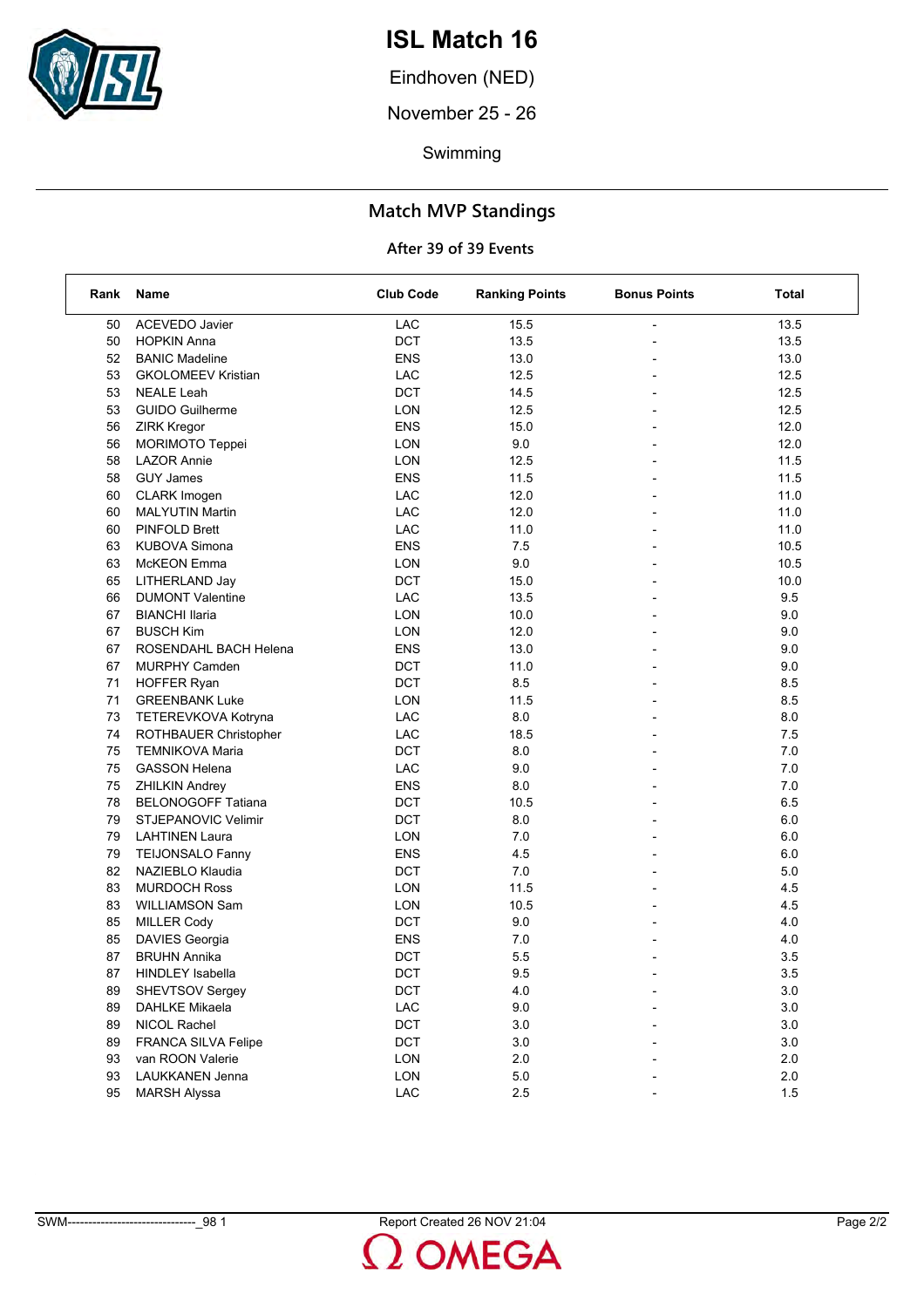# ISL Match 16

Eindhoven (NED)

November 25 - 26

Swimming

## Match MVP Standings

### After 39 of 39 Events

| Rank | Name | Club Code | Ranking Points | Bonus Points | Total |
|---|---|---|---|---|---|
| 50 | ACEVEDO Javier | LAC | 15.5 | - | 13.5 |
| 50 | HOPKIN Anna | DCT | 13.5 | - | 13.5 |
| 52 | BANIC Madeline | ENS | 13.0 | - | 13.0 |
| 53 | GKOLOMEEV Kristian | LAC | 12.5 | - | 12.5 |
| 53 | NEALE Leah | DCT | 14.5 | - | 12.5 |
| 53 | GUIDO Guilherme | LON | 12.5 | - | 12.5 |
| 56 | ZIRK Kregor | ENS | 15.0 | - | 12.0 |
| 56 | MORIMOTO Teppei | LON | 9.0 | - | 12.0 |
| 58 | LAZOR Annie | LON | 12.5 | - | 11.5 |
| 58 | GUY James | ENS | 11.5 | - | 11.5 |
| 60 | CLARK Imogen | LAC | 12.0 | - | 11.0 |
| 60 | MALYUTIN Martin | LAC | 12.0 | - | 11.0 |
| 60 | PINFOLD Brett | LAC | 11.0 | - | 11.0 |
| 63 | KUBOVA Simona | ENS | 7.5 | - | 10.5 |
| 63 | McKEON Emma | LON | 9.0 | - | 10.5 |
| 65 | LITHERLAND Jay | DCT | 15.0 | - | 10.0 |
| 66 | DUMONT Valentine | LAC | 13.5 | - | 9.5 |
| 67 | BIANCHI Ilaria | LON | 10.0 | - | 9.0 |
| 67 | BUSCH Kim | LON | 12.0 | - | 9.0 |
| 67 | ROSENDAHL BACH Helena | ENS | 13.0 | - | 9.0 |
| 67 | MURPHY Camden | DCT | 11.0 | - | 9.0 |
| 71 | HOFFER Ryan | DCT | 8.5 | - | 8.5 |
| 71 | GREENBANK Luke | LON | 11.5 | - | 8.5 |
| 73 | TETEREVKOVA Kotryna | LAC | 8.0 | - | 8.0 |
| 74 | ROTHBAUER Christopher | LAC | 18.5 | - | 7.5 |
| 75 | TEMNIKOVA Maria | DCT | 8.0 | - | 7.0 |
| 75 | GASSON Helena | LAC | 9.0 | - | 7.0 |
| 75 | ZHILKIN Andrey | ENS | 8.0 | - | 7.0 |
| 78 | BELONOGOFF Tatiana | DCT | 10.5 | - | 6.5 |
| 79 | STJEPANOVIC Velimir | DCT | 8.0 | - | 6.0 |
| 79 | LAHTINEN Laura | LON | 7.0 | - | 6.0 |
| 79 | TEIJONSALO Fanny | ENS | 4.5 | - | 6.0 |
| 82 | NAZIEBLO Klaudia | DCT | 7.0 | - | 5.0 |
| 83 | MURDOCH Ross | LON | 11.5 | - | 4.5 |
| 83 | WILLIAMSON Sam | LON | 10.5 | - | 4.5 |
| 85 | MILLER Cody | DCT | 9.0 | - | 4.0 |
| 85 | DAVIES Georgia | ENS | 7.0 | - | 4.0 |
| 87 | BRUHN Annika | DCT | 5.5 | - | 3.5 |
| 87 | HINDLEY Isabella | DCT | 9.5 | - | 3.5 |
| 89 | SHEVTSOV Sergey | DCT | 4.0 | - | 3.0 |
| 89 | DAHLKE Mikaela | LAC | 9.0 | - | 3.0 |
| 89 | NICOL Rachel | DCT | 3.0 | - | 3.0 |
| 89 | FRANCA SILVA Felipe | DCT | 3.0 | - | 3.0 |
| 93 | van ROON Valerie | LON | 2.0 | - | 2.0 |
| 93 | LAUKKANEN Jenna | LON | 5.0 | - | 2.0 |
| 95 | MARSH Alyssa | LAC | 2.5 | - | 1.5 |

SWM-------------------------------_98 1    Report Created 26 NOV 21:04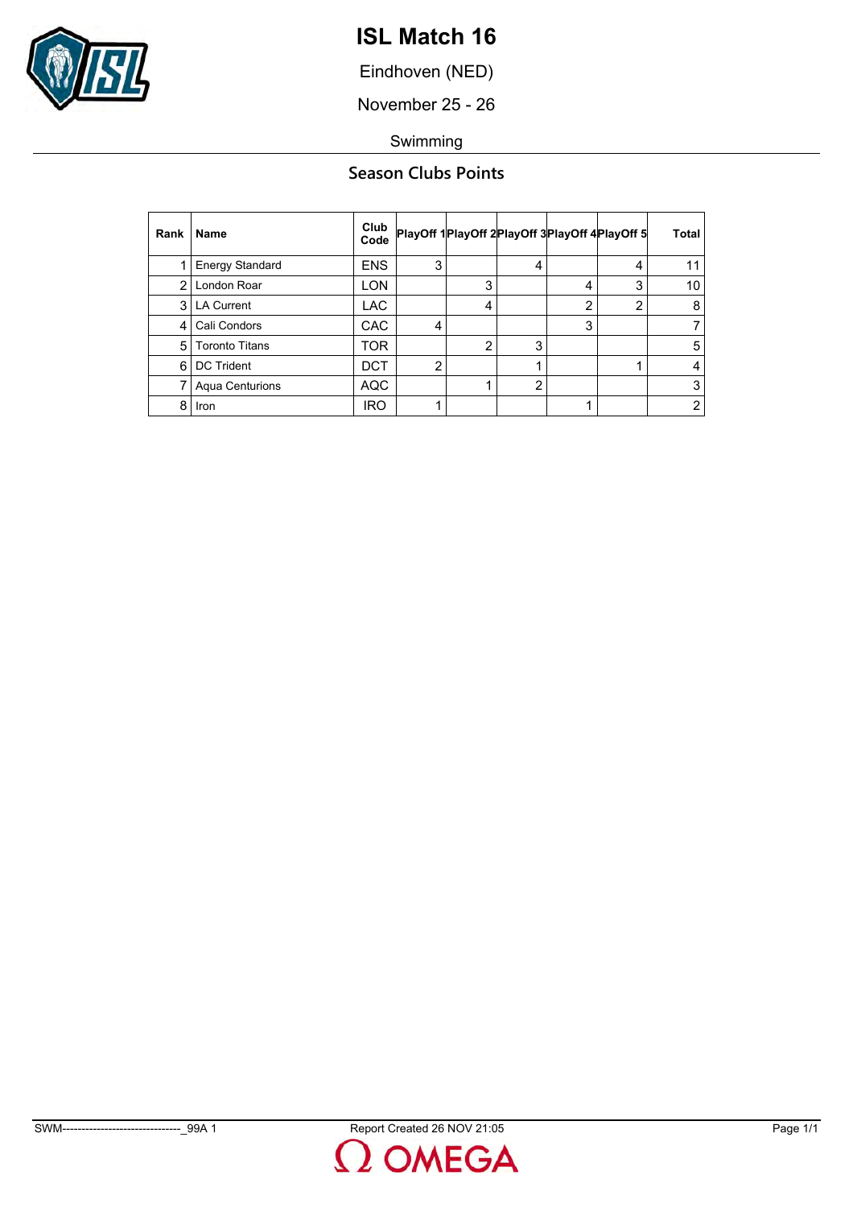# ISL Match 16

Eindhoven (NED)

November 25 - 26

Swimming

## Season Clubs Points

| Rank | Name | Club Code | PlayOff 1 | PlayOff 2 | PlayOff 3 | PlayOff 4 | PlayOff 5 | Total |
|---|---|---|---|---|---|---|---|---|
| 1 | Energy Standard | ENS | 3 | | 4 | | 4 | 11 |
| 2 | London Roar | LON | | 3 | | 4 | 3 | 10 |
| 3 | LA Current | LAC | | 4 | | 2 | 2 | 8 |
| 4 | Cali Condors | CAC | 4 | | | 3 | | 7 |
| 5 | Toronto Titans | TOR | | 2 | 3 | | | 5 |
| 6 | DC Trident | DCT | 2 | | 1 | | 1 | 4 |
| 7 | Aqua Centurions | AQC | | 1 | 2 | | | 3 |
| 8 | Iron | IRO | 1 | | | 1 | | 2 |

SWM-------------------------------_99A 1 Report Created 26 NOV 21:05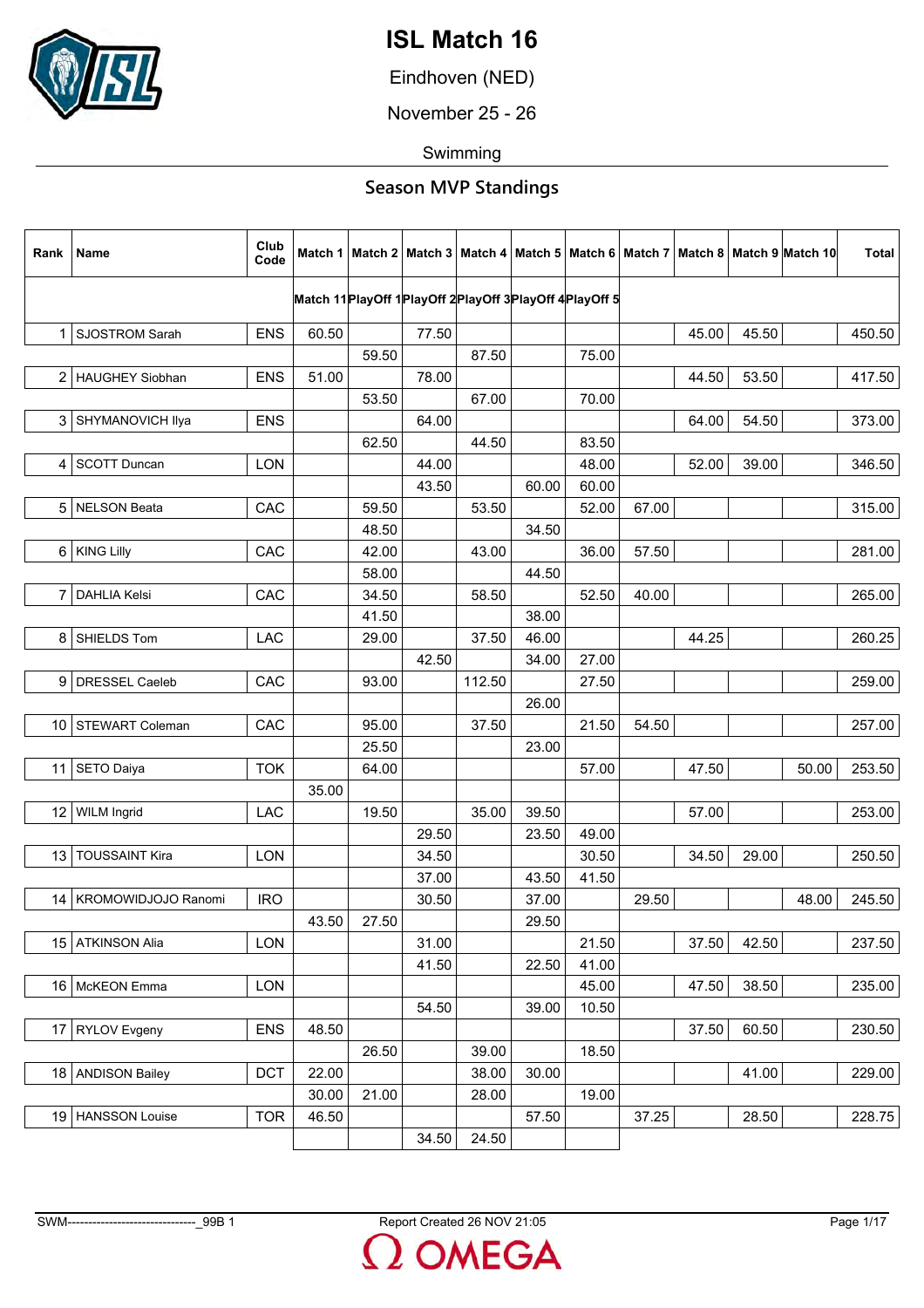# ISL Match 16

Eindhoven (NED)

November 25 - 26

Swimming

## Season MVP Standings

| Rank | Name | Club Code | Match 1 | Match 2 | Match 3 | Match 4 | Match 5 | Match 6 | Match 7 | Match 8 | Match 9 | Match 10 | Total |
|---|---|---|---|---|---|---|---|---|---|---|---|---|---|
| | | | Match 11 | PlayOff 1 | PlayOff 2 | PlayOff 3 | PlayOff 4 | PlayOff 5 | | | | | |
| 1 | SJOSTROM Sarah | ENS | 60.50 | | 77.50 | | | | | 45.00 | 45.50 | | 450.50 |
| | | | | 59.50 | | 87.50 | | 75.00 | | | | | |
| 2 | HAUGHEY Siobhan | ENS | 51.00 | | 78.00 | | | | | 44.50 | 53.50 | | 417.50 |
| | | | | 53.50 | | 67.00 | | 70.00 | | | | | |
| 3 | SHYMANOVICH Ilya | ENS | | | 64.00 | | | | | 64.00 | 54.50 | | 373.00 |
| | | | | 62.50 | | 44.50 | | 83.50 | | | | | |
| 4 | SCOTT Duncan | LON | | | 44.00 | | | 48.00 | | 52.00 | 39.00 | | 346.50 |
| | | | | | 43.50 | | 60.00 | 60.00 | | | | | |
| 5 | NELSON Beata | CAC | | 59.50 | | 53.50 | | 52.00 | 67.00 | | | | 315.00 |
| | | | | 48.50 | | | 34.50 | | | | | | |
| 6 | KING Lilly | CAC | | 42.00 | | 43.00 | | 36.00 | 57.50 | | | | 281.00 |
| | | | | 58.00 | | | 44.50 | | | | | | |
| 7 | DAHLIA Kelsi | CAC | | 34.50 | | 58.50 | | 52.50 | 40.00 | | | | 265.00 |
| | | | | 41.50 | | | 38.00 | | | | | | |
| 8 | SHIELDS Tom | LAC | | 29.00 | | 37.50 | 46.00 | | | 44.25 | | | 260.25 |
| | | | | | 42.50 | | 34.00 | 27.00 | | | | | |
| 9 | DRESSEL Caeleb | CAC | | 93.00 | | 112.50 | | 27.50 | | | | | 259.00 |
| | | | | | | | 26.00 | | | | | | |
| 10 | STEWART Coleman | CAC | | 95.00 | | 37.50 | | 21.50 | 54.50 | | | | 257.00 |
| | | | | 25.50 | | | 23.00 | | | | | | |
| 11 | SETO Daiya | TOK | | 64.00 | | | | 57.00 | | 47.50 | | 50.00 | 253.50 |
| | | | 35.00 | | | | | | | | | | |
| 12 | WILM Ingrid | LAC | | 19.50 | | 35.00 | 39.50 | | | 57.00 | | | 253.00 |
| | | | | | 29.50 | | 23.50 | 49.00 | | | | | |
| 13 | TOUSSAINT Kira | LON | | | 34.50 | | | 30.50 | | 34.50 | 29.00 | | 250.50 |
| | | | | | 37.00 | | 43.50 | 41.50 | | | | | |
| 14 | KROMOWIDJOJO Ranomi | IRO | | | 30.50 | | 37.00 | | 29.50 | | | 48.00 | 245.50 |
| | | | 43.50 | 27.50 | | | 29.50 | | | | | | |
| 15 | ATKINSON Alia | LON | | | 31.00 | | | 21.50 | | 37.50 | 42.50 | | 237.50 |
| | | | | | 41.50 | | 22.50 | 41.00 | | | | | |
| 16 | McKEON Emma | LON | | | | | | 45.00 | | 47.50 | 38.50 | | 235.00 |
| | | | | | 54.50 | | 39.00 | 10.50 | | | | | |
| 17 | RYLOV Evgeny | ENS | 48.50 | | | | | | | 37.50 | 60.50 | | 230.50 |
| | | | | 26.50 | | 39.00 | | 18.50 | | | | | |
| 18 | ANDISON Bailey | DCT | 22.00 | | | 38.00 | 30.00 | | | | 41.00 | | 229.00 |
| | | | 30.00 | 21.00 | | 28.00 | | 19.00 | | | | | |
| 19 | HANSSON Louise | TOR | 46.50 | | | | 57.50 | | 37.25 | | 28.50 | | 228.75 |
| | | | | | 34.50 | 24.50 | | | | | | | |

SWM-------------------------------_99B 1 Report Created 26 NOV 21:05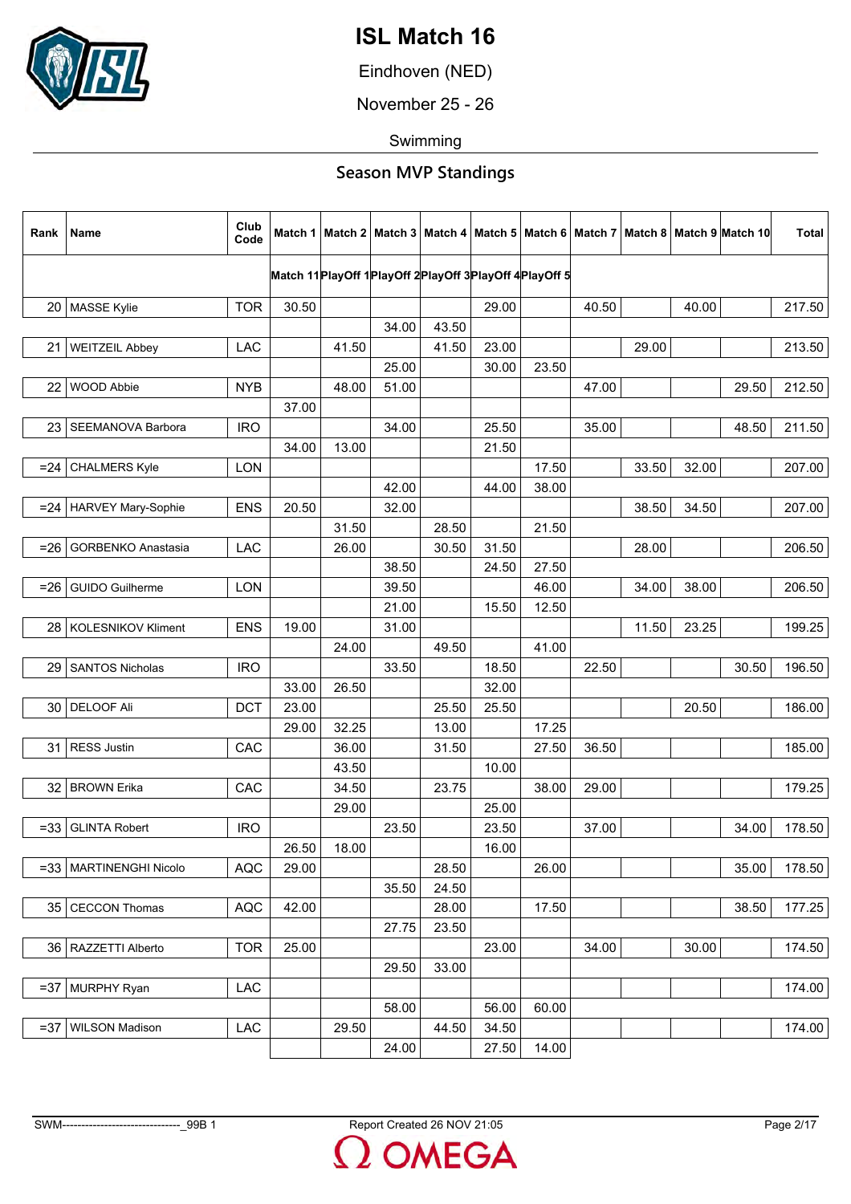# ISL Match 16

Eindhoven (NED)

November 25 - 26

Swimming

## Season MVP Standings

| Rank | Name | Club Code | Match 1 | Match 2 | Match 3 | Match 4 | Match 5 | Match 6 | Match 7 | Match 8 | Match 9 | Match 10 | Total |
|---|---|---|---|---|---|---|---|---|---|---|---|---|---|
| | | | Match 11 | PlayOff 1 | PlayOff 2 | PlayOff 3 | PlayOff 4 | PlayOff 5 | | | | | |
| 20 | MASSE Kylie | TOR | 30.50 | | | | 29.00 | | 40.50 | | 40.00 | | 217.50 |
| | | | | | 34.00 | 43.50 | | | | | | | |
| 21 | WEITZEIL Abbey | LAC | | 41.50 | | 41.50 | 23.00 | | | 29.00 | | | 213.50 |
| | | | | | 25.00 | | 30.00 | 23.50 | | | | | |
| 22 | WOOD Abbie | NYB | | 48.00 | 51.00 | | | | 47.00 | | | 29.50 | 212.50 |
| | | | 37.00 | | | | | | | | | | |
| 23 | SEEMANOVA Barbora | IRO | | | 34.00 | | 25.50 | | 35.00 | | | 48.50 | 211.50 |
| | | | 34.00 | 13.00 | | | 21.50 | | | | | | |
| =24 | CHALMERS Kyle | LON | | | | | | 17.50 | | 33.50 | 32.00 | | 207.00 |
| | | | | | 42.00 | | 44.00 | 38.00 | | | | | |
| =24 | HARVEY Mary-Sophie | ENS | 20.50 | | 32.00 | | | | | 38.50 | 34.50 | | 207.00 |
| | | | | 31.50 | | 28.50 | | 21.50 | | | | | |
| =26 | GORBENKO Anastasia | LAC | | 26.00 | | 30.50 | 31.50 | | | 28.00 | | | 206.50 |
| | | | | | 38.50 | | 24.50 | 27.50 | | | | | |
| =26 | GUIDO Guilherme | LON | | | 39.50 | | | 46.00 | | 34.00 | 38.00 | | 206.50 |
| | | | | | 21.00 | | 15.50 | 12.50 | | | | | |
| 28 | KOLESNIKOV Kliment | ENS | 19.00 | | 31.00 | | | | | 11.50 | 23.25 | | 199.25 |
| | | | | 24.00 | | 49.50 | | 41.00 | | | | | |
| 29 | SANTOS Nicholas | IRO | | | 33.50 | | 18.50 | | 22.50 | | | 30.50 | 196.50 |
| | | | 33.00 | 26.50 | | | 32.00 | | | | | | |
| 30 | DELOOF Ali | DCT | 23.00 | | | 25.50 | 25.50 | | | | 20.50 | | 186.00 |
| | | | 29.00 | 32.25 | | 13.00 | | 17.25 | | | | | |
| 31 | RESS Justin | CAC | | 36.00 | | 31.50 | | 27.50 | 36.50 | | | | 185.00 |
| | | | | 43.50 | | | 10.00 | | | | | | |
| 32 | BROWN Erika | CAC | | 34.50 | | 23.75 | | 38.00 | 29.00 | | | | 179.25 |
| | | | | 29.00 | | | 25.00 | | | | | | |
| =33 | GLINTA Robert | IRO | | | 23.50 | | 23.50 | | 37.00 | | | 34.00 | 178.50 |
| | | | 26.50 | 18.00 | | | 16.00 | | | | | | |
| =33 | MARTINENGHI Nicolo | AQC | 29.00 | | | 28.50 | | 26.00 | | | | 35.00 | 178.50 |
| | | | | | 35.50 | 24.50 | | | | | | | |
| 35 | CECCON Thomas | AQC | 42.00 | | | 28.00 | | 17.50 | | | | 38.50 | 177.25 |
| | | | | | 27.75 | 23.50 | | | | | | | |
| 36 | RAZZETTI Alberto | TOR | 25.00 | | | | 23.00 | | 34.00 | | 30.00 | | 174.50 |
| | | | | | 29.50 | 33.00 | | | | | | | |
| =37 | MURPHY Ryan | LAC | | | | | | | | | | | 174.00 |
| | | | | | 58.00 | | 56.00 | 60.00 | | | | | |
| =37 | WILSON Madison | LAC | | 29.50 | | 44.50 | 34.50 | | | | | | 174.00 |
| | | | | | 24.00 | | 27.50 | 14.00 | | | | | |

SWM-------------------------------_99B 1 Report Created 26 NOV 21:05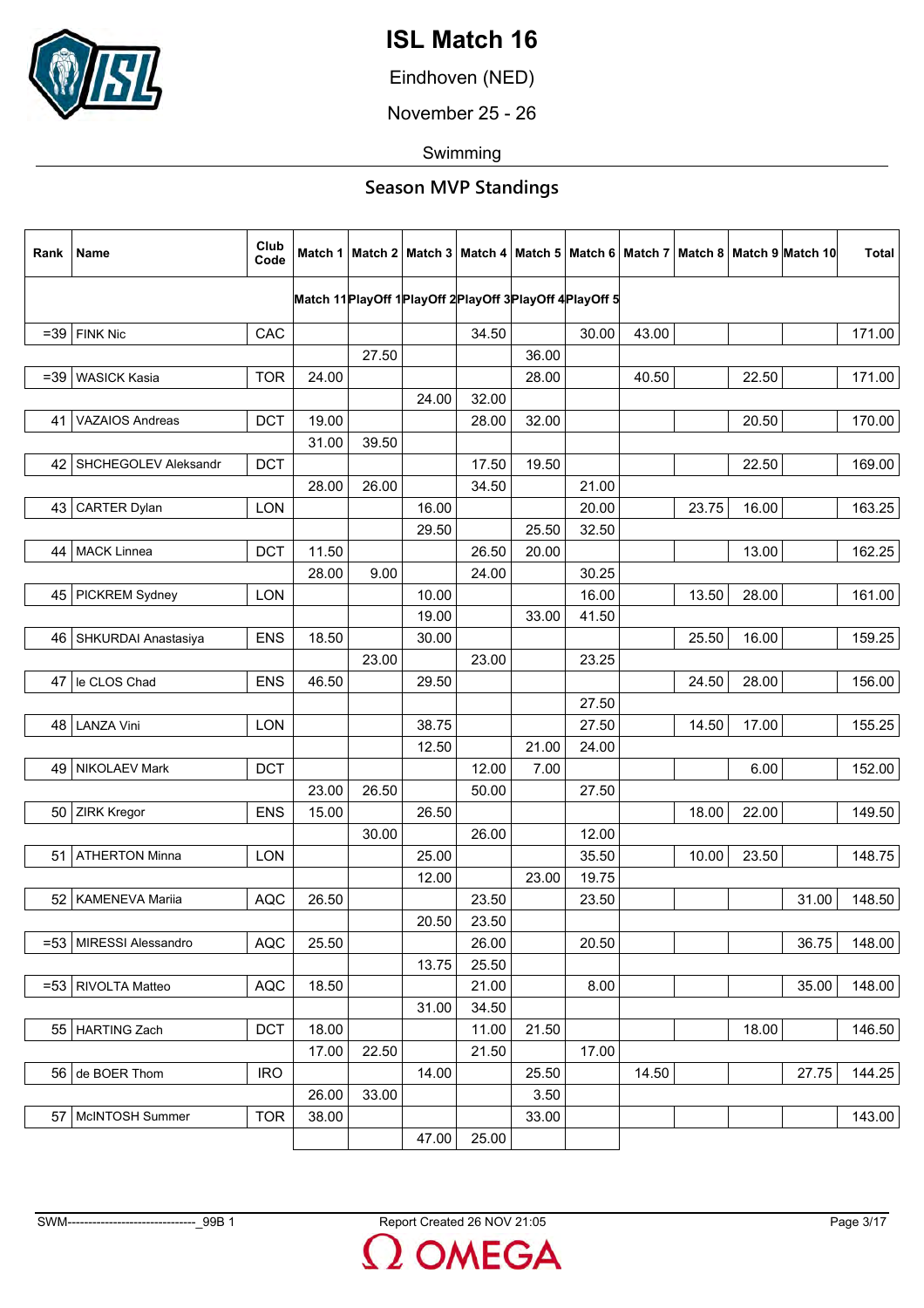# ISL Match 16

Eindhoven (NED)

November 25 - 26

Swimming

## Season MVP Standings

| Rank | Name | Club Code | Match 1 | Match 2 | Match 3 | Match 4 | Match 5 | Match 6 | Match 7 | Match 8 | Match 9 | Match 10 | Total |
|---|---|---|---|---|---|---|---|---|---|---|---|---|---|
| | | | Match 11 | PlayOff 1 | PlayOff 2 | PlayOff 3 | PlayOff 4 | PlayOff 5 | | | | | |
| =39 | FINK Nic | CAC | | | | 34.50 | | 30.00 | 43.00 | | | | 171.00 |
| | | | | 27.50 | | | 36.00 | | | | | | |
| =39 | WASICK Kasia | TOR | 24.00 | | | | 28.00 | | 40.50 | | 22.50 | | 171.00 |
| | | | | | 24.00 | 32.00 | | | | | | | |
| 41 | VAZAIOS Andreas | DCT | 19.00 | | | 28.00 | 32.00 | | | | 20.50 | | 170.00 |
| | | | 31.00 | 39.50 | | | | | | | | | |
| 42 | SHCHEGOLEV Aleksandr | DCT | | | | 17.50 | 19.50 | | | | 22.50 | | 169.00 |
| | | | 28.00 | 26.00 | | 34.50 | | 21.00 | | | | | |
| 43 | CARTER Dylan | LON | | | 16.00 | | | 20.00 | | 23.75 | 16.00 | | 163.25 |
| | | | | | 29.50 | | 25.50 | 32.50 | | | | | |
| 44 | MACK Linnea | DCT | 11.50 | | | 26.50 | 20.00 | | | | 13.00 | | 162.25 |
| | | | 28.00 | 9.00 | | 24.00 | | 30.25 | | | | | |
| 45 | PICKREM Sydney | LON | | | 10.00 | | | 16.00 | | 13.50 | 28.00 | | 161.00 |
| | | | | | 19.00 | | 33.00 | 41.50 | | | | | |
| 46 | SHKURDAI Anastasiya | ENS | 18.50 | | 30.00 | | | | | 25.50 | 16.00 | | 159.25 |
| | | | | 23.00 | | 23.00 | | 23.25 | | | | | |
| 47 | le CLOS Chad | ENS | 46.50 | | 29.50 | | | | | 24.50 | 28.00 | | 156.00 |
| | | | | | | | | 27.50 | | | | | |
| 48 | LANZA Vini | LON | | | 38.75 | | | 27.50 | | 14.50 | 17.00 | | 155.25 |
| | | | | | 12.50 | | 21.00 | 24.00 | | | | | |
| 49 | NIKOLAEV Mark | DCT | | | | 12.00 | 7.00 | | | | 6.00 | | 152.00 |
| | | | 23.00 | 26.50 | | 50.00 | | 27.50 | | | | | |
| 50 | ZIRK Kregor | ENS | 15.00 | | 26.50 | | | | | 18.00 | 22.00 | | 149.50 |
| | | | | 30.00 | | 26.00 | | 12.00 | | | | | |
| 51 | ATHERTON Minna | LON | | | 25.00 | | | 35.50 | | 10.00 | 23.50 | | 148.75 |
| | | | | | 12.00 | | 23.00 | 19.75 | | | | | |
| 52 | KAMENEVA Mariia | AQC | 26.50 | | | 23.50 | | 23.50 | | | | 31.00 | 148.50 |
| | | | | | 20.50 | 23.50 | | | | | | | |
| =53 | MIRESSI Alessandro | AQC | 25.50 | | | 26.00 | | 20.50 | | | | 36.75 | 148.00 |
| | | | | | 13.75 | 25.50 | | | | | | | |
| =53 | RIVOLTA Matteo | AQC | 18.50 | | | 21.00 | | 8.00 | | | | 35.00 | 148.00 |
| | | | | | 31.00 | 34.50 | | | | | | | |
| 55 | HARTING Zach | DCT | 18.00 | | | 11.00 | 21.50 | | | | 18.00 | | 146.50 |
| | | | 17.00 | 22.50 | | 21.50 | | 17.00 | | | | | |
| 56 | de BOER Thom | IRO | | | 14.00 | | 25.50 | | 14.50 | | | 27.75 | 144.25 |
| | | | 26.00 | 33.00 | | | 3.50 | | | | | | |
| 57 | McINTOSH Summer | TOR | 38.00 | | | | 33.00 | | | | | | 143.00 |
| | | | | | 47.00 | 25.00 | | | | | | | |

SWM-------------------------------_99B 1 Report Created 26 NOV 21:05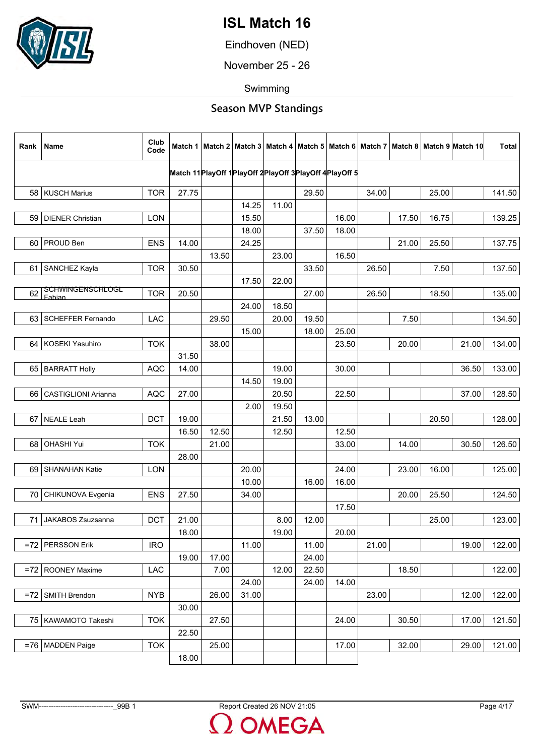# ISL Match 16

Eindhoven (NED)

November 25 - 26

Swimming

## Season MVP Standings

| Rank | Name | Club Code | Match 1 / Match 11 | Match 2 / PlayOff 1 | Match 3 / PlayOff 2 | Match 4 / PlayOff 3 | Match 5 / PlayOff 4 | Match 6 / PlayOff 5 | Match 7 | Match 8 | Match 9 | Match 10 | Total |
|---|---|---|---|---|---|---|---|---|---|---|---|---|---|
| 58 | KUSCH Marius | TOR | 27.75 | | | | 29.50 | | 34.00 | | 25.00 | | 141.50 |
| | | | | | 14.25 | 11.00 | | | | | | | |
| 59 | DIENER Christian | LON | | | 15.50 | | | 16.00 | | 17.50 | 16.75 | | 139.25 |
| | | | | | 18.00 | | 37.50 | 18.00 | | | | | |
| 60 | PROUD Ben | ENS | 14.00 | | 24.25 | | | | | 21.00 | 25.50 | | 137.75 |
| | | | | 13.50 | | 23.00 | | 16.50 | | | | | |
| 61 | SANCHEZ Kayla | TOR | 30.50 | | | | 33.50 | | 26.50 | | 7.50 | | 137.50 |
| | | | | | 17.50 | 22.00 | | | | | | | |
| 62 | SCHWINGENSCHLOGL Fabian | TOR | 20.50 | | | | 27.00 | | 26.50 | | 18.50 | | 135.00 |
| | | | | | 24.00 | 18.50 | | | | | | | |
| 63 | SCHEFFER Fernando | LAC | | 29.50 | | 20.00 | 19.50 | | | 7.50 | | | 134.50 |
| | | | | | 15.00 | | 18.00 | 25.00 | | | | | |
| 64 | KOSEKI Yasuhiro | TOK | | 38.00 | | | | 23.50 | | 20.00 | | 21.00 | 134.00 |
| | | | 31.50 | | | | | | | | | | |
| 65 | BARRATT Holly | AQC | 14.00 | | | 19.00 | | 30.00 | | | | 36.50 | 133.00 |
| | | | | | 14.50 | 19.00 | | | | | | | |
| 66 | CASTIGLIONI Arianna | AQC | 27.00 | | | 20.50 | | 22.50 | | | | 37.00 | 128.50 |
| | | | | | 2.00 | 19.50 | | | | | | | |
| 67 | NEALE Leah | DCT | 19.00 | | | 21.50 | 13.00 | | | | 20.50 | | 128.00 |
| | | | 16.50 | 12.50 | | 12.50 | | 12.50 | | | | | |
| 68 | OHASHI Yui | TOK | | 21.00 | | | | 33.00 | | 14.00 | | 30.50 | 126.50 |
| | | | 28.00 | | | | | | | | | | |
| 69 | SHANAHAN Katie | LON | | | 20.00 | | | 24.00 | | 23.00 | 16.00 | | 125.00 |
| | | | | | 10.00 | | 16.00 | 16.00 | | | | | |
| 70 | CHIKUNOVA Evgenia | ENS | 27.50 | | 34.00 | | | | | 20.00 | 25.50 | | 124.50 |
| | | | | | | | | 17.50 | | | | | |
| 71 | JAKABOS Zsuzsanna | DCT | 21.00 | | | 8.00 | 12.00 | | | | 25.00 | | 123.00 |
| | | | 18.00 | | | 19.00 | | 20.00 | | | | | |
| =72 | PERSSON Erik | IRO | | | 11.00 | | 11.00 | | 21.00 | | | 19.00 | 122.00 |
| | | | 19.00 | 17.00 | | | 24.00 | | | | | | |
| =72 | ROONEY Maxime | LAC | | 7.00 | | 12.00 | 22.50 | | | 18.50 | | | 122.00 |
| | | | | | 24.00 | | 24.00 | 14.00 | | | | | |
| =72 | SMITH Brendon | NYB | | 26.00 | 31.00 | | | | 23.00 | | | 12.00 | 122.00 |
| | | | 30.00 | | | | | | | | | | |
| 75 | KAWAMOTO Takeshi | TOK | | 27.50 | | | | 24.00 | | 30.50 | | 17.00 | 121.50 |
| | | | 22.50 | | | | | | | | | | |
| =76 | MADDEN Paige | TOK | | 25.00 | | | | 17.00 | | 32.00 | | 29.00 | 121.00 |
| | | | 18.00 | | | | | | | | | | |

SWM--------------------------------_99B 1 Report Created 26 NOV 21:05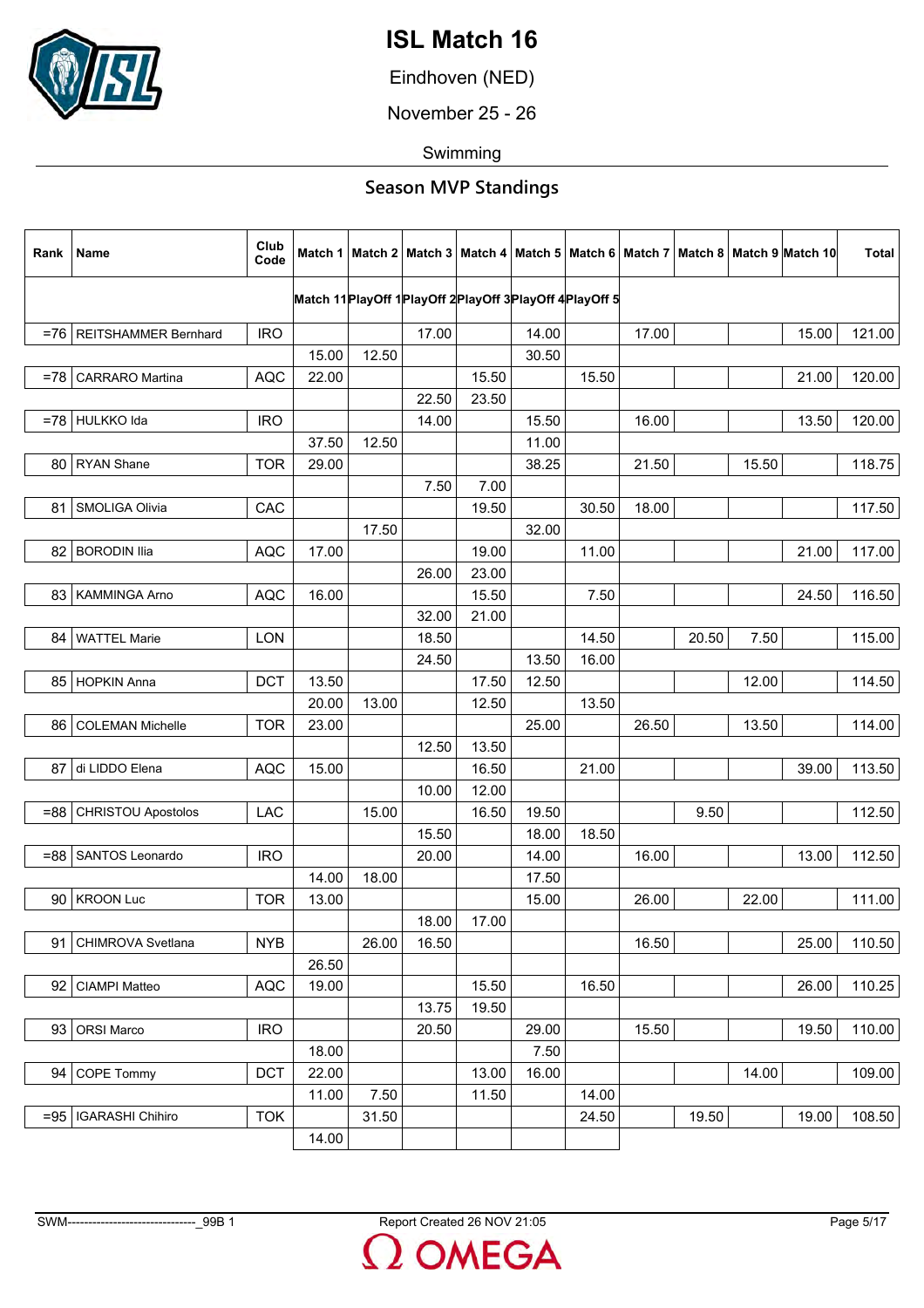# ISL Match 16

Eindhoven (NED)

November 25 - 26

Swimming

## Season MVP Standings

| Rank | Name | Club Code | Match 1 | Match 2 | Match 3 | Match 4 | Match 5 | Match 6 | Match 7 | Match 8 | Match 9 | Match 10 | Total |
|---|---|---|---|---|---|---|---|---|---|---|---|---|---|
| | | | Match 11 | PlayOff 1 | PlayOff 2 | PlayOff 3 | PlayOff 4 | PlayOff 5 | | | | | |
| =76 | REITSHAMMER Bernhard | IRO | | | 17.00 | | 14.00 | | 17.00 | | | 15.00 | 121.00 |
| | | | 15.00 | 12.50 | | | 30.50 | | | | | | |
| =78 | CARRARO Martina | AQC | 22.00 | | | 15.50 | | 15.50 | | | | 21.00 | 120.00 |
| | | | | | 22.50 | 23.50 | | | | | | | |
| =78 | HULKKO Ida | IRO | | | 14.00 | | 15.50 | | 16.00 | | | 13.50 | 120.00 |
| | | | 37.50 | 12.50 | | | 11.00 | | | | | | |
| 80 | RYAN Shane | TOR | 29.00 | | | | 38.25 | | 21.50 | | 15.50 | | 118.75 |
| | | | | | 7.50 | 7.00 | | | | | | | |
| 81 | SMOLIGA Olivia | CAC | | | | 19.50 | | 30.50 | 18.00 | | | | 117.50 |
| | | | | 17.50 | | | 32.00 | | | | | | |
| 82 | BORODIN Ilia | AQC | 17.00 | | | 19.00 | | 11.00 | | | | 21.00 | 117.00 |
| | | | | | 26.00 | 23.00 | | | | | | | |
| 83 | KAMMINGA Arno | AQC | 16.00 | | | 15.50 | | 7.50 | | | | 24.50 | 116.50 |
| | | | | | 32.00 | 21.00 | | | | | | | |
| 84 | WATTEL Marie | LON | | | 18.50 | | | 14.50 | | 20.50 | 7.50 | | 115.00 |
| | | | | | 24.50 | | 13.50 | 16.00 | | | | | |
| 85 | HOPKIN Anna | DCT | 13.50 | | | 17.50 | 12.50 | | | | 12.00 | | 114.50 |
| | | | 20.00 | 13.00 | | 12.50 | | 13.50 | | | | | |
| 86 | COLEMAN Michelle | TOR | 23.00 | | | | 25.00 | | 26.50 | | 13.50 | | 114.00 |
| | | | | | 12.50 | 13.50 | | | | | | | |
| 87 | di LIDDO Elena | AQC | 15.00 | | | 16.50 | | 21.00 | | | | 39.00 | 113.50 |
| | | | | | 10.00 | 12.00 | | | | | | | |
| =88 | CHRISTOU Apostolos | LAC | | 15.00 | | 16.50 | 19.50 | | | 9.50 | | | 112.50 |
| | | | | | 15.50 | | 18.00 | 18.50 | | | | | |
| =88 | SANTOS Leonardo | IRO | | | 20.00 | | 14.00 | | 16.00 | | | 13.00 | 112.50 |
| | | | 14.00 | 18.00 | | | 17.50 | | | | | | |
| 90 | KROON Luc | TOR | 13.00 | | | | 15.00 | | 26.00 | | 22.00 | | 111.00 |
| | | | | | 18.00 | 17.00 | | | | | | | |
| 91 | CHIMROVA Svetlana | NYB | | 26.00 | 16.50 | | | | 16.50 | | | 25.00 | 110.50 |
| | | | 26.50 | | | | | | | | | | |
| 92 | CIAMPI Matteo | AQC | 19.00 | | | 15.50 | | 16.50 | | | | 26.00 | 110.25 |
| | | | | | 13.75 | 19.50 | | | | | | | |
| 93 | ORSI Marco | IRO | | | 20.50 | | 29.00 | | 15.50 | | | 19.50 | 110.00 |
| | | | 18.00 | | | | 7.50 | | | | | | |
| 94 | COPE Tommy | DCT | 22.00 | | | 13.00 | 16.00 | | | | 14.00 | | 109.00 |
| | | | 11.00 | 7.50 | | 11.50 | | 14.00 | | | | | |
| =95 | IGARASHI Chihiro | TOK | | 31.50 | | | | 24.50 | | 19.50 | | 19.00 | 108.50 |
| | | | 14.00 | | | | | | | | | | |

SWM-------------------------------_99B 1 Report Created 26 NOV 21:05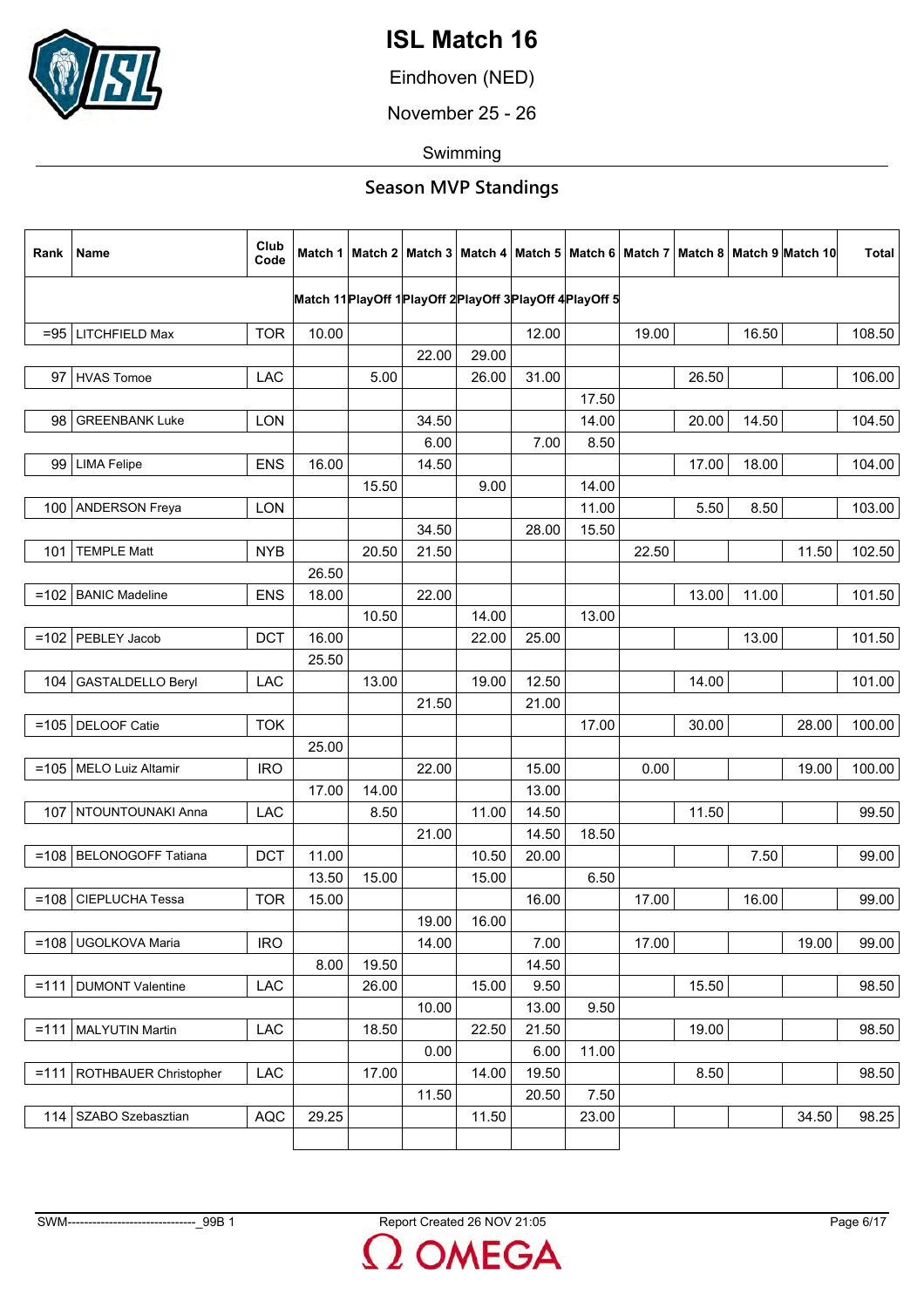# ISL Match 16

Eindhoven (NED)

November 25 - 26

Swimming

## Season MVP Standings

| Rank | Name | Club Code | Match 1 / Match 11 | Match 2 / PlayOff 1 | Match 3 / PlayOff 2 | Match 4 / PlayOff 3 | Match 5 / PlayOff 4 | Match 6 / PlayOff 5 | Match 7 | Match 8 | Match 9 | Match 10 | Total |
|---|---|---|---|---|---|---|---|---|---|---|---|---|---|
| =95 | LITCHFIELD Max | TOR | 10.00 | | | | 12.00 | | 19.00 | | 16.50 | | 108.50 |
| | | | | | 22.00 | 29.00 | | | | | | | |
| 97 | HVAS Tomoe | LAC | | 5.00 | | 26.00 | 31.00 | | | 26.50 | | | 106.00 |
| | | | | | | | | 17.50 | | | | | |
| 98 | GREENBANK Luke | LON | | | 34.50 | | | 14.00 | | 20.00 | 14.50 | | 104.50 |
| | | | | | 6.00 | | 7.00 | 8.50 | | | | | |
| 99 | LIMA Felipe | ENS | 16.00 | | 14.50 | | | | | 17.00 | 18.00 | | 104.00 |
| | | | | 15.50 | | 9.00 | | 14.00 | | | | | |
| 100 | ANDERSON Freya | LON | | | | | | 11.00 | | 5.50 | 8.50 | | 103.00 |
| | | | | | 34.50 | | 28.00 | 15.50 | | | | | |
| 101 | TEMPLE Matt | NYB | | 20.50 | 21.50 | | | | 22.50 | | | 11.50 | 102.50 |
| | | | 26.50 | | | | | | | | | | |
| =102 | BANIC Madeline | ENS | 18.00 | | 22.00 | | | | | 13.00 | 11.00 | | 101.50 |
| | | | | 10.50 | | 14.00 | | 13.00 | | | | | |
| =102 | PEBLEY Jacob | DCT | 16.00 | | | 22.00 | 25.00 | | | | 13.00 | | 101.50 |
| | | | 25.50 | | | | | | | | | | |
| 104 | GASTALDELLO Beryl | LAC | | 13.00 | | 19.00 | 12.50 | | | 14.00 | | | 101.00 |
| | | | | | 21.50 | | 21.00 | | | | | | |
| =105 | DELOOF Catie | TOK | | | | | | 17.00 | | 30.00 | | 28.00 | 100.00 |
| | | | 25.00 | | | | | | | | | | |
| =105 | MELO Luiz Altamir | IRO | | | 22.00 | | 15.00 | | 0.00 | | | 19.00 | 100.00 |
| | | | 17.00 | 14.00 | | | 13.00 | | | | | | |
| 107 | NTOUNTOUNAKI Anna | LAC | | 8.50 | | 11.00 | 14.50 | | | 11.50 | | | 99.50 |
| | | | | | 21.00 | | 14.50 | 18.50 | | | | | |
| =108 | BELONOGOFF Tatiana | DCT | 11.00 | | | 10.50 | 20.00 | | | | 7.50 | | 99.00 |
| | | | 13.50 | 15.00 | | 15.00 | | 6.50 | | | | | |
| =108 | CIEPLUCHA Tessa | TOR | 15.00 | | | | 16.00 | | 17.00 | | 16.00 | | 99.00 |
| | | | | | 19.00 | 16.00 | | | | | | | |
| =108 | UGOLKOVA Maria | IRO | | | 14.00 | | 7.00 | | 17.00 | | | 19.00 | 99.00 |
| | | | 8.00 | 19.50 | | | 14.50 | | | | | | |
| =111 | DUMONT Valentine | LAC | | 26.00 | | 15.00 | 9.50 | | | 15.50 | | | 98.50 |
| | | | | | 10.00 | | 13.00 | 9.50 | | | | | |
| =111 | MALYUTIN Martin | LAC | | 18.50 | | 22.50 | 21.50 | | | 19.00 | | | 98.50 |
| | | | | | 0.00 | | 6.00 | 11.00 | | | | | |
| =111 | ROTHBAUER Christopher | LAC | | 17.00 | | 14.00 | 19.50 | | | 8.50 | | | 98.50 |
| | | | | | 11.50 | | 20.50 | 7.50 | | | | | |
| 114 | SZABO Szebasztian | AQC | 29.25 | | | 11.50 | | 23.00 | | | | 34.50 | 98.25 |
| | | | | | | | | | | | | | |

SWM-------------------------------_99B 1 Report Created 26 NOV 21:05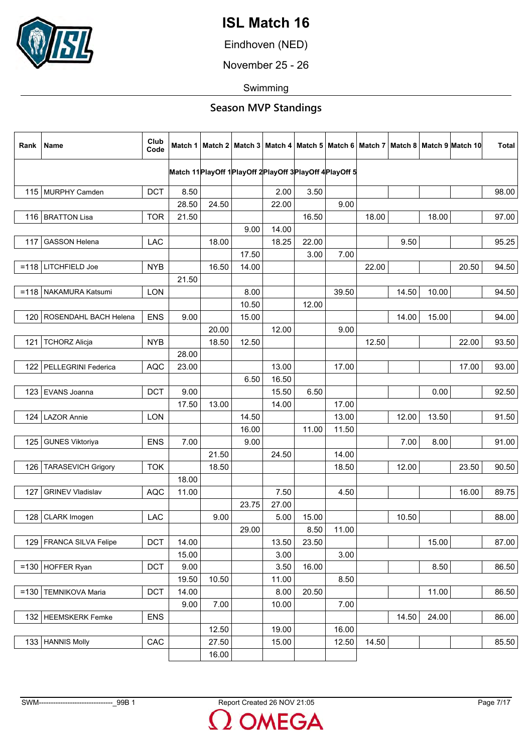# ISL Match 16

Eindhoven (NED)

November 25 - 26

Swimming

## Season MVP Standings

| Rank | Name | Club Code | Match 1 / Match 11 | Match 2 / PlayOff 1 | Match 3 / PlayOff 2 | Match 4 / PlayOff 3 | Match 5 / PlayOff 4 | Match 6 / PlayOff 5 | Match 7 | Match 8 | Match 9 | Match 10 | Total |
|---|---|---|---|---|---|---|---|---|---|---|---|---|---|
| 115 | MURPHY Camden | DCT | 8.50 | | | 2.00 | 3.50 | | | | | | 98.00 |
| | | | 28.50 | 24.50 | | 22.00 | | 9.00 | | | | | |
| 116 | BRATTON Lisa | TOR | 21.50 | | | | 16.50 | | 18.00 | | 18.00 | | 97.00 |
| | | | | | 9.00 | 14.00 | | | | | | | |
| 117 | GASSON Helena | LAC | | 18.00 | | 18.25 | 22.00 | | | 9.50 | | | 95.25 |
| | | | | | 17.50 | | 3.00 | 7.00 | | | | | |
| =118 | LITCHFIELD Joe | NYB | | 16.50 | 14.00 | | | | 22.00 | | | 20.50 | 94.50 |
| | | | 21.50 | | | | | | | | | | |
| =118 | NAKAMURA Katsumi | LON | | | 8.00 | | | 39.50 | | 14.50 | 10.00 | | 94.50 |
| | | | | | 10.50 | | 12.00 | | | | | | |
| 120 | ROSENDAHL BACH Helena | ENS | 9.00 | | 15.00 | | | | | 14.00 | 15.00 | | 94.00 |
| | | | | 20.00 | | 12.00 | | 9.00 | | | | | |
| 121 | TCHORZ Alicja | NYB | | 18.50 | 12.50 | | | | 12.50 | | | 22.00 | 93.50 |
| | | | 28.00 | | | | | | | | | | |
| 122 | PELLEGRINI Federica | AQC | 23.00 | | | 13.00 | | 17.00 | | | | 17.00 | 93.00 |
| | | | | | 6.50 | 16.50 | | | | | | | |
| 123 | EVANS Joanna | DCT | 9.00 | | | 15.50 | 6.50 | | | | 0.00 | | 92.50 |
| | | | 17.50 | 13.00 | | 14.00 | | 17.00 | | | | | |
| 124 | LAZOR Annie | LON | | | 14.50 | | | 13.00 | | 12.00 | 13.50 | | 91.50 |
| | | | | | 16.00 | | 11.00 | 11.50 | | | | | |
| 125 | GUNES Viktoriya | ENS | 7.00 | | 9.00 | | | | | 7.00 | 8.00 | | 91.00 |
| | | | | 21.50 | | 24.50 | | 14.00 | | | | | |
| 126 | TARASEVICH Grigory | TOK | | 18.50 | | | | 18.50 | | 12.00 | | 23.50 | 90.50 |
| | | | 18.00 | | | | | | | | | | |
| 127 | GRINEV Vladislav | AQC | 11.00 | | | 7.50 | | 4.50 | | | | 16.00 | 89.75 |
| | | | | | 23.75 | 27.00 | | | | | | | |
| 128 | CLARK Imogen | LAC | | 9.00 | | 5.00 | 15.00 | | | 10.50 | | | 88.00 |
| | | | | | 29.00 | | 8.50 | 11.00 | | | | | |
| 129 | FRANCA SILVA Felipe | DCT | 14.00 | | | 13.50 | 23.50 | | | | 15.00 | | 87.00 |
| | | | 15.00 | | | 3.00 | | 3.00 | | | | | |
| =130 | HOFFER Ryan | DCT | 9.00 | | | 3.50 | 16.00 | | | | 8.50 | | 86.50 |
| | | | 19.50 | 10.50 | | 11.00 | | 8.50 | | | | | |
| =130 | TEMNIKOVA Maria | DCT | 14.00 | | | 8.00 | 20.50 | | | | 11.00 | | 86.50 |
| | | | 9.00 | 7.00 | | 10.00 | | 7.00 | | | | | |
| 132 | HEEMSKERK Femke | ENS | | | | | | | | 14.50 | 24.00 | | 86.00 |
| | | | | 12.50 | | 19.00 | | 16.00 | | | | | |
| 133 | HANNIS Molly | CAC | | 27.50 | | 15.00 | | 12.50 | 14.50 | | | | 85.50 |
| | | | | 16.00 | | | | | | | | | |

SWM-------------------------------_99B 1 Report Created 26 NOV 21:05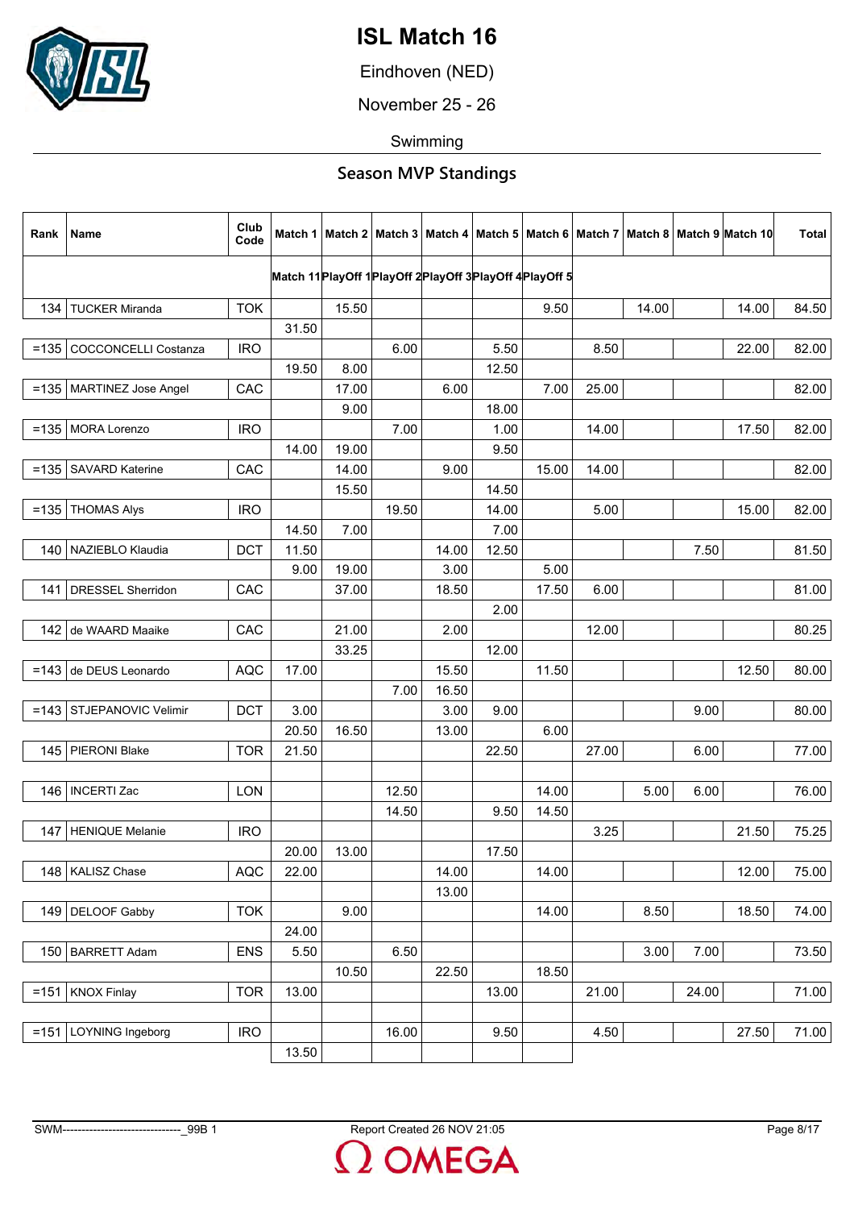# ISL Match 16

Eindhoven (NED)

November 25 - 26

Swimming

## Season MVP Standings

| Rank | Name | Club Code | Match 1 / Match 11 | Match 2 / PlayOff 1 | Match 3 / PlayOff 2 | Match 4 / PlayOff 3 | Match 5 / PlayOff 4 | Match 6 / PlayOff 5 | Match 7 | Match 8 | Match 9 | Match 10 | Total |
|---|---|---|---|---|---|---|---|---|---|---|---|---|---|
| 134 | TUCKER Miranda | TOK | | 15.50 | | | | 9.50 | | 14.00 | | 14.00 | 84.50 |
| | | | 31.50 | | | | | | | | | | |
| =135 | COCCONCELLI Costanza | IRO | | | 6.00 | | 5.50 | | 8.50 | | | 22.00 | 82.00 |
| | | | 19.50 | 8.00 | | | 12.50 | | | | | | |
| =135 | MARTINEZ Jose Angel | CAC | | 17.00 | | 6.00 | | 7.00 | 25.00 | | | | 82.00 |
| | | | | 9.00 | | | 18.00 | | | | | | |
| =135 | MORA Lorenzo | IRO | | | 7.00 | | 1.00 | | 14.00 | | | 17.50 | 82.00 |
| | | | 14.00 | 19.00 | | | 9.50 | | | | | | |
| =135 | SAVARD Katerine | CAC | | 14.00 | | 9.00 | | 15.00 | 14.00 | | | | 82.00 |
| | | | | 15.50 | | | 14.50 | | | | | | |
| =135 | THOMAS Alys | IRO | | | 19.50 | | 14.00 | | 5.00 | | | 15.00 | 82.00 |
| | | | 14.50 | 7.00 | | | 7.00 | | | | | | |
| 140 | NAZIEBLO Klaudia | DCT | 11.50 | | | 14.00 | 12.50 | | | | 7.50 | | 81.50 |
| | | | 9.00 | 19.00 | | 3.00 | | 5.00 | | | | | |
| 141 | DRESSEL Sherridon | CAC | | 37.00 | | 18.50 | | 17.50 | 6.00 | | | | 81.00 |
| | | | | | | | 2.00 | | | | | | |
| 142 | de WAARD Maaike | CAC | | 21.00 | | 2.00 | | | 12.00 | | | | 80.25 |
| | | | | 33.25 | | | 12.00 | | | | | | |
| =143 | de DEUS Leonardo | AQC | 17.00 | | | 15.50 | | 11.50 | | | | 12.50 | 80.00 |
| | | | | | 7.00 | 16.50 | | | | | | | |
| =143 | STJEPANOVIC Velimir | DCT | 3.00 | | | 3.00 | 9.00 | | | | 9.00 | | 80.00 |
| | | | 20.50 | 16.50 | | 13.00 | | 6.00 | | | | | |
| 145 | PIERONI Blake | TOR | 21.50 | | | | 22.50 | | 27.00 | | 6.00 | | 77.00 |
| | | | | | | | | | | | | | |
| 146 | INCERTI Zac | LON | | | 12.50 | | | 14.00 | | 5.00 | 6.00 | | 76.00 |
| | | | | | 14.50 | | 9.50 | 14.50 | | | | | |
| 147 | HENIQUE Melanie | IRO | | | | | | | 3.25 | | | 21.50 | 75.25 |
| | | | 20.00 | 13.00 | | | 17.50 | | | | | | |
| 148 | KALISZ Chase | AQC | 22.00 | | | 14.00 | | 14.00 | | | | 12.00 | 75.00 |
| | | | | | | 13.00 | | | | | | | |
| 149 | DELOOF Gabby | TOK | | 9.00 | | | | 14.00 | | 8.50 | | 18.50 | 74.00 |
| | | | 24.00 | | | | | | | | | | |
| 150 | BARRETT Adam | ENS | 5.50 | | 6.50 | | | | | 3.00 | 7.00 | | 73.50 |
| | | | | 10.50 | | 22.50 | | 18.50 | | | | | |
| =151 | KNOX Finlay | TOR | 13.00 | | | | 13.00 | | 21.00 | | 24.00 | | 71.00 |
| | | | | | | | | | | | | | |
| =151 | LOYNING Ingeborg | IRO | | | 16.00 | | 9.50 | | 4.50 | | | 27.50 | 71.00 |
| | | | 13.50 | | | | | | | | | | |

SWM-------------------------------_99B 1 Report Created 26 NOV 21:05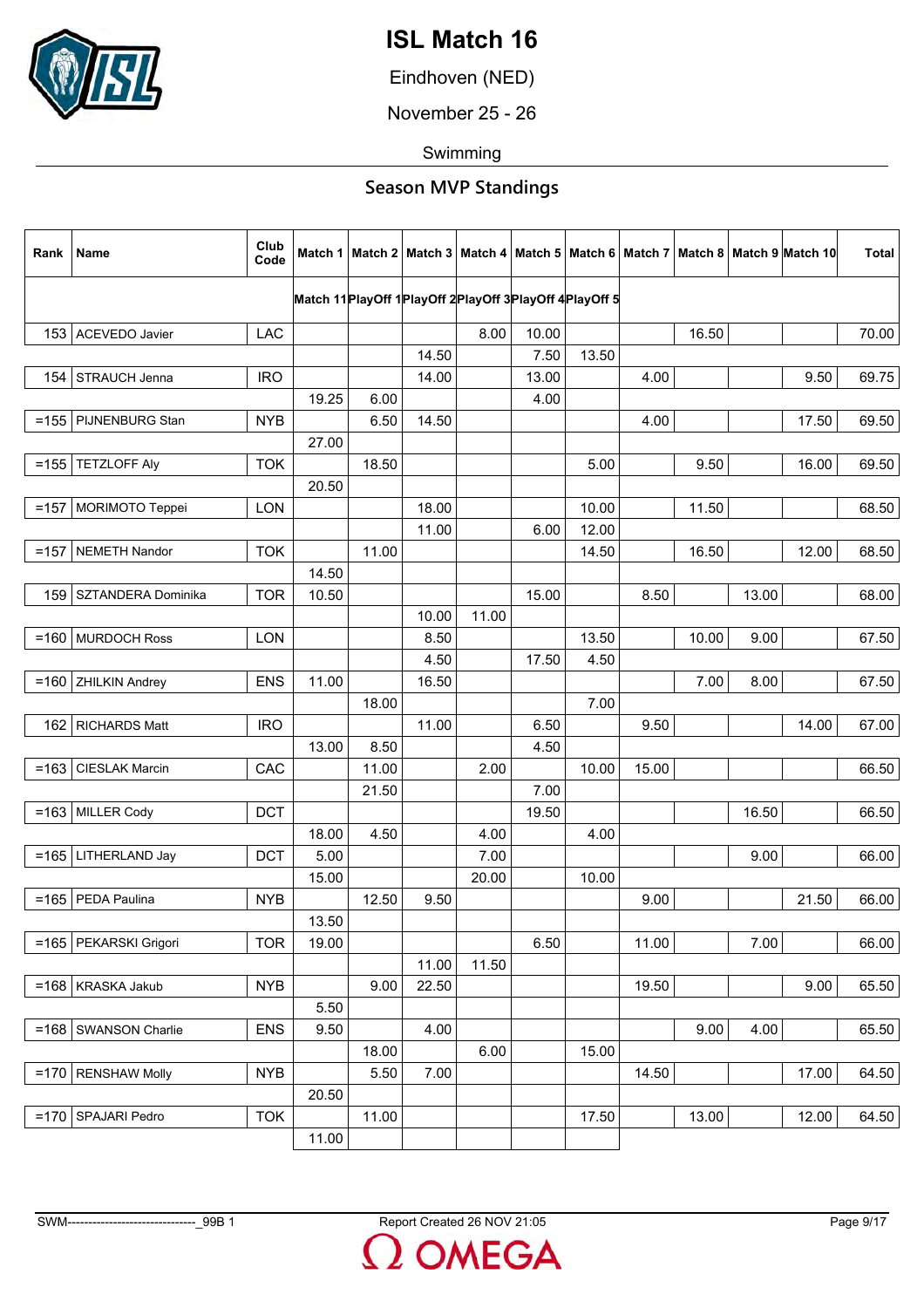# ISL Match 16

Eindhoven (NED)

November 25 - 26

Swimming

## Season MVP Standings

| Rank | Name | Club Code | Match 1 / Match 11 | Match 2 / PlayOff 1 | Match 3 / PlayOff 2 | Match 4 / PlayOff 3 | Match 5 / PlayOff 4 | Match 6 / PlayOff 5 | Match 7 | Match 8 | Match 9 | Match 10 | Total |
|---|---|---|---|---|---|---|---|---|---|---|---|---|---|
| 153 | ACEVEDO Javier | LAC | | | | 8.00 | 10.00 | | | 16.50 | | | 70.00 |
| | | | | | 14.50 | | 7.50 | 13.50 | | | | | |
| 154 | STRAUCH Jenna | IRO | | | 14.00 | | 13.00 | | 4.00 | | | 9.50 | 69.75 |
| | | | 19.25 | 6.00 | | | 4.00 | | | | | | |
| =155 | PIJNENBURG Stan | NYB | | 6.50 | 14.50 | | | | 4.00 | | | 17.50 | 69.50 |
| | | | 27.00 | | | | | | | | | | |
| =155 | TETZLOFF Aly | TOK | | 18.50 | | | | 5.00 | | 9.50 | | 16.00 | 69.50 |
| | | | 20.50 | | | | | | | | | | |
| =157 | MORIMOTO Teppei | LON | | | 18.00 | | | 10.00 | | 11.50 | | | 68.50 |
| | | | | | 11.00 | | 6.00 | 12.00 | | | | | |
| =157 | NEMETH Nandor | TOK | | 11.00 | | | | 14.50 | | 16.50 | | 12.00 | 68.50 |
| | | | 14.50 | | | | | | | | | | |
| 159 | SZTANDERA Dominika | TOR | 10.50 | | | | 15.00 | | 8.50 | | 13.00 | | 68.00 |
| | | | | | 10.00 | 11.00 | | | | | | | |
| =160 | MURDOCH Ross | LON | | | 8.50 | | | 13.50 | | 10.00 | 9.00 | | 67.50 |
| | | | | | 4.50 | | 17.50 | 4.50 | | | | | |
| =160 | ZHILKIN Andrey | ENS | 11.00 | | 16.50 | | | | | 7.00 | 8.00 | | 67.50 |
| | | | | 18.00 | | | | 7.00 | | | | | |
| 162 | RICHARDS Matt | IRO | | | 11.00 | | 6.50 | | 9.50 | | | 14.00 | 67.00 |
| | | | 13.00 | 8.50 | | | 4.50 | | | | | | |
| =163 | CIESLAK Marcin | CAC | | 11.00 | | 2.00 | | 10.00 | 15.00 | | | | 66.50 |
| | | | | 21.50 | | | 7.00 | | | | | | |
| =163 | MILLER Cody | DCT | | | | | 19.50 | | | | 16.50 | | 66.50 |
| | | | 18.00 | 4.50 | | 4.00 | | 4.00 | | | | | |
| =165 | LITHERLAND Jay | DCT | 5.00 | | | 7.00 | | | | | 9.00 | | 66.00 |
| | | | 15.00 | | | 20.00 | | 10.00 | | | | | |
| =165 | PEDA Paulina | NYB | | 12.50 | 9.50 | | | | 9.00 | | | 21.50 | 66.00 |
| | | | 13.50 | | | | | | | | | | |
| =165 | PEKARSKI Grigori | TOR | 19.00 | | | | 6.50 | | 11.00 | | 7.00 | | 66.00 |
| | | | | | 11.00 | 11.50 | | | | | | | |
| =168 | KRASKA Jakub | NYB | | 9.00 | 22.50 | | | | 19.50 | | | 9.00 | 65.50 |
| | | | 5.50 | | | | | | | | | | |
| =168 | SWANSON Charlie | ENS | 9.50 | | 4.00 | | | | | 9.00 | 4.00 | | 65.50 |
| | | | | 18.00 | | 6.00 | | 15.00 | | | | | |
| =170 | RENSHAW Molly | NYB | | 5.50 | 7.00 | | | | 14.50 | | | 17.00 | 64.50 |
| | | | 20.50 | | | | | | | | | | |
| =170 | SPAJARI Pedro | TOK | | 11.00 | | | | 17.50 | | 13.00 | | 12.00 | 64.50 |
| | | | 11.00 | | | | | | | | | | |

SWM-------------------------------_99B 1 Report Created 26 NOV 21:05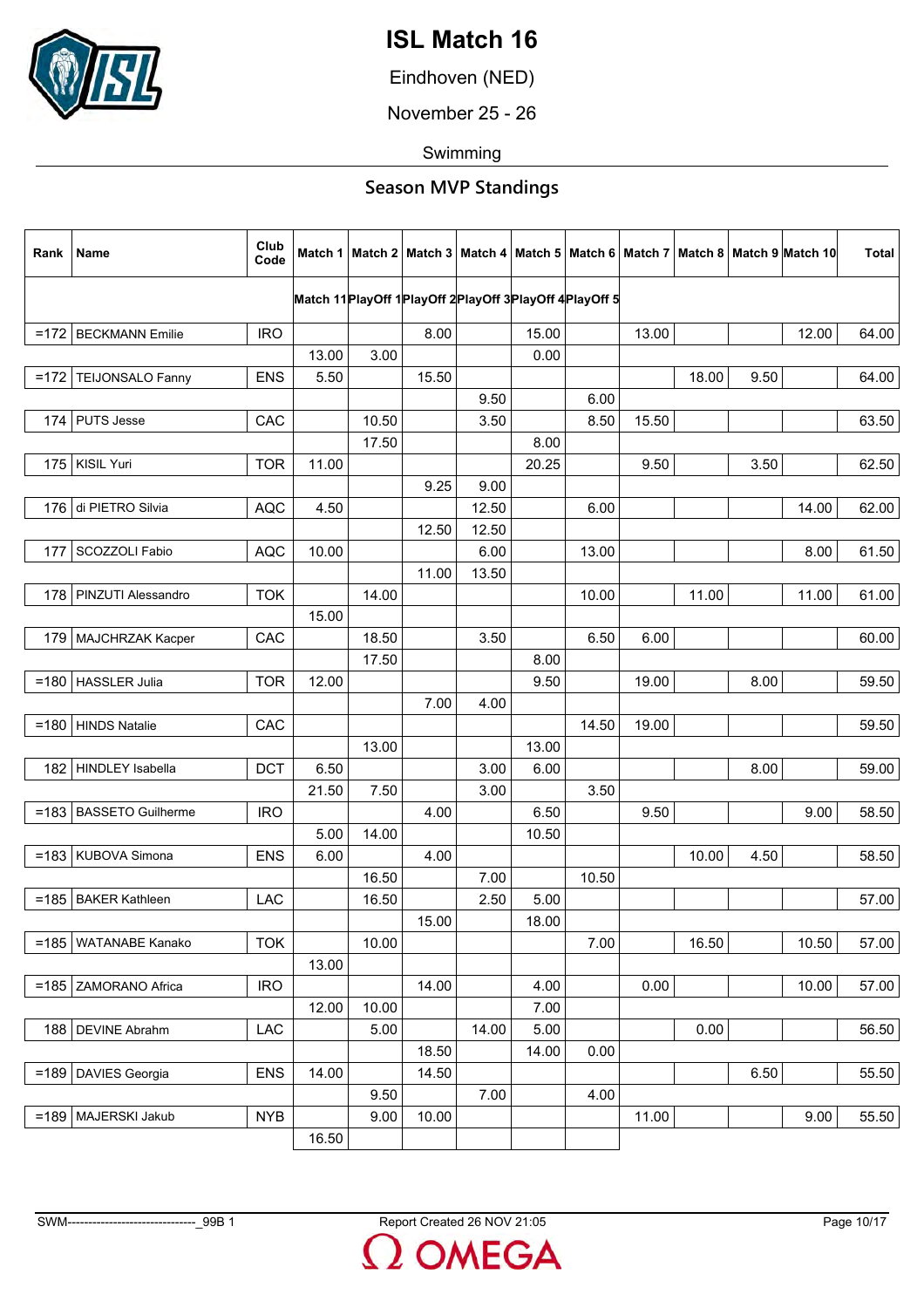# ISL Match 16

Eindhoven (NED)

November 25 - 26

Swimming

## Season MVP Standings

| Rank | Name | Club Code | Match 1 / Match 11 | Match 2 / PlayOff 1 | Match 3 / PlayOff 2 | Match 4 / PlayOff 3 | Match 5 / PlayOff 4 | Match 6 / PlayOff 5 | Match 7 | Match 8 | Match 9 | Match 10 | Total |
|---|---|---|---|---|---|---|---|---|---|---|---|---|---|
| =172 | BECKMANN Emilie | IRO | | | 8.00 | | 15.00 | | 13.00 | | | 12.00 | 64.00 |
| | | | 13.00 | 3.00 | | | 0.00 | | | | | | |
| =172 | TEIJONSALO Fanny | ENS | 5.50 | | 15.50 | | | | | 18.00 | 9.50 | | 64.00 |
| | | | | | | 9.50 | | 6.00 | | | | | |
| 174 | PUTS Jesse | CAC | | 10.50 | | 3.50 | | 8.50 | 15.50 | | | | 63.50 |
| | | | | 17.50 | | | 8.00 | | | | | | |
| 175 | KISIL Yuri | TOR | 11.00 | | | | 20.25 | | 9.50 | | 3.50 | | 62.50 |
| | | | | | 9.25 | 9.00 | | | | | | | |
| 176 | di PIETRO Silvia | AQC | 4.50 | | | 12.50 | | 6.00 | | | | 14.00 | 62.00 |
| | | | | | 12.50 | 12.50 | | | | | | | |
| 177 | SCOZZOLI Fabio | AQC | 10.00 | | | 6.00 | | 13.00 | | | | 8.00 | 61.50 |
| | | | | | 11.00 | 13.50 | | | | | | | |
| 178 | PINZUTI Alessandro | TOK | | 14.00 | | | | 10.00 | | 11.00 | | 11.00 | 61.00 |
| | | | 15.00 | | | | | | | | | | |
| 179 | MAJCHRZAK Kacper | CAC | | 18.50 | | 3.50 | | 6.50 | 6.00 | | | | 60.00 |
| | | | | 17.50 | | | 8.00 | | | | | | |
| =180 | HASSLER Julia | TOR | 12.00 | | | | 9.50 | | 19.00 | | 8.00 | | 59.50 |
| | | | | | 7.00 | 4.00 | | | | | | | |
| =180 | HINDS Natalie | CAC | | | | | | 14.50 | 19.00 | | | | 59.50 |
| | | | | 13.00 | | | 13.00 | | | | | | |
| 182 | HINDLEY Isabella | DCT | 6.50 | | | 3.00 | 6.00 | | | | 8.00 | | 59.00 |
| | | | 21.50 | 7.50 | | 3.00 | | 3.50 | | | | | |
| =183 | BASSETO Guilherme | IRO | | | 4.00 | | 6.50 | | 9.50 | | | 9.00 | 58.50 |
| | | | 5.00 | 14.00 | | | 10.50 | | | | | | |
| =183 | KUBOVA Simona | ENS | 6.00 | | 4.00 | | | | | 10.00 | 4.50 | | 58.50 |
| | | | | 16.50 | | 7.00 | | 10.50 | | | | | |
| =185 | BAKER Kathleen | LAC | | 16.50 | | 2.50 | 5.00 | | | | | | 57.00 |
| | | | | | 15.00 | | 18.00 | | | | | | |
| =185 | WATANABE Kanako | TOK | | 10.00 | | | | 7.00 | | 16.50 | | 10.50 | 57.00 |
| | | | 13.00 | | | | | | | | | | |
| =185 | ZAMORANO Africa | IRO | | | 14.00 | | 4.00 | | 0.00 | | | 10.00 | 57.00 |
| | | | 12.00 | 10.00 | | | 7.00 | | | | | | |
| 188 | DEVINE Abrahm | LAC | | 5.00 | | 14.00 | 5.00 | | | 0.00 | | | 56.50 |
| | | | | | 18.50 | | 14.00 | 0.00 | | | | | |
| =189 | DAVIES Georgia | ENS | 14.00 | | 14.50 | | | | | | 6.50 | | 55.50 |
| | | | | 9.50 | | 7.00 | | 4.00 | | | | | |
| =189 | MAJERSKI Jakub | NYB | | 9.00 | 10.00 | | | | 11.00 | | | 9.00 | 55.50 |
| | | | 16.50 | | | | | | | | | | |

SWM-------------------------------_99B 1 Report Created 26 NOV 21:05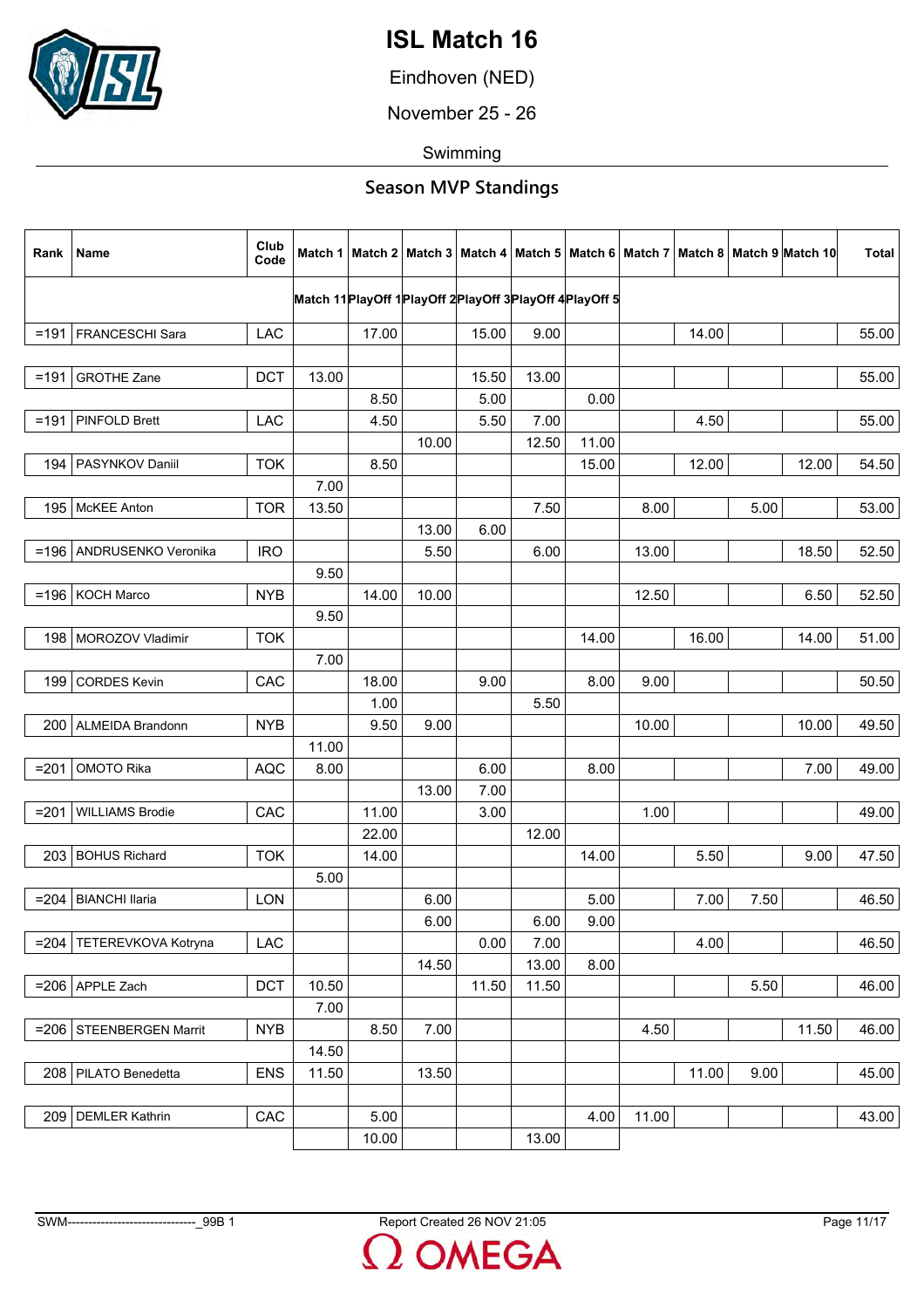# ISL Match 16

Eindhoven (NED)

November 25 - 26

Swimming

## Season MVP Standings

| Rank | Name | Club Code | Match 1 | Match 2 | Match 3 | Match 4 | Match 5 | Match 6 | Match 7 | Match 8 | Match 9 | Match 10 | Total |
|---|---|---|---|---|---|---|---|---|---|---|---|---|---|
| | | | Match 11 | PlayOff 1 | PlayOff 2 | PlayOff 3 | PlayOff 4 | PlayOff 5 | | | | | |
| =191 | FRANCESCHI Sara | LAC | | 17.00 | | 15.00 | 9.00 | | | 14.00 | | | 55.00 |
| | | | | | | | | | | | | | |
| =191 | GROTHE Zane | DCT | 13.00 | | | 15.50 | 13.00 | | | | | | 55.00 |
| | | | | 8.50 | | 5.00 | | 0.00 | | | | | |
| =191 | PINFOLD Brett | LAC | | 4.50 | | 5.50 | 7.00 | | | 4.50 | | | 55.00 |
| | | | | | 10.00 | | 12.50 | 11.00 | | | | | |
| 194 | PASYNKOV Daniil | TOK | | 8.50 | | | | 15.00 | | 12.00 | | 12.00 | 54.50 |
| | | | 7.00 | | | | | | | | | | |
| 195 | McKEE Anton | TOR | 13.50 | | | | 7.50 | | 8.00 | | 5.00 | | 53.00 |
| | | | | | 13.00 | 6.00 | | | | | | | |
| =196 | ANDRUSENKO Veronika | IRO | | | 5.50 | | 6.00 | | 13.00 | | | 18.50 | 52.50 |
| | | | 9.50 | | | | | | | | | | |
| =196 | KOCH Marco | NYB | | 14.00 | 10.00 | | | | 12.50 | | | 6.50 | 52.50 |
| | | | 9.50 | | | | | | | | | | |
| 198 | MOROZOV Vladimir | TOK | | | | | | 14.00 | | 16.00 | | 14.00 | 51.00 |
| | | | 7.00 | | | | | | | | | | |
| 199 | CORDES Kevin | CAC | | 18.00 | | 9.00 | | 8.00 | 9.00 | | | | 50.50 |
| | | | | 1.00 | | | 5.50 | | | | | | |
| 200 | ALMEIDA Brandonn | NYB | | 9.50 | 9.00 | | | | 10.00 | | | 10.00 | 49.50 |
| | | | 11.00 | | | | | | | | | | |
| =201 | OMOTO Rika | AQC | 8.00 | | | 6.00 | | 8.00 | | | | 7.00 | 49.00 |
| | | | | | 13.00 | 7.00 | | | | | | | |
| =201 | WILLIAMS Brodie | CAC | | 11.00 | | 3.00 | | | 1.00 | | | | 49.00 |
| | | | | 22.00 | | | 12.00 | | | | | | |
| 203 | BOHUS Richard | TOK | | 14.00 | | | | 14.00 | | 5.50 | | 9.00 | 47.50 |
| | | | 5.00 | | | | | | | | | | |
| =204 | BIANCHI Ilaria | LON | | | 6.00 | | | 5.00 | | 7.00 | 7.50 | | 46.50 |
| | | | | | 6.00 | | 6.00 | 9.00 | | | | | |
| =204 | TETEREVKOVA Kotryna | LAC | | | | 0.00 | 7.00 | | | 4.00 | | | 46.50 |
| | | | | | 14.50 | | 13.00 | 8.00 | | | | | |
| =206 | APPLE Zach | DCT | 10.50 | | | 11.50 | 11.50 | | | | 5.50 | | 46.00 |
| | | | 7.00 | | | | | | | | | | |
| =206 | STEENBERGEN Marrit | NYB | | 8.50 | 7.00 | | | | 4.50 | | | 11.50 | 46.00 |
| | | | 14.50 | | | | | | | | | | |
| 208 | PILATO Benedetta | ENS | 11.50 | | 13.50 | | | | | 11.00 | 9.00 | | 45.00 |
| | | | | | | | | | | | | | |
| 209 | DEMLER Kathrin | CAC | | 5.00 | | | | 4.00 | 11.00 | | | | 43.00 |
| | | | | 10.00 | | | 13.00 | | | | | | |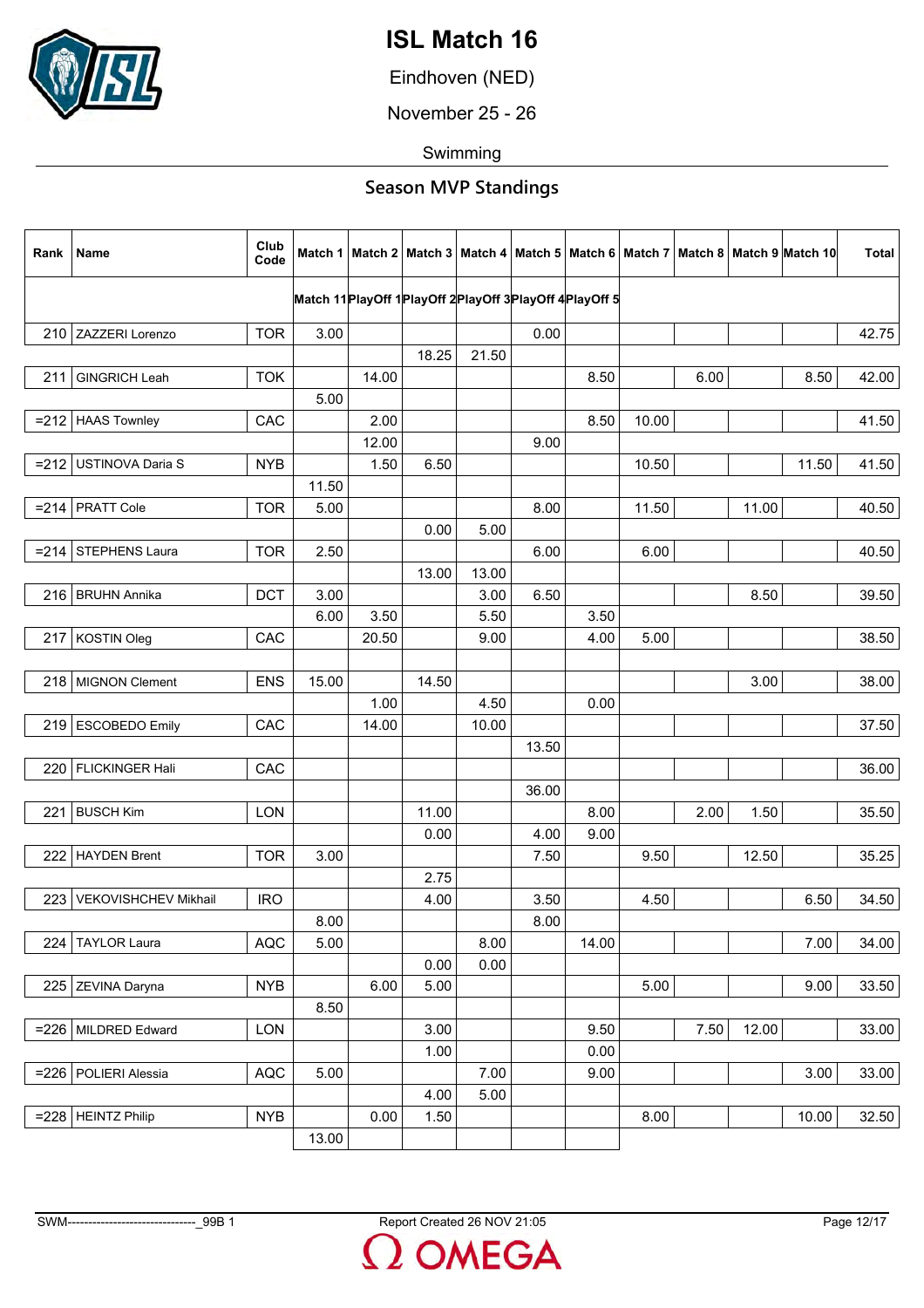# ISL Match 16

Eindhoven (NED)

November 25 - 26

Swimming

## Season MVP Standings

| Rank | Name | Club Code | Match 1 | Match 2 | Match 3 | Match 4 | Match 5 | Match 6 | Match 7 | Match 8 | Match 9 | Match 10 | Total |
|---|---|---|---|---|---|---|---|---|---|---|---|---|---|
| | | | Match 11 | PlayOff 1 | PlayOff 2 | PlayOff 3 | PlayOff 4 | PlayOff 5 | | | | | |
| 210 | ZAZZERI Lorenzo | TOR | 3.00 | | | | 0.00 | | | | | | 42.75 |
| | | | | | 18.25 | 21.50 | | | | | | | |
| 211 | GINGRICH Leah | TOK | | 14.00 | | | | 8.50 | | 6.00 | | 8.50 | 42.00 |
| | | | 5.00 | | | | | | | | | | |
| =212 | HAAS Townley | CAC | | 2.00 | | | | 8.50 | 10.00 | | | | 41.50 |
| | | | | 12.00 | | | 9.00 | | | | | | |
| =212 | USTINOVA Daria S | NYB | | 1.50 | 6.50 | | | | 10.50 | | | 11.50 | 41.50 |
| | | | 11.50 | | | | | | | | | | |
| =214 | PRATT Cole | TOR | 5.00 | | | | 8.00 | | 11.50 | | 11.00 | | 40.50 |
| | | | | | 0.00 | 5.00 | | | | | | | |
| =214 | STEPHENS Laura | TOR | 2.50 | | | | 6.00 | | 6.00 | | | | 40.50 |
| | | | | | 13.00 | 13.00 | | | | | | | |
| 216 | BRUHN Annika | DCT | 3.00 | | | 3.00 | 6.50 | | | | 8.50 | | 39.50 |
| | | | 6.00 | 3.50 | | 5.50 | | 3.50 | | | | | |
| 217 | KOSTIN Oleg | CAC | | 20.50 | | 9.00 | | 4.00 | 5.00 | | | | 38.50 |
| | | | | | | | | | | | | | |
| 218 | MIGNON Clement | ENS | 15.00 | | 14.50 | | | | | | 3.00 | | 38.00 |
| | | | | 1.00 | | 4.50 | | 0.00 | | | | | |
| 219 | ESCOBEDO Emily | CAC | | 14.00 | | 10.00 | | | | | | | 37.50 |
| | | | | | | | 13.50 | | | | | | |
| 220 | FLICKINGER Hali | CAC | | | | | | | | | | | 36.00 |
| | | | | | | | 36.00 | | | | | | |
| 221 | BUSCH Kim | LON | | | 11.00 | | | 8.00 | | 2.00 | 1.50 | | 35.50 |
| | | | | | 0.00 | | 4.00 | 9.00 | | | | | |
| 222 | HAYDEN Brent | TOR | 3.00 | | | | 7.50 | | 9.50 | | 12.50 | | 35.25 |
| | | | | | 2.75 | | | | | | | | |
| 223 | VEKOVISHCHEV Mikhail | IRO | | | 4.00 | | 3.50 | | 4.50 | | | 6.50 | 34.50 |
| | | | 8.00 | | | | 8.00 | | | | | | |
| 224 | TAYLOR Laura | AQC | 5.00 | | | 8.00 | | 14.00 | | | | 7.00 | 34.00 |
| | | | | | 0.00 | 0.00 | | | | | | | |
| 225 | ZEVINA Daryna | NYB | | 6.00 | 5.00 | | | | 5.00 | | | 9.00 | 33.50 |
| | | | 8.50 | | | | | | | | | | |
| =226 | MILDRED Edward | LON | | | 3.00 | | | 9.50 | | 7.50 | 12.00 | | 33.00 |
| | | | | | 1.00 | | | 0.00 | | | | | |
| =226 | POLIERI Alessia | AQC | 5.00 | | | 7.00 | | 9.00 | | | | 3.00 | 33.00 |
| | | | | | 4.00 | 5.00 | | | | | | | |
| =228 | HEINTZ Philip | NYB | | 0.00 | 1.50 | | | | 8.00 | | | 10.00 | 32.50 |
| | | | 13.00 | | | | | | | | | | |

SWM-------------------------------_99B 1 Report Created 26 NOV 21:05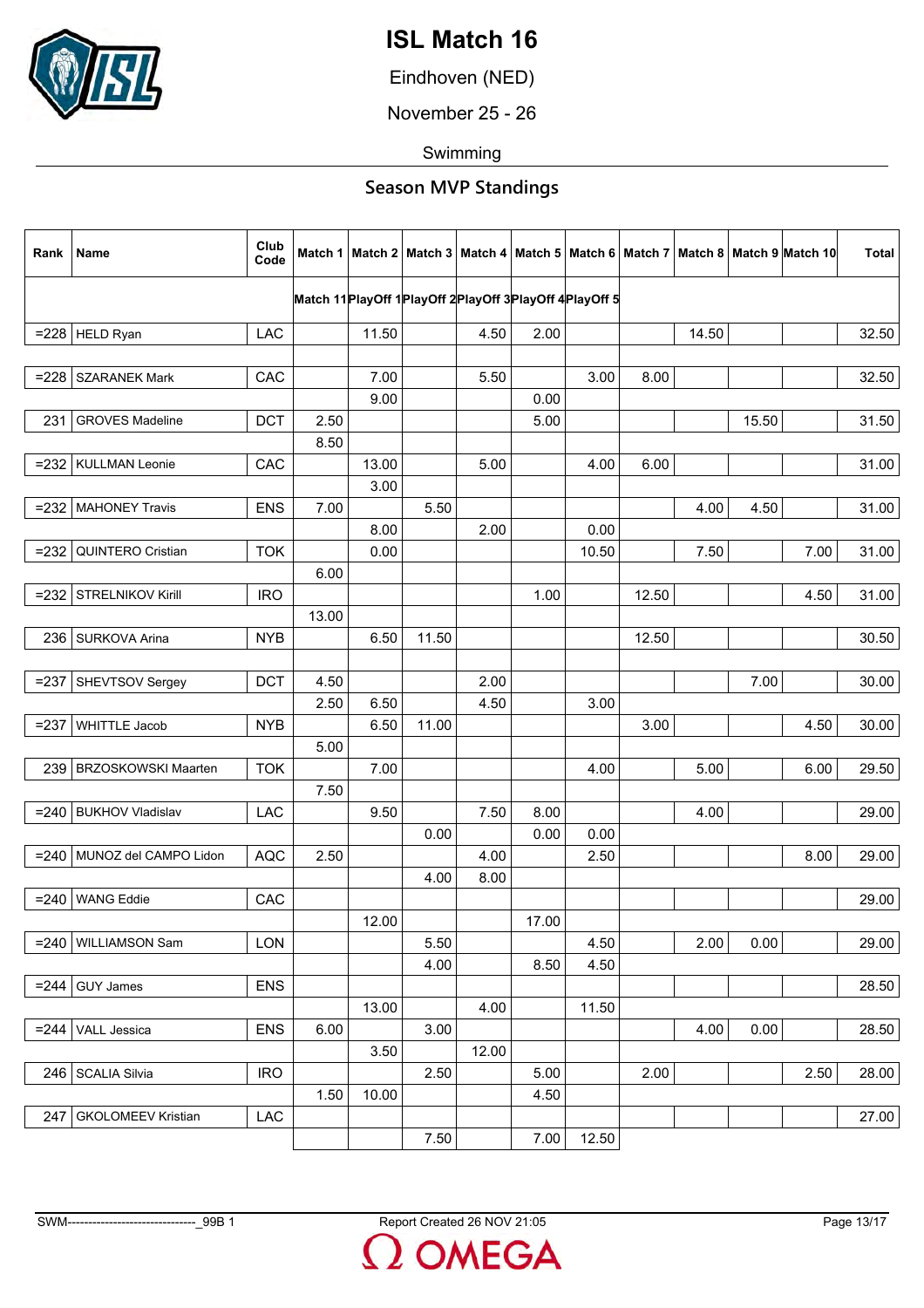# ISL Match 16

Eindhoven (NED)

November 25 - 26

Swimming

## Season MVP Standings

| Rank | Name | Club Code | Match 1 / Match 11 | Match 2 / PlayOff 1 | Match 3 / PlayOff 2 | Match 4 / PlayOff 3 | Match 5 / PlayOff 4 | Match 6 / PlayOff 5 | Match 7 | Match 8 | Match 9 | Match 10 | Total |
|---|---|---|---|---|---|---|---|---|---|---|---|---|---|
| =228 | HELD Ryan | LAC | | 11.50 | | 4.50 | 2.00 | | | 14.50 | | | 32.50 |
| | | | | | | | | | | | | | |
| =228 | SZARANEK Mark | CAC | | 7.00 | | 5.50 | | 3.00 | 8.00 | | | | 32.50 |
| | | | | 9.00 | | | 0.00 | | | | | | |
| 231 | GROVES Madeline | DCT | 2.50 | | | | 5.00 | | | | 15.50 | | 31.50 |
| | | | 8.50 | | | | | | | | | | |
| =232 | KULLMAN Leonie | CAC | | 13.00 | | 5.00 | | 4.00 | 6.00 | | | | 31.00 |
| | | | | 3.00 | | | | | | | | | |
| =232 | MAHONEY Travis | ENS | 7.00 | | 5.50 | | | | | 4.00 | 4.50 | | 31.00 |
| | | | | 8.00 | | 2.00 | | 0.00 | | | | | |
| =232 | QUINTERO Cristian | TOK | | 0.00 | | | | 10.50 | | 7.50 | | 7.00 | 31.00 |
| | | | 6.00 | | | | | | | | | | |
| =232 | STRELNIKOV Kirill | IRO | | | | | 1.00 | | 12.50 | | | 4.50 | 31.00 |
| | | | 13.00 | | | | | | | | | | |
| 236 | SURKOVA Arina | NYB | | 6.50 | 11.50 | | | | 12.50 | | | | 30.50 |
| | | | | | | | | | | | | | |
| =237 | SHEVTSOV Sergey | DCT | 4.50 | | | 2.00 | | | | | 7.00 | | 30.00 |
| | | | 2.50 | 6.50 | | 4.50 | | 3.00 | | | | | |
| =237 | WHITTLE Jacob | NYB | | 6.50 | 11.00 | | | | 3.00 | | | 4.50 | 30.00 |
| | | | 5.00 | | | | | | | | | | |
| 239 | BRZOSKOWSKI Maarten | TOK | | 7.00 | | | | 4.00 | | 5.00 | | 6.00 | 29.50 |
| | | | 7.50 | | | | | | | | | | |
| =240 | BUKHOV Vladislav | LAC | | 9.50 | | 7.50 | 8.00 | | | 4.00 | | | 29.00 |
| | | | | | 0.00 | | 0.00 | 0.00 | | | | | |
| =240 | MUNOZ del CAMPO Lidon | AQC | 2.50 | | | 4.00 | | 2.50 | | | | 8.00 | 29.00 |
| | | | | | 4.00 | 8.00 | | | | | | | |
| =240 | WANG Eddie | CAC | | | | | | | | | | | 29.00 |
| | | | | 12.00 | | | 17.00 | | | | | | |
| =240 | WILLIAMSON Sam | LON | | | 5.50 | | | 4.50 | | 2.00 | 0.00 | | 29.00 |
| | | | | | 4.00 | | 8.50 | 4.50 | | | | | |
| =244 | GUY James | ENS | | | | | | | | | | | 28.50 |
| | | | | 13.00 | | 4.00 | | 11.50 | | | | | |
| =244 | VALL Jessica | ENS | 6.00 | | 3.00 | | | | | 4.00 | 0.00 | | 28.50 |
| | | | | 3.50 | | 12.00 | | | | | | | |
| 246 | SCALIA Silvia | IRO | | | 2.50 | | 5.00 | | 2.00 | | | 2.50 | 28.00 |
| | | | 1.50 | 10.00 | | | 4.50 | | | | | | |
| 247 | GKOLOMEEV Kristian | LAC | | | | | | | | | | | 27.00 |
| | | | | | 7.50 | | 7.00 | 12.50 | | | | | |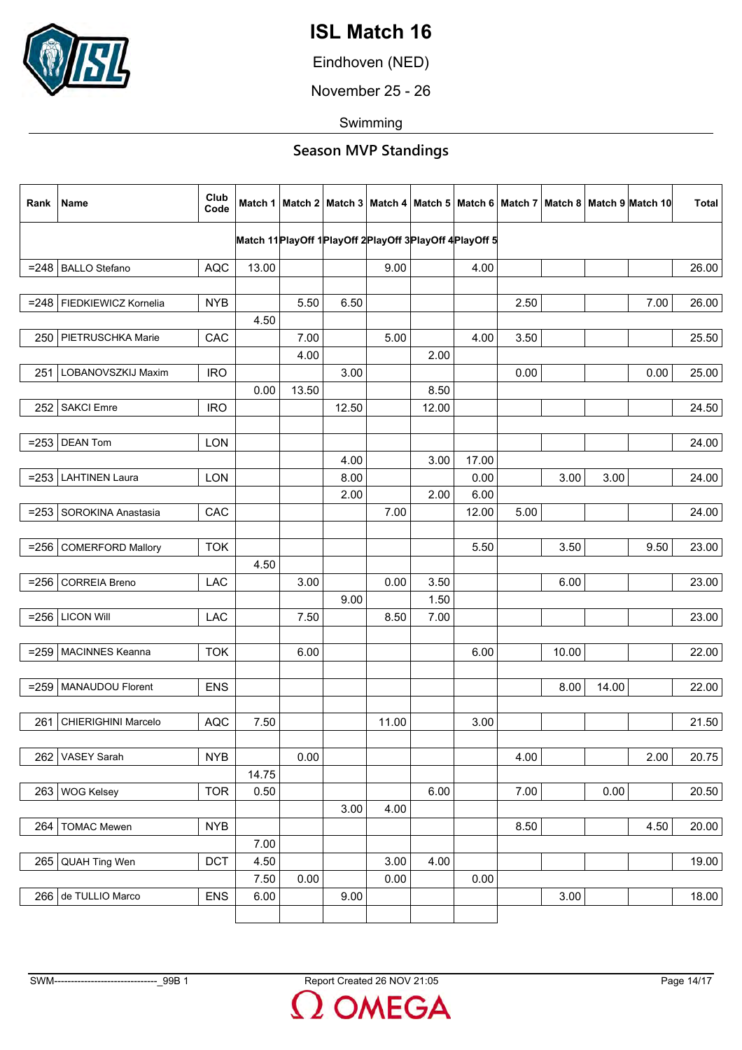# ISL Match 16

Eindhoven (NED)

November 25 - 26

Swimming

## Season MVP Standings

| Rank | Name | Club Code | Match 1 / Match 11 | Match 2 / PlayOff 1 | Match 3 / PlayOff 2 | Match 4 / PlayOff 3 | Match 5 / PlayOff 4 | Match 6 / PlayOff 5 | Match 7 | Match 8 | Match 9 | Match 10 | Total |
|---|---|---|---|---|---|---|---|---|---|---|---|---|---|
| =248 | BALLO Stefano | AQC | 13.00 | | | 9.00 | | 4.00 | | | | | 26.00 |
| | | | | | | | | | | | | | |
| =248 | FIEDKIEWICZ Kornelia | NYB | | 5.50 | 6.50 | | | | 2.50 | | | 7.00 | 26.00 |
| | | | 4.50 | | | | | | | | | | |
| 250 | PIETRUSCHKA Marie | CAC | | 7.00 | | 5.00 | | 4.00 | 3.50 | | | | 25.50 |
| | | | | 4.00 | | | 2.00 | | | | | | |
| 251 | LOBANOVSZKIJ Maxim | IRO | | | 3.00 | | | | 0.00 | | | 0.00 | 25.00 |
| | | | 0.00 | 13.50 | | | 8.50 | | | | | | |
| 252 | SAKCI Emre | IRO | | | 12.50 | | 12.00 | | | | | | 24.50 |
| | | | | | | | | | | | | | |
| =253 | DEAN Tom | LON | | | | | | | | | | | 24.00 |
| | | | | | 4.00 | | 3.00 | 17.00 | | | | | |
| =253 | LAHTINEN Laura | LON | | | 8.00 | | | 0.00 | | 3.00 | 3.00 | | 24.00 |
| | | | | | 2.00 | | 2.00 | 6.00 | | | | | |
| =253 | SOROKINA Anastasia | CAC | | | | 7.00 | | 12.00 | 5.00 | | | | 24.00 |
| | | | | | | | | | | | | | |
| =256 | COMERFORD Mallory | TOK | | | | | | 5.50 | | 3.50 | | 9.50 | 23.00 |
| | | | 4.50 | | | | | | | | | | |
| =256 | CORREIA Breno | LAC | | 3.00 | | 0.00 | 3.50 | | | 6.00 | | | 23.00 |
| | | | | | 9.00 | | 1.50 | | | | | | |
| =256 | LICON Will | LAC | | 7.50 | | 8.50 | 7.00 | | | | | | 23.00 |
| | | | | | | | | | | | | | |
| =259 | MACINNES Keanna | TOK | | 6.00 | | | | 6.00 | | 10.00 | | | 22.00 |
| | | | | | | | | | | | | | |
| =259 | MANAUDOU Florent | ENS | | | | | | | | 8.00 | 14.00 | | 22.00 |
| | | | | | | | | | | | | | |
| 261 | CHIERIGHINI Marcelo | AQC | 7.50 | | | 11.00 | | 3.00 | | | | | 21.50 |
| | | | | | | | | | | | | | |
| 262 | VASEY Sarah | NYB | | 0.00 | | | | | 4.00 | | | 2.00 | 20.75 |
| | | | 14.75 | | | | | | | | | | |
| 263 | WOG Kelsey | TOR | 0.50 | | | | 6.00 | | 7.00 | | 0.00 | | 20.50 |
| | | | | | 3.00 | 4.00 | | | | | | | |
| 264 | TOMAC Mewen | NYB | | | | | | | 8.50 | | | 4.50 | 20.00 |
| | | | 7.00 | | | | | | | | | | |
| 265 | QUAH Ting Wen | DCT | 4.50 | | | 3.00 | 4.00 | | | | | | 19.00 |
| | | | 7.50 | 0.00 | | 0.00 | | 0.00 | | | | | |
| 266 | de TULLIO Marco | ENS | 6.00 | | 9.00 | | | | | 3.00 | | | 18.00 |
| | | | | | | | | | | | | | |

SWM-------------------------------_99B 1 Report Created 26 NOV 21:05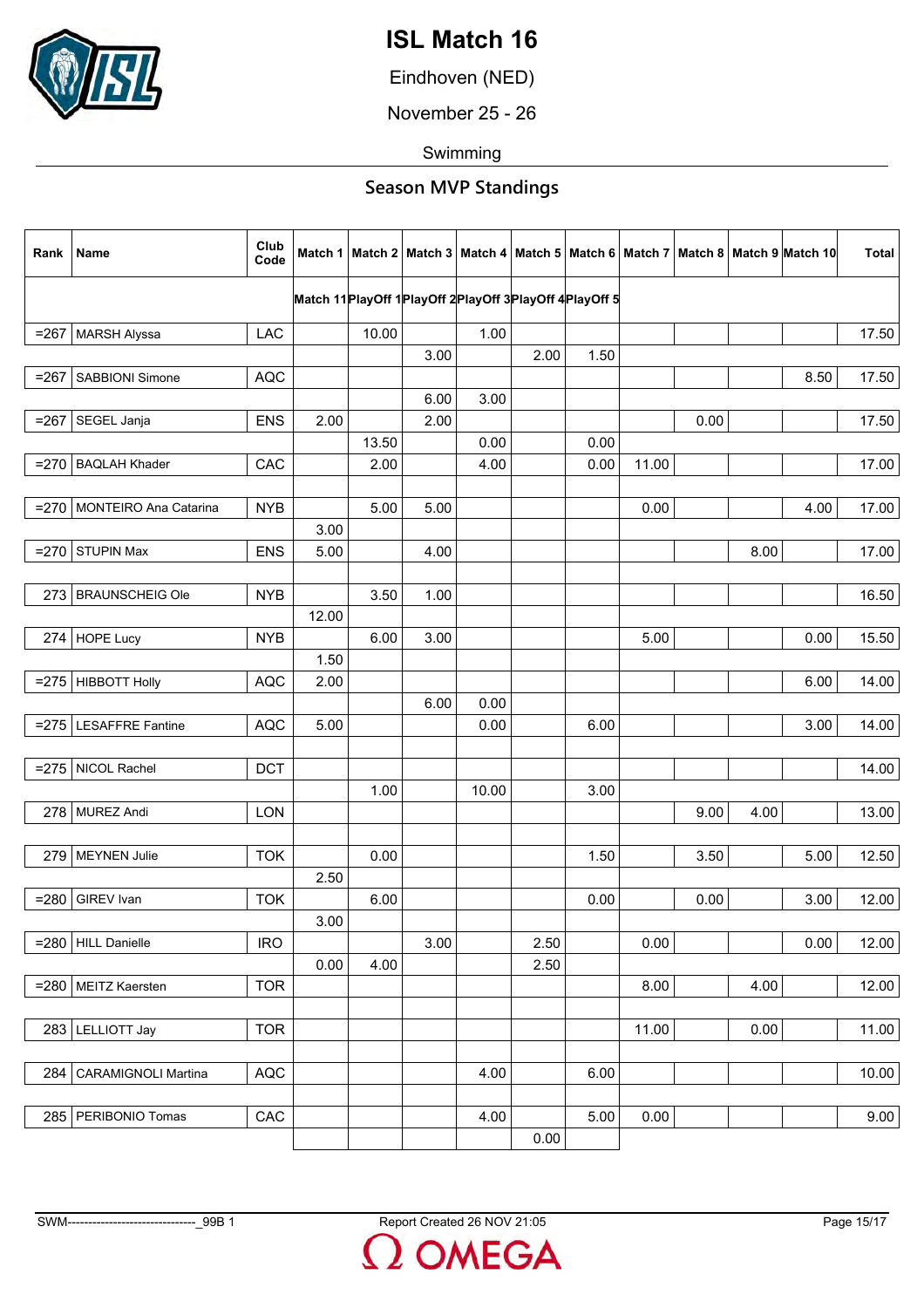# ISL Match 16

Eindhoven (NED)

November 25 - 26

Swimming

## Season MVP Standings

| Rank | Name | Club Code | Match 1 | Match 2 | Match 3 | Match 4 | Match 5 | Match 6 | Match 7 | Match 8 | Match 9 | Match 10 | Total |
|---|---|---|---|---|---|---|---|---|---|---|---|---|---|
| | | | Match 11 | PlayOff 1 | PlayOff 2 | PlayOff 3 | PlayOff 4 | PlayOff 5 | | | | | |
| =267 | MARSH Alyssa | LAC | | 10.00 | | 1.00 | | | | | | | 17.50 |
| | | | | | 3.00 | | 2.00 | 1.50 | | | | | |
| =267 | SABBIONI Simone | AQC | | | | | | | | | | 8.50 | 17.50 |
| | | | | | 6.00 | 3.00 | | | | | | | |
| =267 | SEGEL Janja | ENS | 2.00 | | 2.00 | | | | | 0.00 | | | 17.50 |
| | | | | 13.50 | | 0.00 | | 0.00 | | | | | |
| =270 | BAQLAH Khader | CAC | | 2.00 | | 4.00 | | 0.00 | 11.00 | | | | 17.00 |
| | | | | | | | | | | | | | |
| =270 | MONTEIRO Ana Catarina | NYB | | 5.00 | 5.00 | | | | 0.00 | | | 4.00 | 17.00 |
| | | | 3.00 | | | | | | | | | | |
| =270 | STUPIN Max | ENS | 5.00 | | 4.00 | | | | | | 8.00 | | 17.00 |
| | | | | | | | | | | | | | |
| 273 | BRAUNSCHEIG Ole | NYB | | 3.50 | 1.00 | | | | | | | | 16.50 |
| | | | 12.00 | | | | | | | | | | |
| 274 | HOPE Lucy | NYB | | 6.00 | 3.00 | | | | 5.00 | | | 0.00 | 15.50 |
| | | | 1.50 | | | | | | | | | | |
| =275 | HIBBOTT Holly | AQC | 2.00 | | | | | | | | | 6.00 | 14.00 |
| | | | | | 6.00 | 0.00 | | | | | | | |
| =275 | LESAFFRE Fantine | AQC | 5.00 | | | 0.00 | | 6.00 | | | | 3.00 | 14.00 |
| | | | | | | | | | | | | | |
| =275 | NICOL Rachel | DCT | | | | | | | | | | | 14.00 |
| | | | | 1.00 | | 10.00 | | 3.00 | | | | | |
| 278 | MUREZ Andi | LON | | | | | | | | 9.00 | 4.00 | | 13.00 |
| | | | | | | | | | | | | | |
| 279 | MEYNEN Julie | TOK | | 0.00 | | | | 1.50 | | 3.50 | | 5.00 | 12.50 |
| | | | 2.50 | | | | | | | | | | |
| =280 | GIREV Ivan | TOK | | 6.00 | | | | 0.00 | | 0.00 | | 3.00 | 12.00 |
| | | | 3.00 | | | | | | | | | | |
| =280 | HILL Danielle | IRO | | | 3.00 | | 2.50 | | 0.00 | | | 0.00 | 12.00 |
| | | | 0.00 | 4.00 | | | 2.50 | | | | | | |
| =280 | MEITZ Kaersten | TOR | | | | | | | 8.00 | | 4.00 | | 12.00 |
| | | | | | | | | | | | | | |
| 283 | LELLIOTT Jay | TOR | | | | | | | 11.00 | | 0.00 | | 11.00 |
| | | | | | | | | | | | | | |
| 284 | CARAMIGNOLI Martina | AQC | | | | 4.00 | | 6.00 | | | | | 10.00 |
| | | | | | | | | | | | | | |
| 285 | PERIBONIO Tomas | CAC | | | | 4.00 | | 5.00 | 0.00 | | | | 9.00 |
| | | | | | | | 0.00 | | | | | | |

SWM-------------------------------_99B 1 Report Created 26 NOV 21:05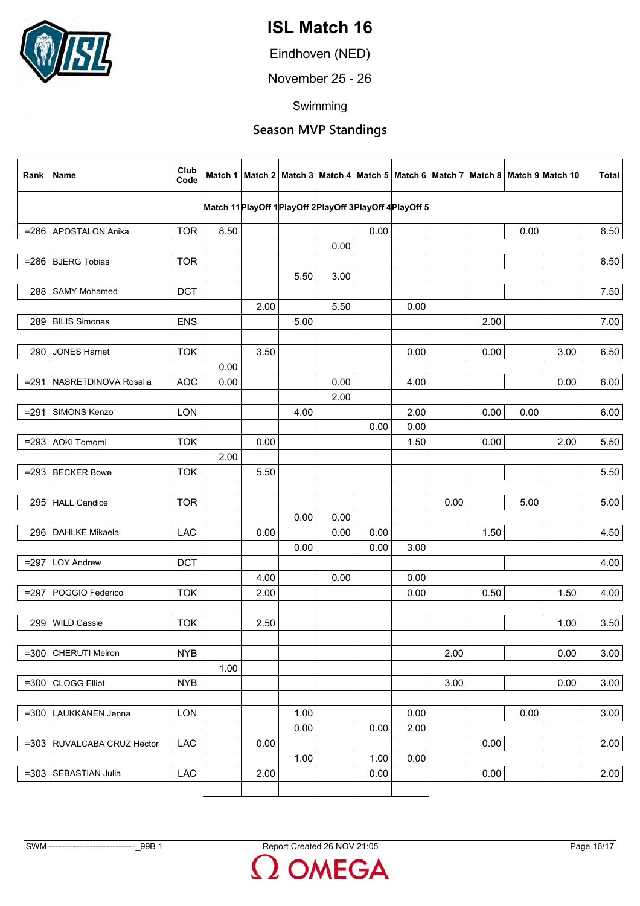# ISL Match 16

Eindhoven (NED)

November 25 - 26

Swimming

## Season MVP Standings

| Rank | Name | Club Code | Match 1 / Match 11 | Match 2 / PlayOff 1 | Match 3 / PlayOff 2 | Match 4 / PlayOff 3 | Match 5 / PlayOff 4 | Match 6 / PlayOff 5 | Match 7 | Match 8 | Match 9 | Match 10 | Total |
|---|---|---|---|---|---|---|---|---|---|---|---|---|---|
| =286 | APOSTALON Anika | TOR | 8.50 | | | | 0.00 | | | | 0.00 | | 8.50 |
| | | | | | | 0.00 | | | | | | | |
| =286 | BJERG Tobias | TOR | | | | | | | | | | | 8.50 |
| | | | | | 5.50 | 3.00 | | | | | | | |
| 288 | SAMY Mohamed | DCT | | | | | | | | | | | 7.50 |
| | | | | 2.00 | | 5.50 | | 0.00 | | | | | |
| 289 | BILIS Simonas | ENS | | | 5.00 | | | | | 2.00 | | | 7.00 |
| | | | | | | | | | | | | | |
| 290 | JONES Harriet | TOK | | 3.50 | | | | 0.00 | | 0.00 | | 3.00 | 6.50 |
| | | | 0.00 | | | | | | | | | | |
| =291 | NASRETDINOVA Rosalia | AQC | 0.00 | | | 0.00 | | 4.00 | | | | 0.00 | 6.00 |
| | | | | | | 2.00 | | | | | | | |
| =291 | SIMONS Kenzo | LON | | | 4.00 | | | 2.00 | | 0.00 | 0.00 | | 6.00 |
| | | | | | | | 0.00 | 0.00 | | | | | |
| =293 | AOKI Tomomi | TOK | | 0.00 | | | | 1.50 | | 0.00 | | 2.00 | 5.50 |
| | | | 2.00 | | | | | | | | | | |
| =293 | BECKER Bowe | TOK | | 5.50 | | | | | | | | | 5.50 |
| | | | | | | | | | | | | | |
| 295 | HALL Candice | TOR | | | | | | | 0.00 | | 5.00 | | 5.00 |
| | | | | | 0.00 | 0.00 | | | | | | | |
| 296 | DAHLKE Mikaela | LAC | | 0.00 | | 0.00 | 0.00 | | | 1.50 | | | 4.50 |
| | | | | | 0.00 | | 0.00 | 3.00 | | | | | |
| =297 | LOY Andrew | DCT | | | | | | | | | | | 4.00 |
| | | | | 4.00 | | 0.00 | | 0.00 | | | | | |
| =297 | POGGIO Federico | TOK | | 2.00 | | | | 0.00 | | 0.50 | | 1.50 | 4.00 |
| | | | | | | | | | | | | | |
| 299 | WILD Cassie | TOK | | 2.50 | | | | | | | | 1.00 | 3.50 |
| | | | | | | | | | | | | | |
| =300 | CHERUTI Meiron | NYB | | | | | | | 2.00 | | | 0.00 | 3.00 |
| | | | 1.00 | | | | | | | | | | |
| =300 | CLOGG Elliot | NYB | | | | | | | 3.00 | | | 0.00 | 3.00 |
| | | | | | | | | | | | | | |
| =300 | LAUKKANEN Jenna | LON | | | 1.00 | | | 0.00 | | | 0.00 | | 3.00 |
| | | | | | 0.00 | | 0.00 | 2.00 | | | | | |
| =303 | RUVALCABA CRUZ Hector | LAC | | 0.00 | | | | | | 0.00 | | | 2.00 |
| | | | | | 1.00 | | 1.00 | 0.00 | | | | | |
| =303 | SEBASTIAN Julia | LAC | | 2.00 | | | 0.00 | | | 0.00 | | | 2.00 |
| | | | | | | | | | | | | | |

SWM-------------------------------_99B 1 Report Created 26 NOV 21:05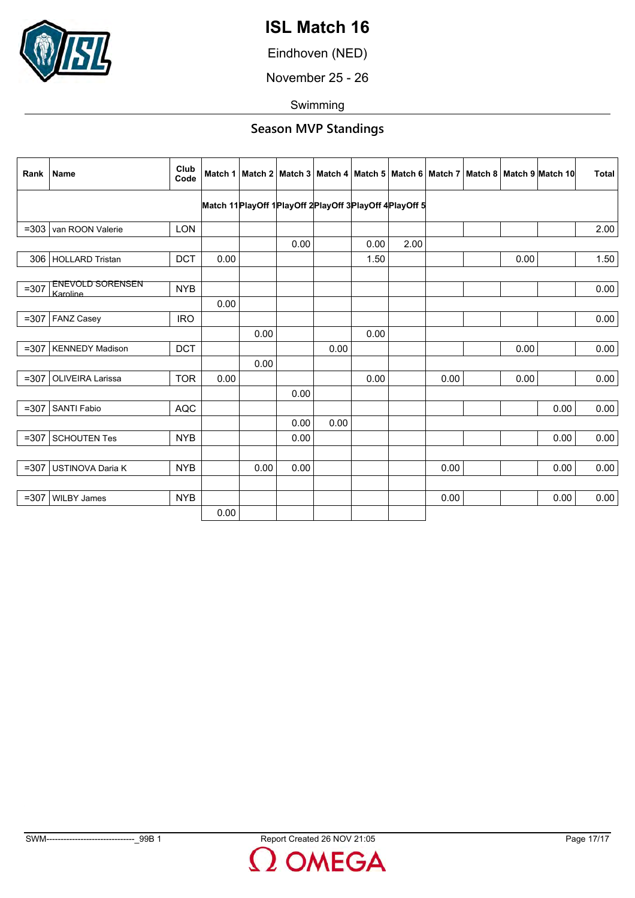# ISL Match 16

Eindhoven (NED)

November 25 - 26

Swimming

## Season MVP Standings

| Rank | Name | Club Code | Match 1 / Match 11 | Match 2 / PlayOff 1 | Match 3 / PlayOff 2 | Match 4 / PlayOff 3 | Match 5 / PlayOff 4 | Match 6 / PlayOff 5 | Match 7 | Match 8 | Match 9 | Match 10 | Total |
|---|---|---|---|---|---|---|---|---|---|---|---|---|---|
| =303 | van ROON Valerie | LON | | | | | | | | | | | 2.00 |
| | | | | | 0.00 | | 0.00 | 2.00 | | | | | |
| 306 | HOLLARD Tristan | DCT | 0.00 | | | | 1.50 | | | | 0.00 | | 1.50 |
| | | | | | | | | | | | | | |
| =307 | ENEVOLD SORENSEN Karoline | NYB | | | | | | | | | | | 0.00 |
| | | | 0.00 | | | | | | | | | | |
| =307 | FANZ Casey | IRO | | | | | | | | | | | 0.00 |
| | | | | 0.00 | | | 0.00 | | | | | | |
| =307 | KENNEDY Madison | DCT | | | | 0.00 | | | | | 0.00 | | 0.00 |
| | | | | 0.00 | | | | | | | | | |
| =307 | OLIVEIRA Larissa | TOR | 0.00 | | | | 0.00 | | 0.00 | | 0.00 | | 0.00 |
| | | | | | 0.00 | | | | | | | | |
| =307 | SANTI Fabio | AQC | | | | | | | | | | 0.00 | 0.00 |
| | | | | | 0.00 | 0.00 | | | | | | | |
| =307 | SCHOUTEN Tes | NYB | | | 0.00 | | | | | | | 0.00 | 0.00 |
| | | | | | | | | | | | | | |
| =307 | USTINOVA Daria K | NYB | | 0.00 | 0.00 | | | | 0.00 | | | 0.00 | 0.00 |
| | | | | | | | | | | | | | |
| =307 | WILBY James | NYB | | | | | | | 0.00 | | | 0.00 | 0.00 |
| | | | 0.00 | | | | | | | | | | |